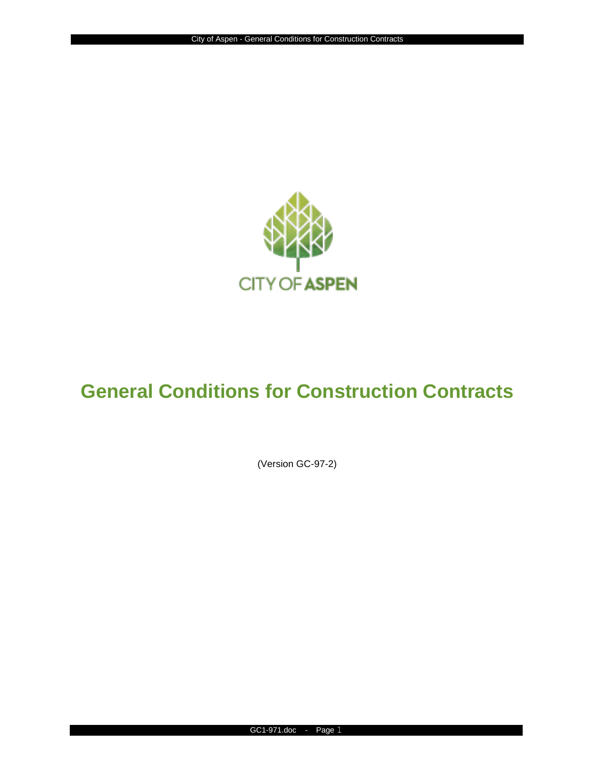CITY OF ASPEN

# General Conditions for Construction Contracts

(Version GC-97-2)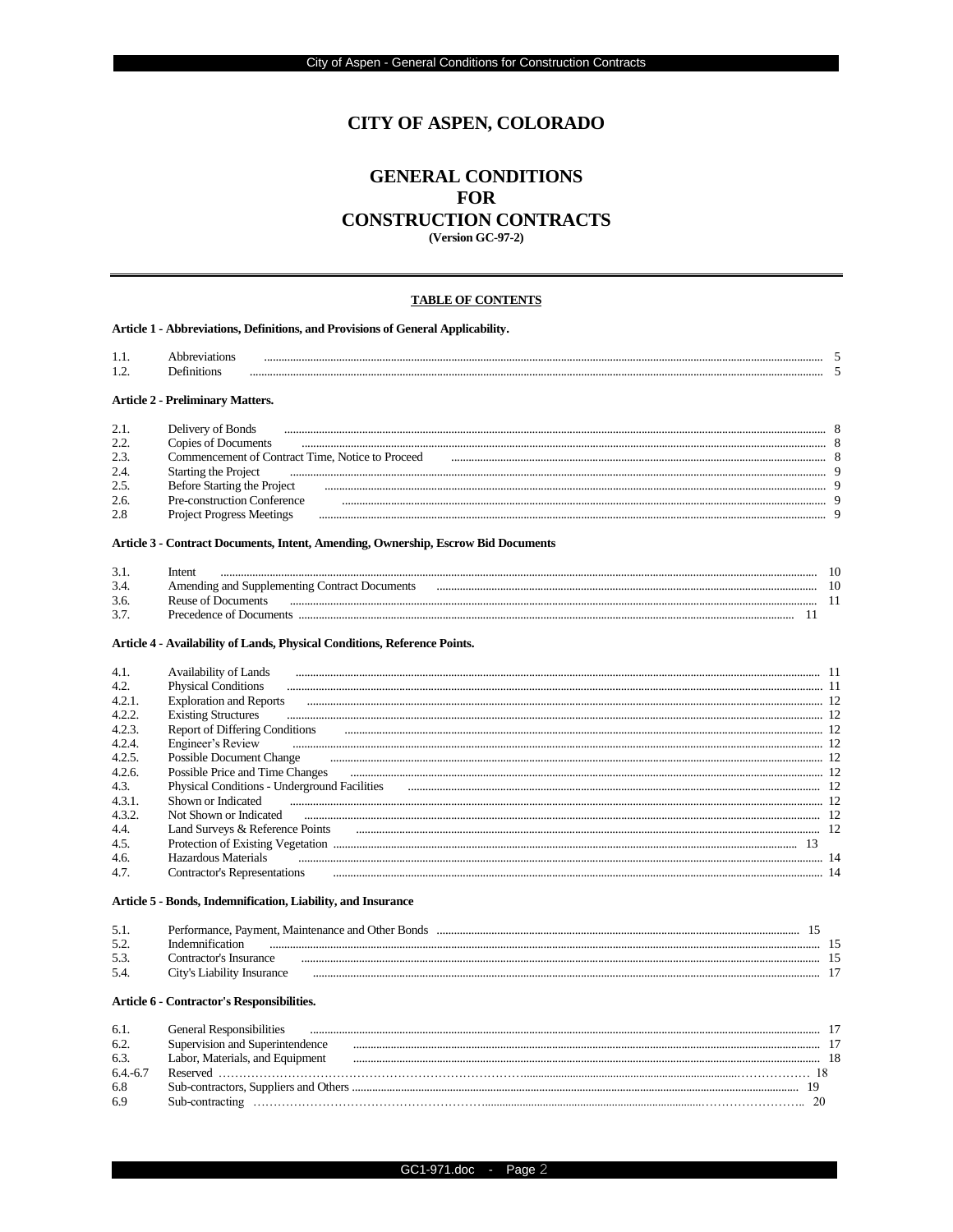# CITY OF ASPEN, COLORADO

# GENERAL CONDITIONS
# FOR
# CONSTRUCTION CONTRACTS

**(Version GC-97-2)**

---

**TABLE OF CONTENTS**

**Article 1 - Abbreviations, Definitions, and Provisions of General Applicability.**

| | | |
|---|---|---|
| 1.1. | Abbreviations | 5 |
| 1.2. | Definitions | 5 |

**Article 2 - Preliminary Matters.**

| | | |
|---|---|---|
| 2.1. | Delivery of Bonds | 8 |
| 2.2. | Copies of Documents | 8 |
| 2.3. | Commencement of Contract Time, Notice to Proceed | 8 |
| 2.4. | Starting the Project | 9 |
| 2.5. | Before Starting the Project | 9 |
| 2.6. | Pre-construction Conference | 9 |
| 2.8 | Project Progress Meetings | 9 |

**Article 3 - Contract Documents, Intent, Amending, Ownership, Escrow Bid Documents**

| | | |
|---|---|---|
| 3.1. | Intent | 10 |
| 3.4. | Amending and Supplementing Contract Documents | 10 |
| 3.6. | Reuse of Documents | 11 |
| 3.7. | Precedence of Documents | 11 |

**Article 4 - Availability of Lands, Physical Conditions, Reference Points.**

| | | |
|---|---|---|
| 4.1. | Availability of Lands | 11 |
| 4.2. | Physical Conditions | 11 |
| 4.2.1. | Exploration and Reports | 12 |
| 4.2.2. | Existing Structures | 12 |
| 4.2.3. | Report of Differing Conditions | 12 |
| 4.2.4. | Engineer's Review | 12 |
| 4.2.5. | Possible Document Change | 12 |
| 4.2.6. | Possible Price and Time Changes | 12 |
| 4.3. | Physical Conditions - Underground Facilities | 12 |
| 4.3.1. | Shown or Indicated | 12 |
| 4.3.2. | Not Shown or Indicated | 12 |
| 4.4. | Land Surveys & Reference Points | 12 |
| 4.5. | Protection of Existing Vegetation | 13 |
| 4.6. | Hazardous Materials | 14 |
| 4.7. | Contractor's Representations | 14 |

**Article 5 - Bonds, Indemnification, Liability, and Insurance**

| | | |
|---|---|---|
| 5.1. | Performance, Payment, Maintenance and Other Bonds | 15 |
| 5.2. | Indemnification | 15 |
| 5.3. | Contractor's Insurance | 15 |
| 5.4. | City's Liability Insurance | 17 |

**Article 6 - Contractor's Responsibilities.**

| | | |
|---|---|---|
| 6.1. | General Responsibilities | 17 |
| 6.2. | Supervision and Superintendence | 17 |
| 6.3. | Labor, Materials, and Equipment | 18 |
| 6.4.-6.7 | Reserved | 18 |
| 6.8 | Sub-contractors, Suppliers and Others | 19 |
| 6.9 | Sub-contracting | 20 |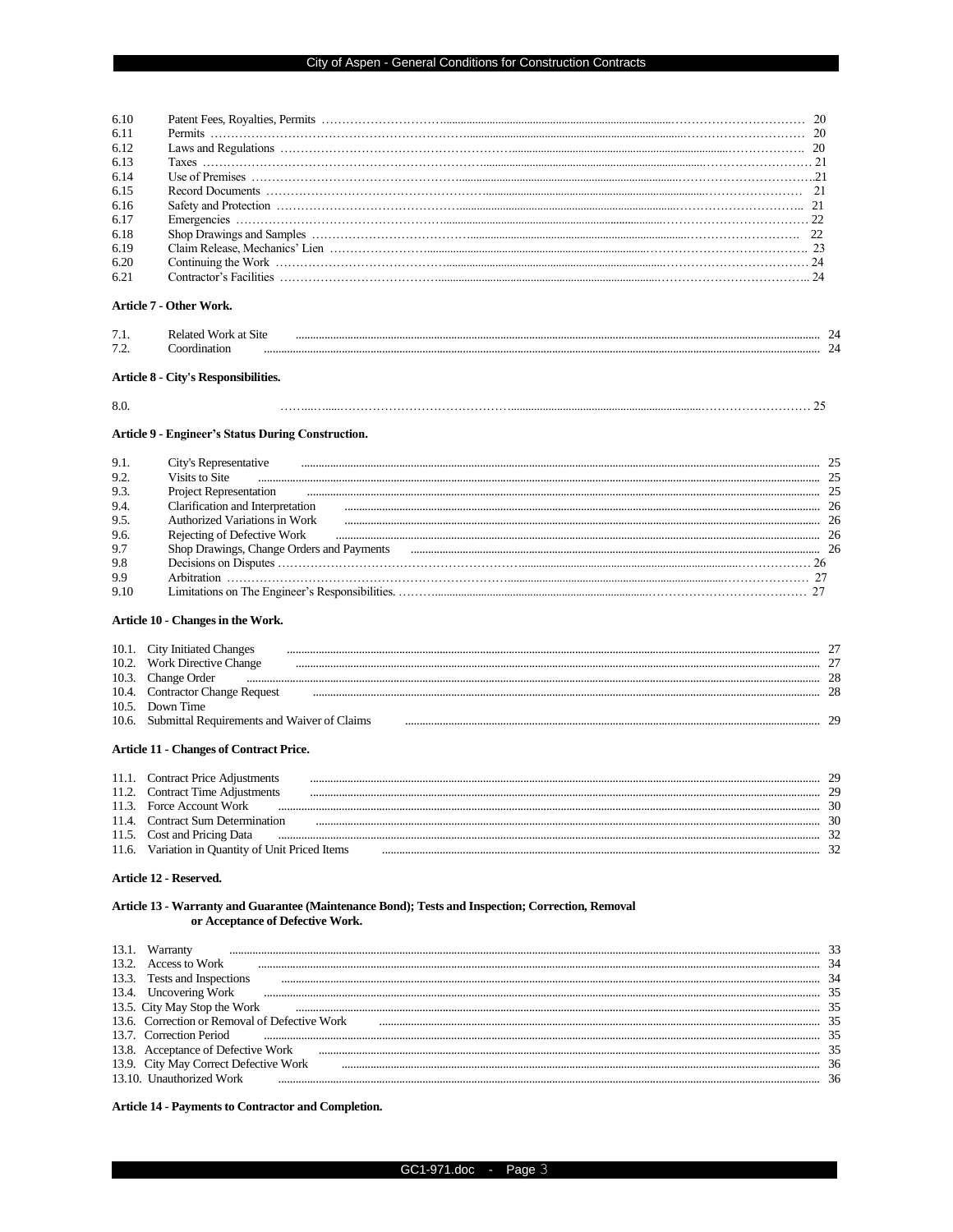| | | |
|---|---|---|
| 6.10 | Patent Fees, Royalties, Permits | 20 |
| 6.11 | Permits | 20 |
| 6.12 | Laws and Regulations | 20 |
| 6.13 | Taxes | 21 |
| 6.14 | Use of Premises | 21 |
| 6.15 | Record Documents | 21 |
| 6.16 | Safety and Protection | 21 |
| 6.17 | Emergencies | 22 |
| 6.18 | Shop Drawings and Samples | 22 |
| 6.19 | Claim Release, Mechanics' Lien | 23 |
| 6.20 | Continuing the Work | 24 |
| 6.21 | Contractor's Facilities | 24 |

**Article 7 - Other Work.**

| | | |
|---|---|---|
| 7.1. | Related Work at Site | 24 |
| 7.2. | Coordination | 24 |

**Article 8 - City's Responsibilities.**

| | | |
|---|---|---|
| 8.0. | | 25 |

**Article 9 - Engineer's Status During Construction.**

| | | |
|---|---|---|
| 9.1. | City's Representative | 25 |
| 9.2. | Visits to Site | 25 |
| 9.3. | Project Representation | 25 |
| 9.4. | Clarification and Interpretation | 26 |
| 9.5. | Authorized Variations in Work | 26 |
| 9.6. | Rejecting of Defective Work | 26 |
| 9.7 | Shop Drawings, Change Orders and Payments | 26 |
| 9.8 | Decisions on Disputes | 26 |
| 9.9 | Arbitration | 27 |
| 9.10 | Limitations on The Engineer's Responsibilities. | 27 |

**Article 10 - Changes in the Work.**

| | | |
|---|---|---|
| 10.1. | City Initiated Changes | 27 |
| 10.2. | Work Directive Change | 27 |
| 10.3. | Change Order | 28 |
| 10.4. | Contractor Change Request | 28 |
| 10.5. | Down Time | |
| 10.6. | Submittal Requirements and Waiver of Claims | 29 |

**Article 11 - Changes of Contract Price.**

| | | |
|---|---|---|
| 11.1. | Contract Price Adjustments | 29 |
| 11.2. | Contract Time Adjustments | 29 |
| 11.3. | Force Account Work | 30 |
| 11.4. | Contract Sum Determination | 30 |
| 11.5. | Cost and Pricing Data | 32 |
| 11.6. | Variation in Quantity of Unit Priced Items | 32 |

**Article 12 - Reserved.**

**Article 13 - Warranty and Guarantee (Maintenance Bond); Tests and Inspection; Correction, Removal or Acceptance of Defective Work.**

| | | |
|---|---|---|
| 13.1. | Warranty | 33 |
| 13.2. | Access to Work | 34 |
| 13.3. | Tests and Inspections | 34 |
| 13.4. | Uncovering Work | 35 |
| 13.5. | City May Stop the Work | 35 |
| 13.6. | Correction or Removal of Defective Work | 35 |
| 13.7. | Correction Period | 35 |
| 13.8. | Acceptance of Defective Work | 35 |
| 13.9. | City May Correct Defective Work | 36 |
| 13.10. | Unauthorized Work | 36 |

**Article 14 - Payments to Contractor and Completion.**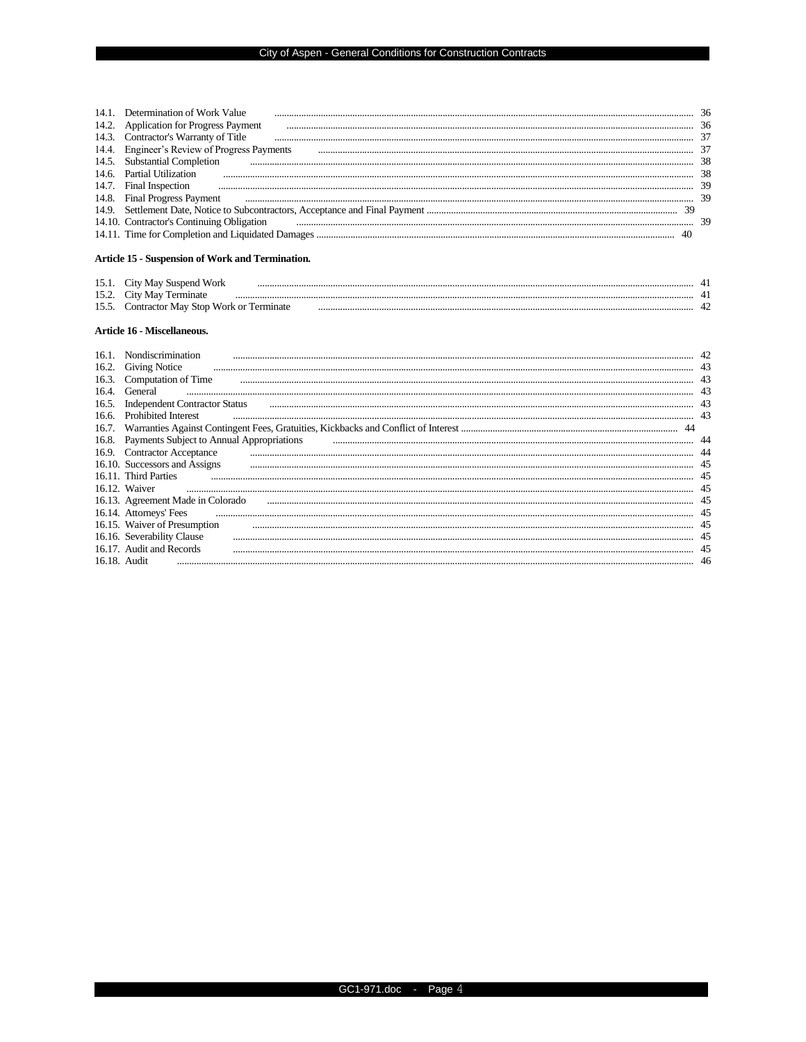14.1. Determination of Work Value ..... 36
14.2. Application for Progress Payment ..... 36
14.3. Contractor's Warranty of Title ..... 37
14.4. Engineer's Review of Progress Payments ..... 37
14.5. Substantial Completion ..... 38
14.6. Partial Utilization ..... 38
14.7. Final Inspection ..... 39
14.8. Final Progress Payment ..... 39
14.9. Settlement Date, Notice to Subcontractors, Acceptance and Final Payment ..... 39
14.10. Contractor's Continuing Obligation ..... 39
14.11. Time for Completion and Liquidated Damages ..... 40

**Article 15 - Suspension of Work and Termination.**

15.1. City May Suspend Work ..... 41
15.2. City May Terminate ..... 41
15.5. Contractor May Stop Work or Terminate ..... 42

**Article 16 - Miscellaneous.**

16.1. Nondiscrimination ..... 42
16.2. Giving Notice ..... 43
16.3. Computation of Time ..... 43
16.4. General ..... 43
16.5. Independent Contractor Status ..... 43
16.6. Prohibited Interest ..... 43
16.7. Warranties Against Contingent Fees, Gratuities, Kickbacks and Conflict of Interest ..... 44
16.8. Payments Subject to Annual Appropriations ..... 44
16.9. Contractor Acceptance ..... 44
16.10. Successors and Assigns ..... 45
16.11. Third Parties ..... 45
16.12. Waiver ..... 45
16.13. Agreement Made in Colorado ..... 45
16.14. Attorneys' Fees ..... 45
16.15. Waiver of Presumption ..... 45
16.16. Severability Clause ..... 45
16.17. Audit and Records ..... 45
16.18. Audit ..... 46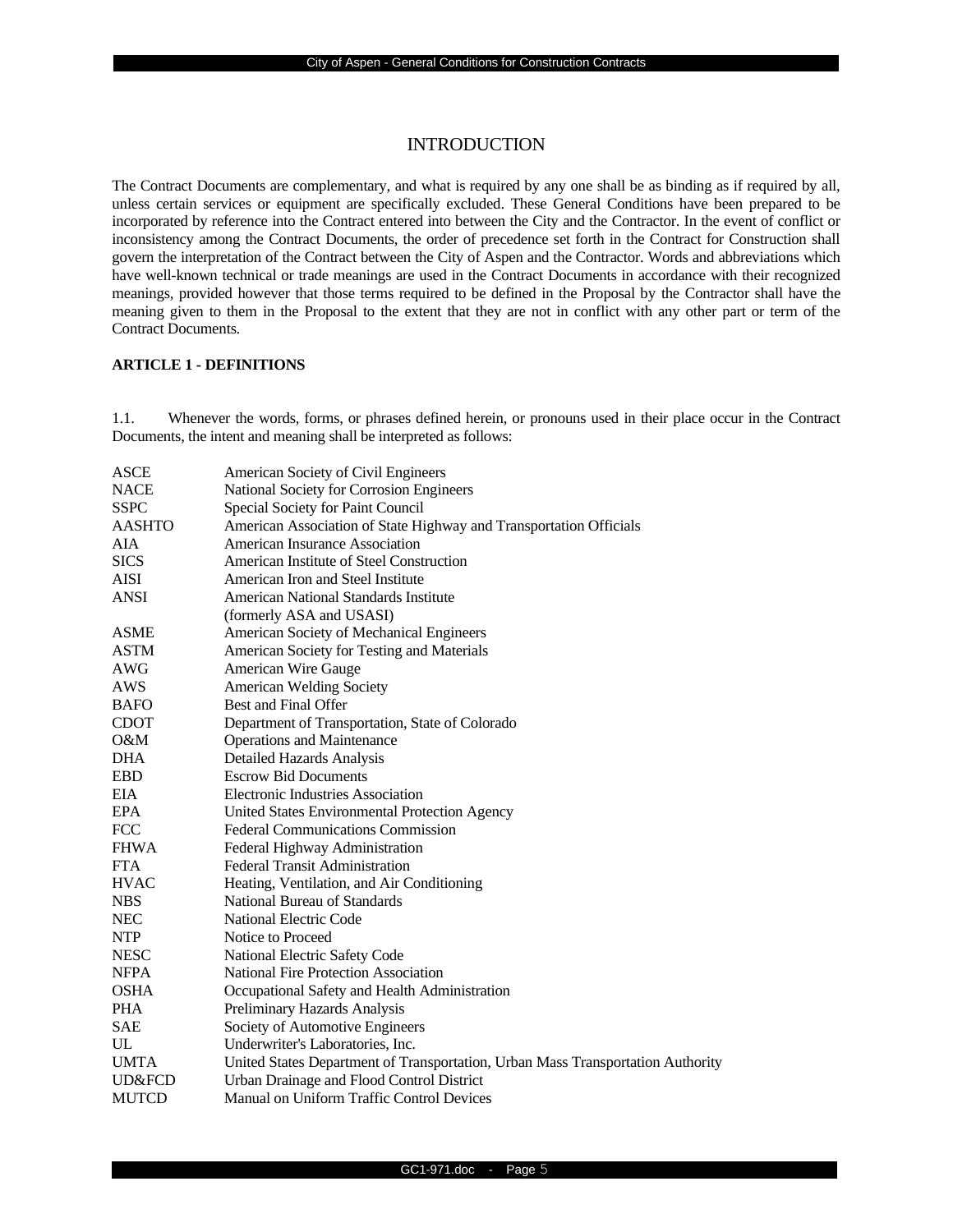# INTRODUCTION

The Contract Documents are complementary, and what is required by any one shall be as binding as if required by all, unless certain services or equipment are specifically excluded. These General Conditions have been prepared to be incorporated by reference into the Contract entered into between the City and the Contractor. In the event of conflict or inconsistency among the Contract Documents, the order of precedence set forth in the Contract for Construction shall govern the interpretation of the Contract between the City of Aspen and the Contractor. Words and abbreviations which have well-known technical or trade meanings are used in the Contract Documents in accordance with their recognized meanings, provided however that those terms required to be defined in the Proposal by the Contractor shall have the meaning given to them in the Proposal to the extent that they are not in conflict with any other part or term of the Contract Documents.

**ARTICLE 1 - DEFINITIONS**

1.1. Whenever the words, forms, or phrases defined herein, or pronouns used in their place occur in the Contract Documents, the intent and meaning shall be interpreted as follows:

| | |
|---|---|
| ASCE | American Society of Civil Engineers |
| NACE | National Society for Corrosion Engineers |
| SSPC | Special Society for Paint Council |
| AASHTO | American Association of State Highway and Transportation Officials |
| AIA | American Insurance Association |
| SICS | American Institute of Steel Construction |
| AISI | American Iron and Steel Institute |
| ANSI | American National Standards Institute (formerly ASA and USASI) |
| ASME | American Society of Mechanical Engineers |
| ASTM | American Society for Testing and Materials |
| AWG | American Wire Gauge |
| AWS | American Welding Society |
| BAFO | Best and Final Offer |
| CDOT | Department of Transportation, State of Colorado |
| O&M | Operations and Maintenance |
| DHA | Detailed Hazards Analysis |
| EBD | Escrow Bid Documents |
| EIA | Electronic Industries Association |
| EPA | United States Environmental Protection Agency |
| FCC | Federal Communications Commission |
| FHWA | Federal Highway Administration |
| FTA | Federal Transit Administration |
| HVAC | Heating, Ventilation, and Air Conditioning |
| NBS | National Bureau of Standards |
| NEC | National Electric Code |
| NTP | Notice to Proceed |
| NESC | National Electric Safety Code |
| NFPA | National Fire Protection Association |
| OSHA | Occupational Safety and Health Administration |
| PHA | Preliminary Hazards Analysis |
| SAE | Society of Automotive Engineers |
| UL | Underwriter's Laboratories, Inc. |
| UMTA | United States Department of Transportation, Urban Mass Transportation Authority |
| UD&FCD | Urban Drainage and Flood Control District |
| MUTCD | Manual on Uniform Traffic Control Devices |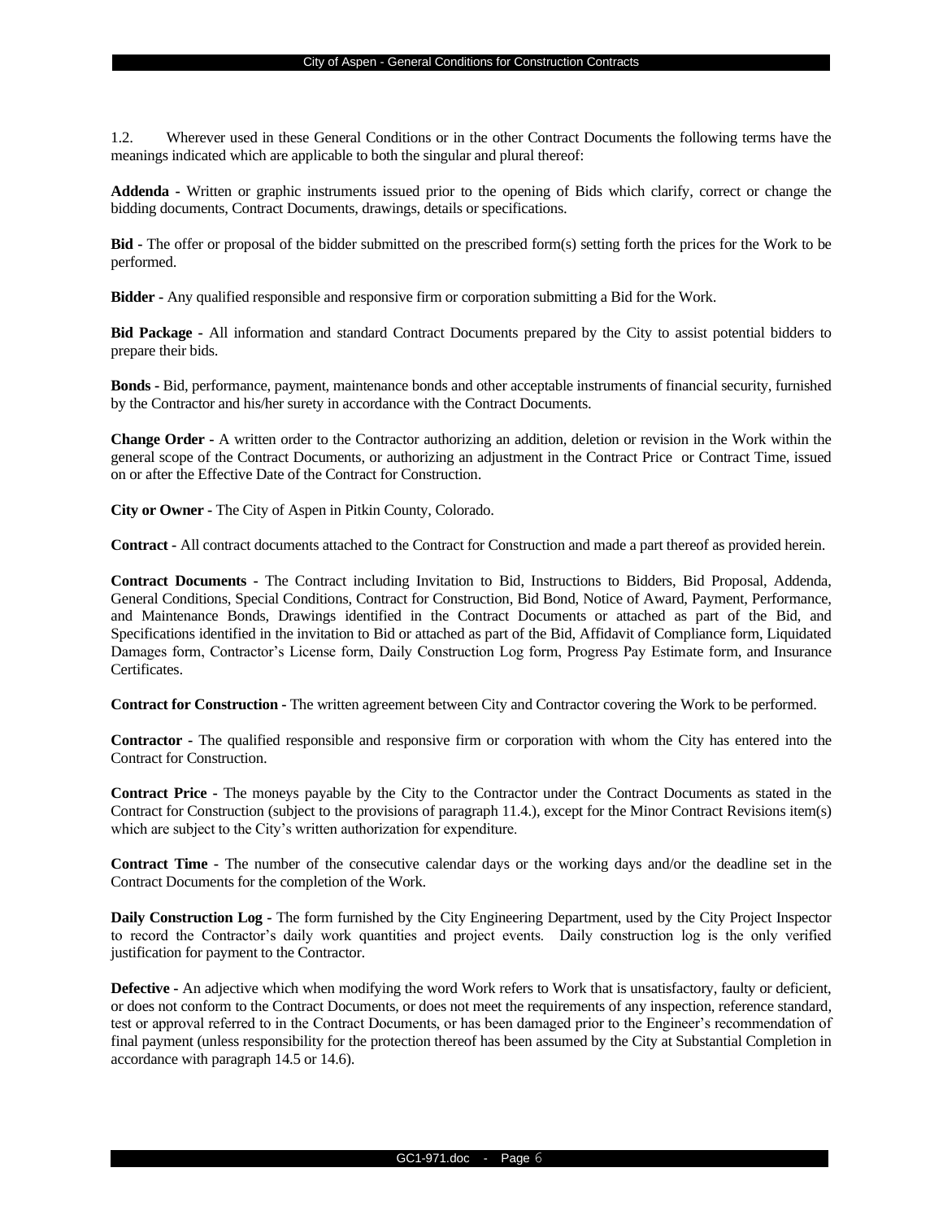1.2. Wherever used in these General Conditions or in the other Contract Documents the following terms have the meanings indicated which are applicable to both the singular and plural thereof:

**Addenda** - Written or graphic instruments issued prior to the opening of Bids which clarify, correct or change the bidding documents, Contract Documents, drawings, details or specifications.

**Bid** - The offer or proposal of the bidder submitted on the prescribed form(s) setting forth the prices for the Work to be performed.

**Bidder** - Any qualified responsible and responsive firm or corporation submitting a Bid for the Work.

**Bid Package** - All information and standard Contract Documents prepared by the City to assist potential bidders to prepare their bids.

**Bonds** - Bid, performance, payment, maintenance bonds and other acceptable instruments of financial security, furnished by the Contractor and his/her surety in accordance with the Contract Documents.

**Change Order** - A written order to the Contractor authorizing an addition, deletion or revision in the Work within the general scope of the Contract Documents, or authorizing an adjustment in the Contract Price or Contract Time, issued on or after the Effective Date of the Contract for Construction.

**City or Owner** - The City of Aspen in Pitkin County, Colorado.

**Contract** - All contract documents attached to the Contract for Construction and made a part thereof as provided herein.

**Contract Documents** - The Contract including Invitation to Bid, Instructions to Bidders, Bid Proposal, Addenda, General Conditions, Special Conditions, Contract for Construction, Bid Bond, Notice of Award, Payment, Performance, and Maintenance Bonds, Drawings identified in the Contract Documents or attached as part of the Bid, and Specifications identified in the invitation to Bid or attached as part of the Bid, Affidavit of Compliance form, Liquidated Damages form, Contractor's License form, Daily Construction Log form, Progress Pay Estimate form, and Insurance Certificates.

**Contract for Construction** - The written agreement between City and Contractor covering the Work to be performed.

**Contractor** - The qualified responsible and responsive firm or corporation with whom the City has entered into the Contract for Construction.

**Contract Price** - The moneys payable by the City to the Contractor under the Contract Documents as stated in the Contract for Construction (subject to the provisions of paragraph 11.4.), except for the Minor Contract Revisions item(s) which are subject to the City's written authorization for expenditure.

**Contract Time** - The number of the consecutive calendar days or the working days and/or the deadline set in the Contract Documents for the completion of the Work.

**Daily Construction Log** - The form furnished by the City Engineering Department, used by the City Project Inspector to record the Contractor's daily work quantities and project events. Daily construction log is the only verified justification for payment to the Contractor.

**Defective** - An adjective which when modifying the word Work refers to Work that is unsatisfactory, faulty or deficient, or does not conform to the Contract Documents, or does not meet the requirements of any inspection, reference standard, test or approval referred to in the Contract Documents, or has been damaged prior to the Engineer's recommendation of final payment (unless responsibility for the protection thereof has been assumed by the City at Substantial Completion in accordance with paragraph 14.5 or 14.6).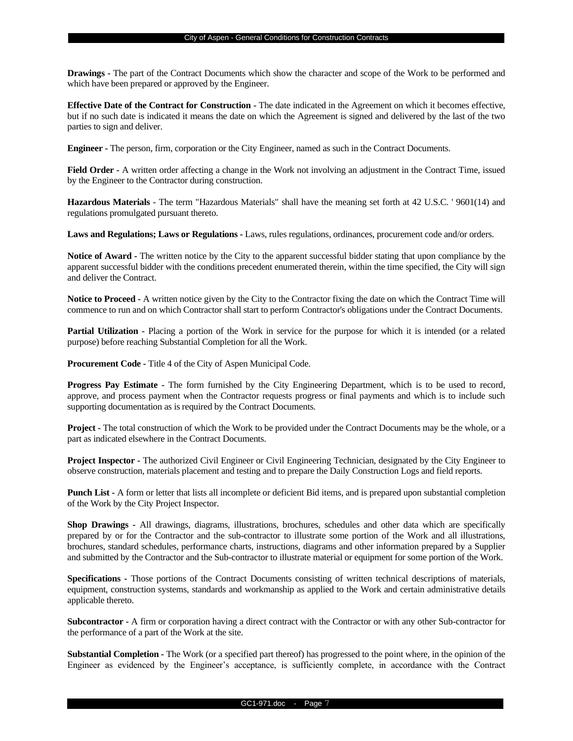**Drawings -** The part of the Contract Documents which show the character and scope of the Work to be performed and which have been prepared or approved by the Engineer.

**Effective Date of the Contract for Construction** - The date indicated in the Agreement on which it becomes effective, but if no such date is indicated it means the date on which the Agreement is signed and delivered by the last of the two parties to sign and deliver.

**Engineer -** The person, firm, corporation or the City Engineer, named as such in the Contract Documents.

**Field Order -** A written order affecting a change in the Work not involving an adjustment in the Contract Time, issued by the Engineer to the Contractor during construction.

**Hazardous Materials** - The term "Hazardous Materials" shall have the meaning set forth at 42 U.S.C. ' 9601(14) and regulations promulgated pursuant thereto.

**Laws and Regulations; Laws or Regulations -** Laws, rules regulations, ordinances, procurement code and/or orders.

**Notice of Award -** The written notice by the City to the apparent successful bidder stating that upon compliance by the apparent successful bidder with the conditions precedent enumerated therein, within the time specified, the City will sign and deliver the Contract.

**Notice to Proceed -** A written notice given by the City to the Contractor fixing the date on which the Contract Time will commence to run and on which Contractor shall start to perform Contractor's obligations under the Contract Documents.

**Partial Utilization -** Placing a portion of the Work in service for the purpose for which it is intended (or a related purpose) before reaching Substantial Completion for all the Work.

**Procurement Code -** Title 4 of the City of Aspen Municipal Code.

**Progress Pay Estimate -** The form furnished by the City Engineering Department, which is to be used to record, approve, and process payment when the Contractor requests progress or final payments and which is to include such supporting documentation as is required by the Contract Documents.

**Project -** The total construction of which the Work to be provided under the Contract Documents may be the whole, or a part as indicated elsewhere in the Contract Documents.

**Project Inspector -** The authorized Civil Engineer or Civil Engineering Technician, designated by the City Engineer to observe construction, materials placement and testing and to prepare the Daily Construction Logs and field reports.

**Punch List -** A form or letter that lists all incomplete or deficient Bid items, and is prepared upon substantial completion of the Work by the City Project Inspector.

**Shop Drawings -** All drawings, diagrams, illustrations, brochures, schedules and other data which are specifically prepared by or for the Contractor and the sub-contractor to illustrate some portion of the Work and all illustrations, brochures, standard schedules, performance charts, instructions, diagrams and other information prepared by a Supplier and submitted by the Contractor and the Sub-contractor to illustrate material or equipment for some portion of the Work.

**Specifications -** Those portions of the Contract Documents consisting of written technical descriptions of materials, equipment, construction systems, standards and workmanship as applied to the Work and certain administrative details applicable thereto.

**Subcontractor -** A firm or corporation having a direct contract with the Contractor or with any other Sub-contractor for the performance of a part of the Work at the site.

**Substantial Completion -** The Work (or a specified part thereof) has progressed to the point where, in the opinion of the Engineer as evidenced by the Engineer's acceptance, is sufficiently complete, in accordance with the Contract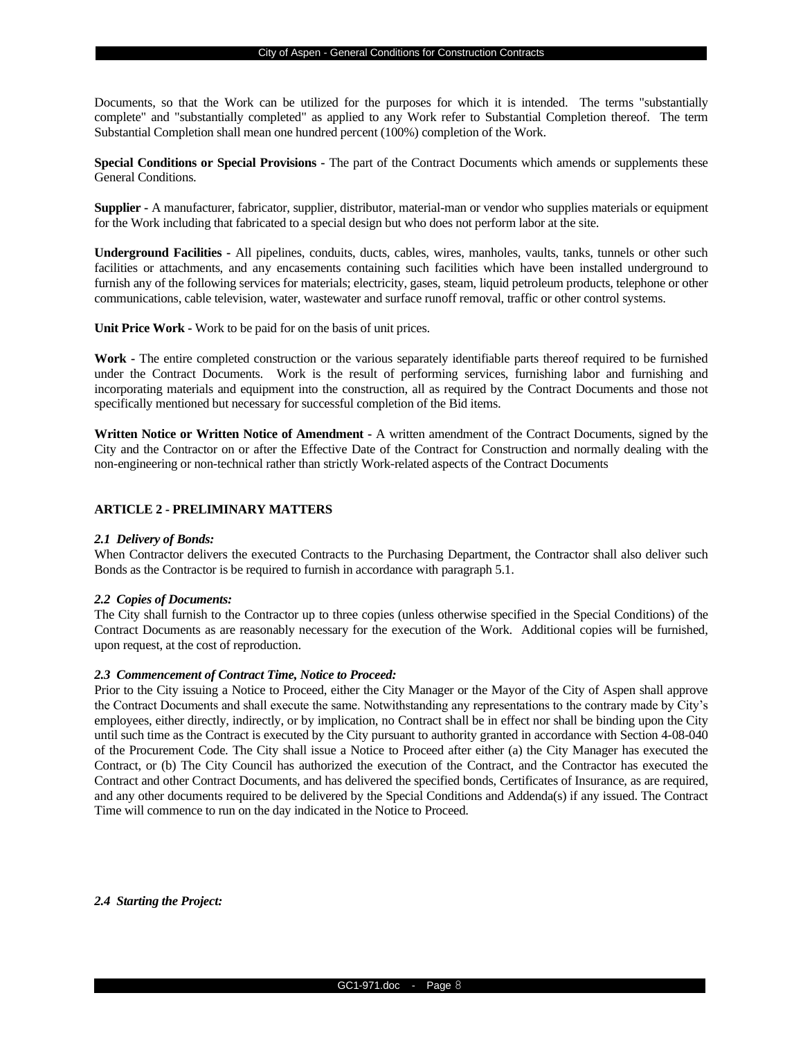Documents, so that the Work can be utilized for the purposes for which it is intended. The terms "substantially complete" and "substantially completed" as applied to any Work refer to Substantial Completion thereof. The term Substantial Completion shall mean one hundred percent (100%) completion of the Work.

**Special Conditions or Special Provisions -** The part of the Contract Documents which amends or supplements these General Conditions.

**Supplier -** A manufacturer, fabricator, supplier, distributor, material-man or vendor who supplies materials or equipment for the Work including that fabricated to a special design but who does not perform labor at the site.

**Underground Facilities -** All pipelines, conduits, ducts, cables, wires, manholes, vaults, tanks, tunnels or other such facilities or attachments, and any encasements containing such facilities which have been installed underground to furnish any of the following services for materials; electricity, gases, steam, liquid petroleum products, telephone or other communications, cable television, water, wastewater and surface runoff removal, traffic or other control systems.

**Unit Price Work -** Work to be paid for on the basis of unit prices.

**Work -** The entire completed construction or the various separately identifiable parts thereof required to be furnished under the Contract Documents. Work is the result of performing services, furnishing labor and furnishing and incorporating materials and equipment into the construction, all as required by the Contract Documents and those not specifically mentioned but necessary for successful completion of the Bid items.

**Written Notice or Written Notice of Amendment -** A written amendment of the Contract Documents, signed by the City and the Contractor on or after the Effective Date of the Contract for Construction and normally dealing with the non-engineering or non-technical rather than strictly Work-related aspects of the Contract Documents

## ARTICLE 2 - PRELIMINARY MATTERS

***2.1 Delivery of Bonds:***

When Contractor delivers the executed Contracts to the Purchasing Department, the Contractor shall also deliver such Bonds as the Contractor is be required to furnish in accordance with paragraph 5.1.

***2.2 Copies of Documents:***

The City shall furnish to the Contractor up to three copies (unless otherwise specified in the Special Conditions) of the Contract Documents as are reasonably necessary for the execution of the Work. Additional copies will be furnished, upon request, at the cost of reproduction.

***2.3 Commencement of Contract Time, Notice to Proceed:***

Prior to the City issuing a Notice to Proceed, either the City Manager or the Mayor of the City of Aspen shall approve the Contract Documents and shall execute the same. Notwithstanding any representations to the contrary made by City's employees, either directly, indirectly, or by implication, no Contract shall be in effect nor shall be binding upon the City until such time as the Contract is executed by the City pursuant to authority granted in accordance with Section 4-08-040 of the Procurement Code. The City shall issue a Notice to Proceed after either (a) the City Manager has executed the Contract, or (b) The City Council has authorized the execution of the Contract, and the Contractor has executed the Contract and other Contract Documents, and has delivered the specified bonds, Certificates of Insurance, as are required, and any other documents required to be delivered by the Special Conditions and Addenda(s) if any issued. The Contract Time will commence to run on the day indicated in the Notice to Proceed.

***2.4 Starting the Project:***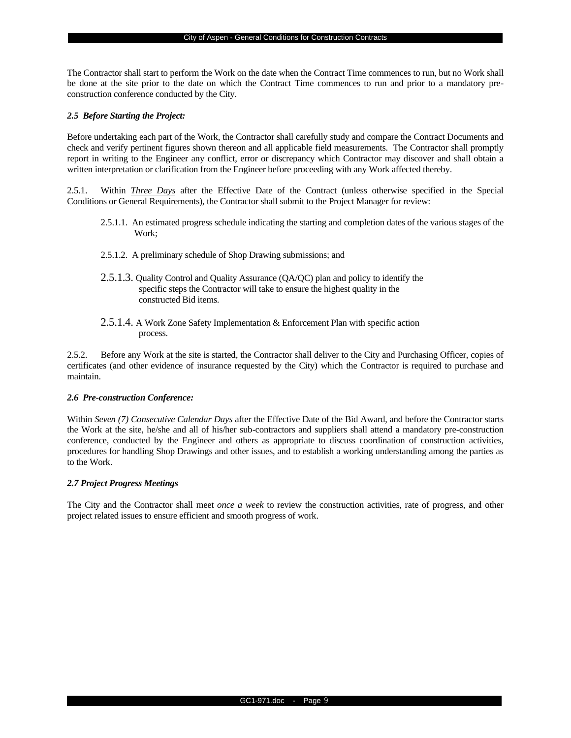The Contractor shall start to perform the Work on the date when the Contract Time commences to run, but no Work shall be done at the site prior to the date on which the Contract Time commences to run and prior to a mandatory pre-construction conference conducted by the City.

***2.5 Before Starting the Project:***

Before undertaking each part of the Work, the Contractor shall carefully study and compare the Contract Documents and check and verify pertinent figures shown thereon and all applicable field measurements. The Contractor shall promptly report in writing to the Engineer any conflict, error or discrepancy which Contractor may discover and shall obtain a written interpretation or clarification from the Engineer before proceeding with any Work affected thereby.

2.5.1. Within ***Three Days*** after the Effective Date of the Contract (unless otherwise specified in the Special Conditions or General Requirements), the Contractor shall submit to the Project Manager for review:

- 2.5.1.1. An estimated progress schedule indicating the starting and completion dates of the various stages of the Work;
- 2.5.1.2. A preliminary schedule of Shop Drawing submissions; and
- 2.5.1.3. Quality Control and Quality Assurance (QA/QC) plan and policy to identify the specific steps the Contractor will take to ensure the highest quality in the constructed Bid items.
- 2.5.1.4. A Work Zone Safety Implementation & Enforcement Plan with specific action process.

2.5.2. Before any Work at the site is started, the Contractor shall deliver to the City and Purchasing Officer, copies of certificates (and other evidence of insurance requested by the City) which the Contractor is required to purchase and maintain.

***2.6 Pre-construction Conference:***

Within *Seven (7) Consecutive Calendar Days* after the Effective Date of the Bid Award, and before the Contractor starts the Work at the site, he/she and all of his/her sub-contractors and suppliers shall attend a mandatory pre-construction conference, conducted by the Engineer and others as appropriate to discuss coordination of construction activities, procedures for handling Shop Drawings and other issues, and to establish a working understanding among the parties as to the Work.

***2.7 Project Progress Meetings***

The City and the Contractor shall meet *once a week* to review the construction activities, rate of progress, and other project related issues to ensure efficient and smooth progress of work.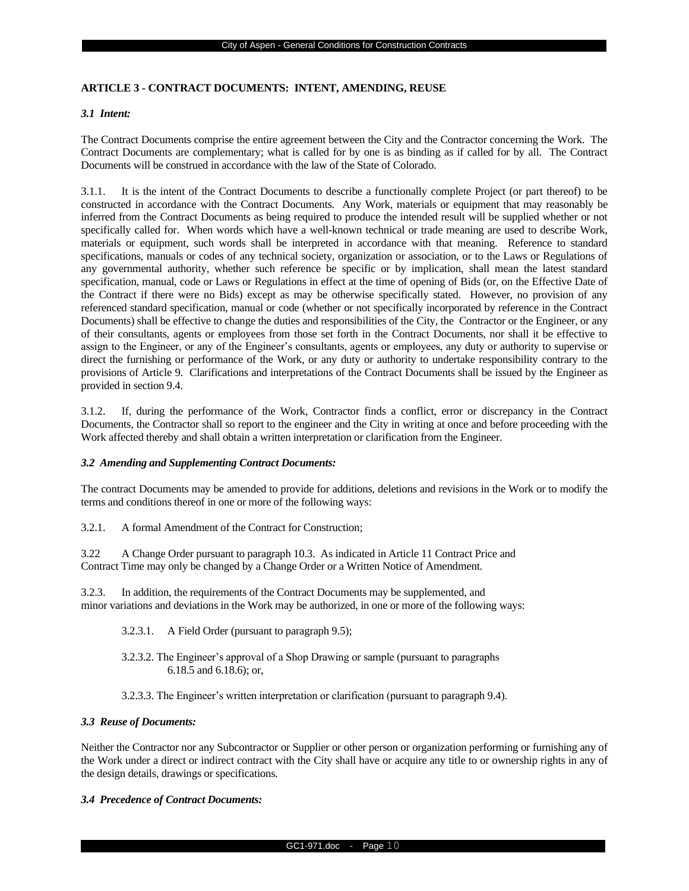## ARTICLE 3 - CONTRACT DOCUMENTS: INTENT, AMENDING, REUSE

### *3.1 Intent:*

The Contract Documents comprise the entire agreement between the City and the Contractor concerning the Work. The Contract Documents are complementary; what is called for by one is as binding as if called for by all. The Contract Documents will be construed in accordance with the law of the State of Colorado.

3.1.1. It is the intent of the Contract Documents to describe a functionally complete Project (or part thereof) to be constructed in accordance with the Contract Documents. Any Work, materials or equipment that may reasonably be inferred from the Contract Documents as being required to produce the intended result will be supplied whether or not specifically called for. When words which have a well-known technical or trade meaning are used to describe Work, materials or equipment, such words shall be interpreted in accordance with that meaning. Reference to standard specifications, manuals or codes of any technical society, organization or association, or to the Laws or Regulations of any governmental authority, whether such reference be specific or by implication, shall mean the latest standard specification, manual, code or Laws or Regulations in effect at the time of opening of Bids (or, on the Effective Date of the Contract if there were no Bids) except as may be otherwise specifically stated. However, no provision of any referenced standard specification, manual or code (whether or not specifically incorporated by reference in the Contract Documents) shall be effective to change the duties and responsibilities of the City, the Contractor or the Engineer, or any of their consultants, agents or employees from those set forth in the Contract Documents, nor shall it be effective to assign to the Engineer, or any of the Engineer's consultants, agents or employees, any duty or authority to supervise or direct the furnishing or performance of the Work, or any duty or authority to undertake responsibility contrary to the provisions of Article 9. Clarifications and interpretations of the Contract Documents shall be issued by the Engineer as provided in section 9.4.

3.1.2. If, during the performance of the Work, Contractor finds a conflict, error or discrepancy in the Contract Documents, the Contractor shall so report to the engineer and the City in writing at once and before proceeding with the Work affected thereby and shall obtain a written interpretation or clarification from the Engineer.

### *3.2 Amending and Supplementing Contract Documents:*

The contract Documents may be amended to provide for additions, deletions and revisions in the Work or to modify the terms and conditions thereof in one or more of the following ways:

3.2.1. A formal Amendment of the Contract for Construction;

3.22 A Change Order pursuant to paragraph 10.3. As indicated in Article 11 Contract Price and Contract Time may only be changed by a Change Order or a Written Notice of Amendment.

3.2.3. In addition, the requirements of the Contract Documents may be supplemented, and minor variations and deviations in the Work may be authorized, in one or more of the following ways:

3.2.3.1. A Field Order (pursuant to paragraph 9.5);

3.2.3.2. The Engineer's approval of a Shop Drawing or sample (pursuant to paragraphs 6.18.5 and 6.18.6); or,

3.2.3.3. The Engineer's written interpretation or clarification (pursuant to paragraph 9.4).

### *3.3 Reuse of Documents:*

Neither the Contractor nor any Subcontractor or Supplier or other person or organization performing or furnishing any of the Work under a direct or indirect contract with the City shall have or acquire any title to or ownership rights in any of the design details, drawings or specifications.

### *3.4 Precedence of Contract Documents:*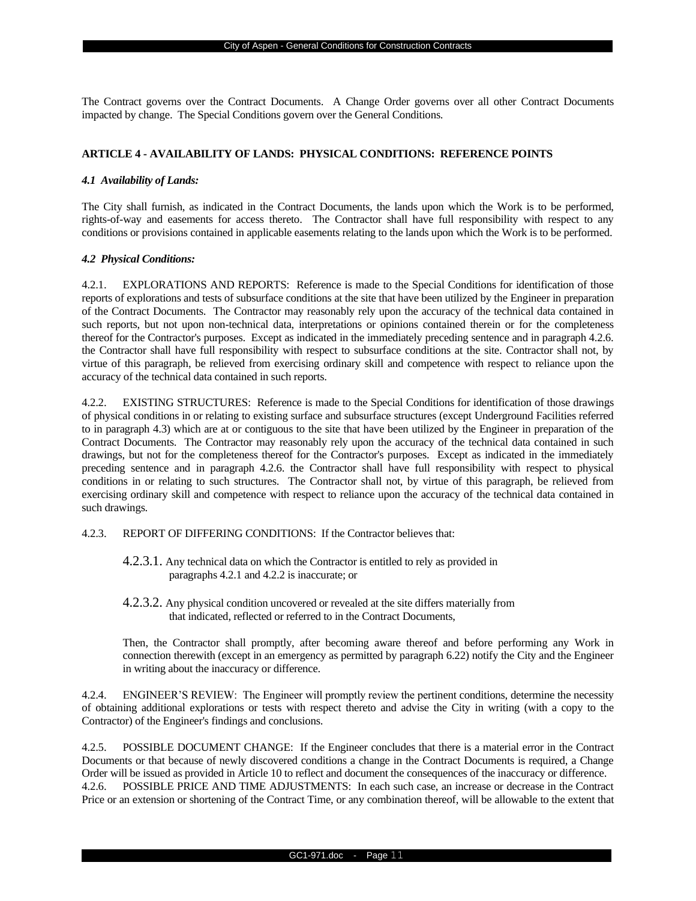The Contract governs over the Contract Documents. A Change Order governs over all other Contract Documents impacted by change. The Special Conditions govern over the General Conditions.

## ARTICLE 4 - AVAILABILITY OF LANDS: PHYSICAL CONDITIONS: REFERENCE POINTS

### *4.1 Availability of Lands:*

The City shall furnish, as indicated in the Contract Documents, the lands upon which the Work is to be performed, rights-of-way and easements for access thereto. The Contractor shall have full responsibility with respect to any conditions or provisions contained in applicable easements relating to the lands upon which the Work is to be performed.

### *4.2 Physical Conditions:*

4.2.1. EXPLORATIONS AND REPORTS: Reference is made to the Special Conditions for identification of those reports of explorations and tests of subsurface conditions at the site that have been utilized by the Engineer in preparation of the Contract Documents. The Contractor may reasonably rely upon the accuracy of the technical data contained in such reports, but not upon non-technical data, interpretations or opinions contained therein or for the completeness thereof for the Contractor's purposes. Except as indicated in the immediately preceding sentence and in paragraph 4.2.6. the Contractor shall have full responsibility with respect to subsurface conditions at the site. Contractor shall not, by virtue of this paragraph, be relieved from exercising ordinary skill and competence with respect to reliance upon the accuracy of the technical data contained in such reports.

4.2.2. EXISTING STRUCTURES: Reference is made to the Special Conditions for identification of those drawings of physical conditions in or relating to existing surface and subsurface structures (except Underground Facilities referred to in paragraph 4.3) which are at or contiguous to the site that have been utilized by the Engineer in preparation of the Contract Documents. The Contractor may reasonably rely upon the accuracy of the technical data contained in such drawings, but not for the completeness thereof for the Contractor's purposes. Except as indicated in the immediately preceding sentence and in paragraph 4.2.6. the Contractor shall have full responsibility with respect to physical conditions in or relating to such structures. The Contractor shall not, by virtue of this paragraph, be relieved from exercising ordinary skill and competence with respect to reliance upon the accuracy of the technical data contained in such drawings.

4.2.3. REPORT OF DIFFERING CONDITIONS: If the Contractor believes that:

> 4.2.3.1. Any technical data on which the Contractor is entitled to rely as provided in paragraphs 4.2.1 and 4.2.2 is inaccurate; or
>
> 4.2.3.2. Any physical condition uncovered or revealed at the site differs materially from that indicated, reflected or referred to in the Contract Documents,
>
> Then, the Contractor shall promptly, after becoming aware thereof and before performing any Work in connection therewith (except in an emergency as permitted by paragraph 6.22) notify the City and the Engineer in writing about the inaccuracy or difference.

4.2.4. ENGINEER'S REVIEW: The Engineer will promptly review the pertinent conditions, determine the necessity of obtaining additional explorations or tests with respect thereto and advise the City in writing (with a copy to the Contractor) of the Engineer's findings and conclusions.

4.2.5. POSSIBLE DOCUMENT CHANGE: If the Engineer concludes that there is a material error in the Contract Documents or that because of newly discovered conditions a change in the Contract Documents is required, a Change Order will be issued as provided in Article 10 to reflect and document the consequences of the inaccuracy or difference.

4.2.6. POSSIBLE PRICE AND TIME ADJUSTMENTS: In each such case, an increase or decrease in the Contract Price or an extension or shortening of the Contract Time, or any combination thereof, will be allowable to the extent that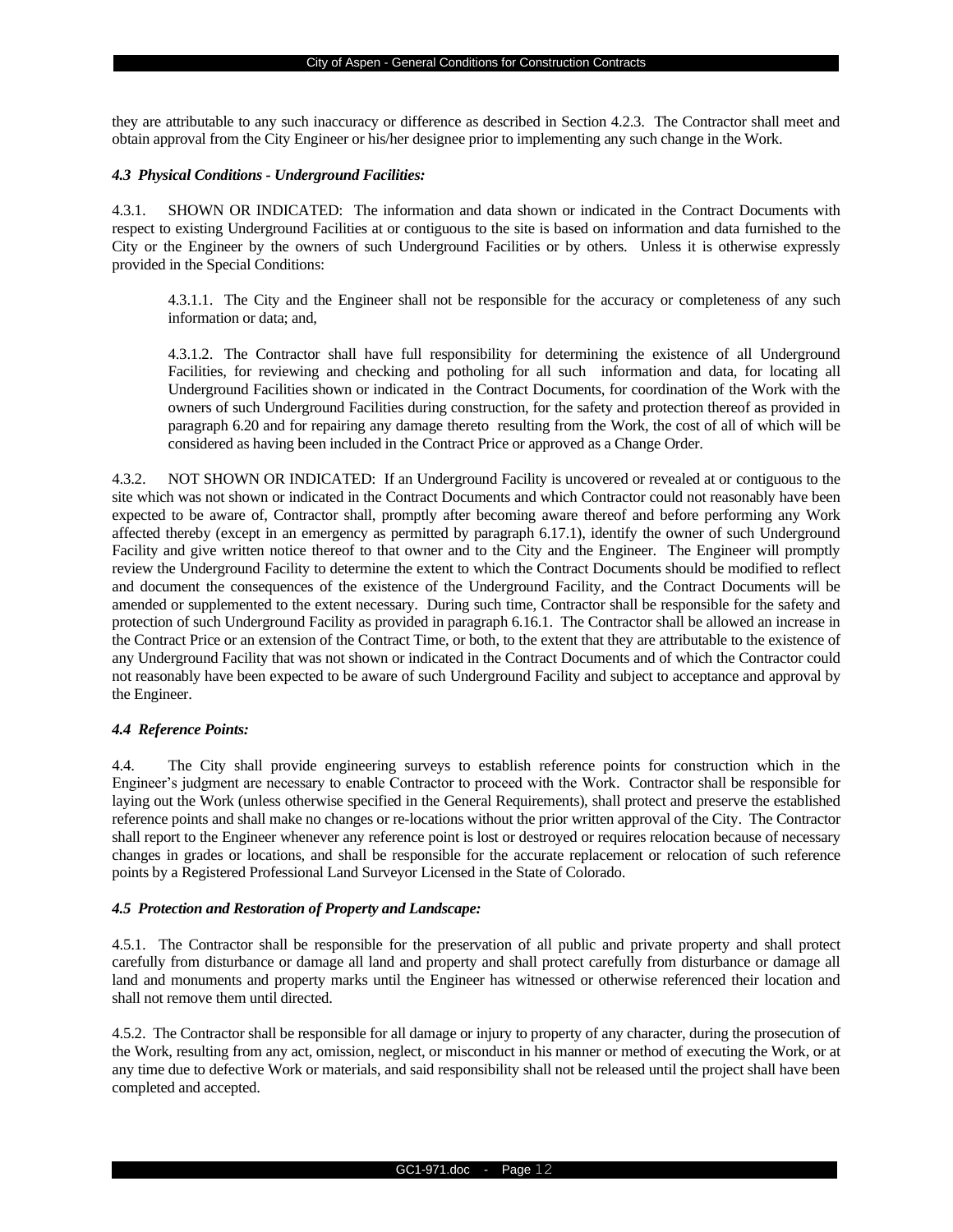they are attributable to any such inaccuracy or difference as described in Section 4.2.3. The Contractor shall meet and obtain approval from the City Engineer or his/her designee prior to implementing any such change in the Work.

### *4.3 Physical Conditions - Underground Facilities:*

4.3.1. SHOWN OR INDICATED: The information and data shown or indicated in the Contract Documents with respect to existing Underground Facilities at or contiguous to the site is based on information and data furnished to the City or the Engineer by the owners of such Underground Facilities or by others. Unless it is otherwise expressly provided in the Special Conditions:

> 4.3.1.1. The City and the Engineer shall not be responsible for the accuracy or completeness of any such information or data; and,
>
> 4.3.1.2. The Contractor shall have full responsibility for determining the existence of all Underground Facilities, for reviewing and checking and potholing for all such information and data, for locating all Underground Facilities shown or indicated in the Contract Documents, for coordination of the Work with the owners of such Underground Facilities during construction, for the safety and protection thereof as provided in paragraph 6.20 and for repairing any damage thereto resulting from the Work, the cost of all of which will be considered as having been included in the Contract Price or approved as a Change Order.

4.3.2. NOT SHOWN OR INDICATED: If an Underground Facility is uncovered or revealed at or contiguous to the site which was not shown or indicated in the Contract Documents and which Contractor could not reasonably have been expected to be aware of, Contractor shall, promptly after becoming aware thereof and before performing any Work affected thereby (except in an emergency as permitted by paragraph 6.17.1), identify the owner of such Underground Facility and give written notice thereof to that owner and to the City and the Engineer. The Engineer will promptly review the Underground Facility to determine the extent to which the Contract Documents should be modified to reflect and document the consequences of the existence of the Underground Facility, and the Contract Documents will be amended or supplemented to the extent necessary. During such time, Contractor shall be responsible for the safety and protection of such Underground Facility as provided in paragraph 6.16.1. The Contractor shall be allowed an increase in the Contract Price or an extension of the Contract Time, or both, to the extent that they are attributable to the existence of any Underground Facility that was not shown or indicated in the Contract Documents and of which the Contractor could not reasonably have been expected to be aware of such Underground Facility and subject to acceptance and approval by the Engineer.

### *4.4 Reference Points:*

4.4. The City shall provide engineering surveys to establish reference points for construction which in the Engineer's judgment are necessary to enable Contractor to proceed with the Work. Contractor shall be responsible for laying out the Work (unless otherwise specified in the General Requirements), shall protect and preserve the established reference points and shall make no changes or re-locations without the prior written approval of the City. The Contractor shall report to the Engineer whenever any reference point is lost or destroyed or requires relocation because of necessary changes in grades or locations, and shall be responsible for the accurate replacement or relocation of such reference points by a Registered Professional Land Surveyor Licensed in the State of Colorado.

### *4.5 Protection and Restoration of Property and Landscape:*

4.5.1. The Contractor shall be responsible for the preservation of all public and private property and shall protect carefully from disturbance or damage all land and property and shall protect carefully from disturbance or damage all land and monuments and property marks until the Engineer has witnessed or otherwise referenced their location and shall not remove them until directed.

4.5.2. The Contractor shall be responsible for all damage or injury to property of any character, during the prosecution of the Work, resulting from any act, omission, neglect, or misconduct in his manner or method of executing the Work, or at any time due to defective Work or materials, and said responsibility shall not be released until the project shall have been completed and accepted.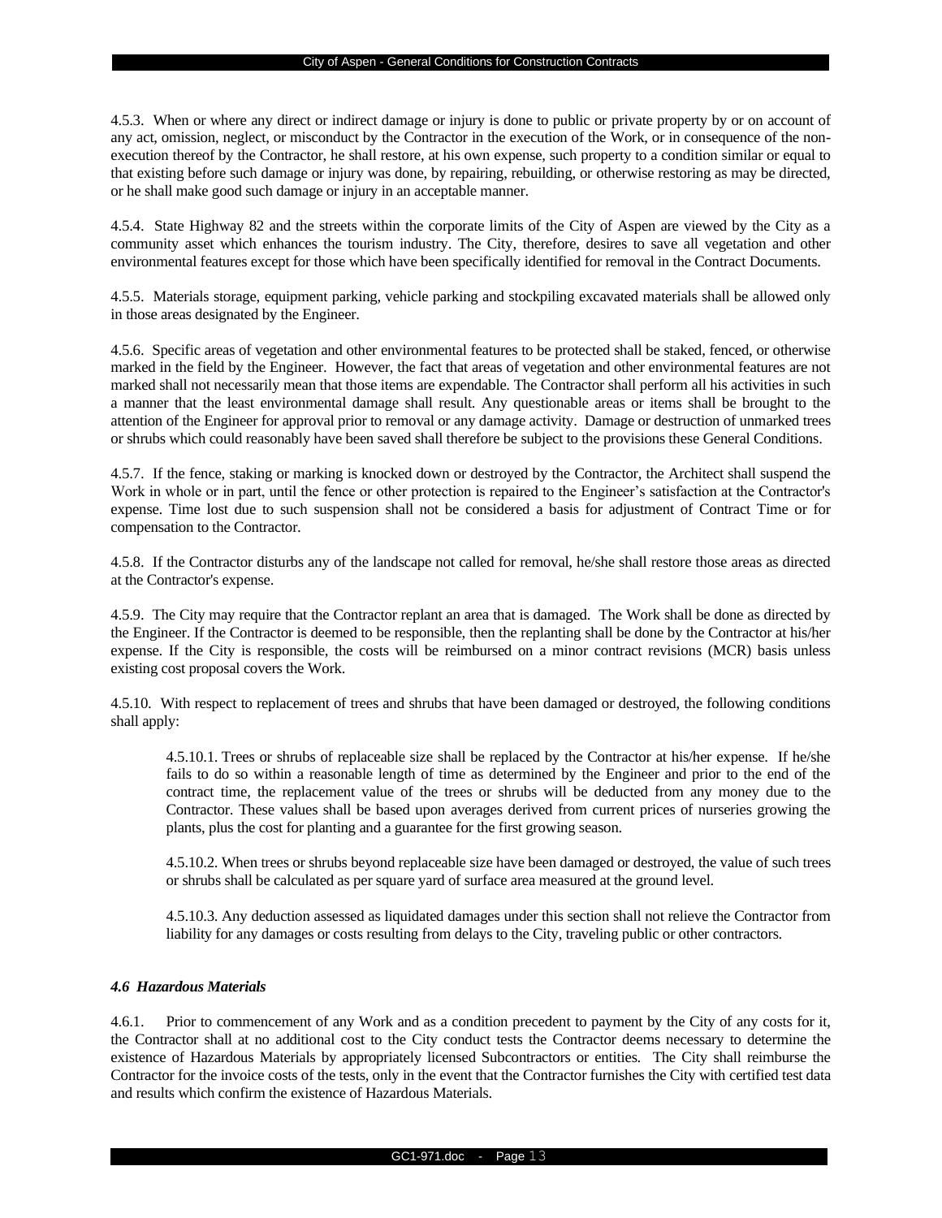4.5.3. When or where any direct or indirect damage or injury is done to public or private property by or on account of any act, omission, neglect, or misconduct by the Contractor in the execution of the Work, or in consequence of the non-execution thereof by the Contractor, he shall restore, at his own expense, such property to a condition similar or equal to that existing before such damage or injury was done, by repairing, rebuilding, or otherwise restoring as may be directed, or he shall make good such damage or injury in an acceptable manner.

4.5.4. State Highway 82 and the streets within the corporate limits of the City of Aspen are viewed by the City as a community asset which enhances the tourism industry. The City, therefore, desires to save all vegetation and other environmental features except for those which have been specifically identified for removal in the Contract Documents.

4.5.5. Materials storage, equipment parking, vehicle parking and stockpiling excavated materials shall be allowed only in those areas designated by the Engineer.

4.5.6. Specific areas of vegetation and other environmental features to be protected shall be staked, fenced, or otherwise marked in the field by the Engineer. However, the fact that areas of vegetation and other environmental features are not marked shall not necessarily mean that those items are expendable. The Contractor shall perform all his activities in such a manner that the least environmental damage shall result. Any questionable areas or items shall be brought to the attention of the Engineer for approval prior to removal or any damage activity. Damage or destruction of unmarked trees or shrubs which could reasonably have been saved shall therefore be subject to the provisions these General Conditions.

4.5.7. If the fence, staking or marking is knocked down or destroyed by the Contractor, the Architect shall suspend the Work in whole or in part, until the fence or other protection is repaired to the Engineer's satisfaction at the Contractor's expense. Time lost due to such suspension shall not be considered a basis for adjustment of Contract Time or for compensation to the Contractor.

4.5.8. If the Contractor disturbs any of the landscape not called for removal, he/she shall restore those areas as directed at the Contractor's expense.

4.5.9. The City may require that the Contractor replant an area that is damaged. The Work shall be done as directed by the Engineer. If the Contractor is deemed to be responsible, then the replanting shall be done by the Contractor at his/her expense. If the City is responsible, the costs will be reimbursed on a minor contract revisions (MCR) basis unless existing cost proposal covers the Work.

4.5.10. With respect to replacement of trees and shrubs that have been damaged or destroyed, the following conditions shall apply:

> 4.5.10.1. Trees or shrubs of replaceable size shall be replaced by the Contractor at his/her expense. If he/she fails to do so within a reasonable length of time as determined by the Engineer and prior to the end of the contract time, the replacement value of the trees or shrubs will be deducted from any money due to the Contractor. These values shall be based upon averages derived from current prices of nurseries growing the plants, plus the cost for planting and a guarantee for the first growing season.
>
> 4.5.10.2. When trees or shrubs beyond replaceable size have been damaged or destroyed, the value of such trees or shrubs shall be calculated as per square yard of surface area measured at the ground level.
>
> 4.5.10.3. Any deduction assessed as liquidated damages under this section shall not relieve the Contractor from liability for any damages or costs resulting from delays to the City, traveling public or other contractors.

### *4.6 Hazardous Materials*

4.6.1. Prior to commencement of any Work and as a condition precedent to payment by the City of any costs for it, the Contractor shall at no additional cost to the City conduct tests the Contractor deems necessary to determine the existence of Hazardous Materials by appropriately licensed Subcontractors or entities. The City shall reimburse the Contractor for the invoice costs of the tests, only in the event that the Contractor furnishes the City with certified test data and results which confirm the existence of Hazardous Materials.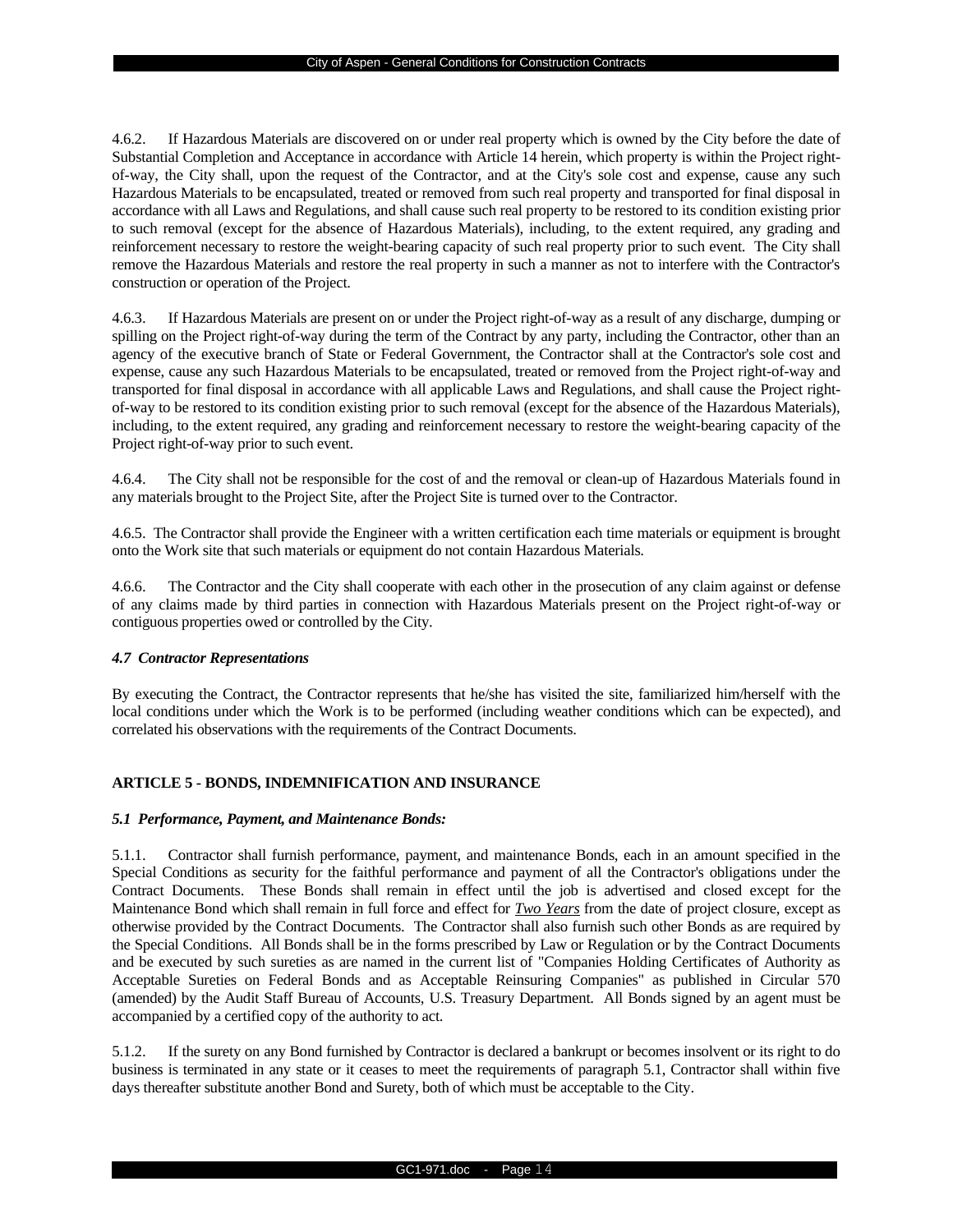4.6.2. If Hazardous Materials are discovered on or under real property which is owned by the City before the date of Substantial Completion and Acceptance in accordance with Article 14 herein, which property is within the Project right-of-way, the City shall, upon the request of the Contractor, and at the City's sole cost and expense, cause any such Hazardous Materials to be encapsulated, treated or removed from such real property and transported for final disposal in accordance with all Laws and Regulations, and shall cause such real property to be restored to its condition existing prior to such removal (except for the absence of Hazardous Materials), including, to the extent required, any grading and reinforcement necessary to restore the weight-bearing capacity of such real property prior to such event. The City shall remove the Hazardous Materials and restore the real property in such a manner as not to interfere with the Contractor's construction or operation of the Project.

4.6.3. If Hazardous Materials are present on or under the Project right-of-way as a result of any discharge, dumping or spilling on the Project right-of-way during the term of the Contract by any party, including the Contractor, other than an agency of the executive branch of State or Federal Government, the Contractor shall at the Contractor's sole cost and expense, cause any such Hazardous Materials to be encapsulated, treated or removed from the Project right-of-way and transported for final disposal in accordance with all applicable Laws and Regulations, and shall cause the Project right-of-way to be restored to its condition existing prior to such removal (except for the absence of the Hazardous Materials), including, to the extent required, any grading and reinforcement necessary to restore the weight-bearing capacity of the Project right-of-way prior to such event.

4.6.4. The City shall not be responsible for the cost of and the removal or clean-up of Hazardous Materials found in any materials brought to the Project Site, after the Project Site is turned over to the Contractor.

4.6.5. The Contractor shall provide the Engineer with a written certification each time materials or equipment is brought onto the Work site that such materials or equipment do not contain Hazardous Materials.

4.6.6. The Contractor and the City shall cooperate with each other in the prosecution of any claim against or defense of any claims made by third parties in connection with Hazardous Materials present on the Project right-of-way or contiguous properties owed or controlled by the City.

***4.7 Contractor Representations***

By executing the Contract, the Contractor represents that he/she has visited the site, familiarized him/herself with the local conditions under which the Work is to be performed (including weather conditions which can be expected), and correlated his observations with the requirements of the Contract Documents.

## ARTICLE 5 - BONDS, INDEMNIFICATION AND INSURANCE

***5.1 Performance, Payment, and Maintenance Bonds:***

5.1.1. Contractor shall furnish performance, payment, and maintenance Bonds, each in an amount specified in the Special Conditions as security for the faithful performance and payment of all the Contractor's obligations under the Contract Documents. These Bonds shall remain in effect until the job is advertised and closed except for the Maintenance Bond which shall remain in full force and effect for ***Two Years*** from the date of project closure, except as otherwise provided by the Contract Documents. The Contractor shall also furnish such other Bonds as are required by the Special Conditions. All Bonds shall be in the forms prescribed by Law or Regulation or by the Contract Documents and be executed by such sureties as are named in the current list of "Companies Holding Certificates of Authority as Acceptable Sureties on Federal Bonds and as Acceptable Reinsuring Companies" as published in Circular 570 (amended) by the Audit Staff Bureau of Accounts, U.S. Treasury Department. All Bonds signed by an agent must be accompanied by a certified copy of the authority to act.

5.1.2. If the surety on any Bond furnished by Contractor is declared a bankrupt or becomes insolvent or its right to do business is terminated in any state or it ceases to meet the requirements of paragraph 5.1, Contractor shall within five days thereafter substitute another Bond and Surety, both of which must be acceptable to the City.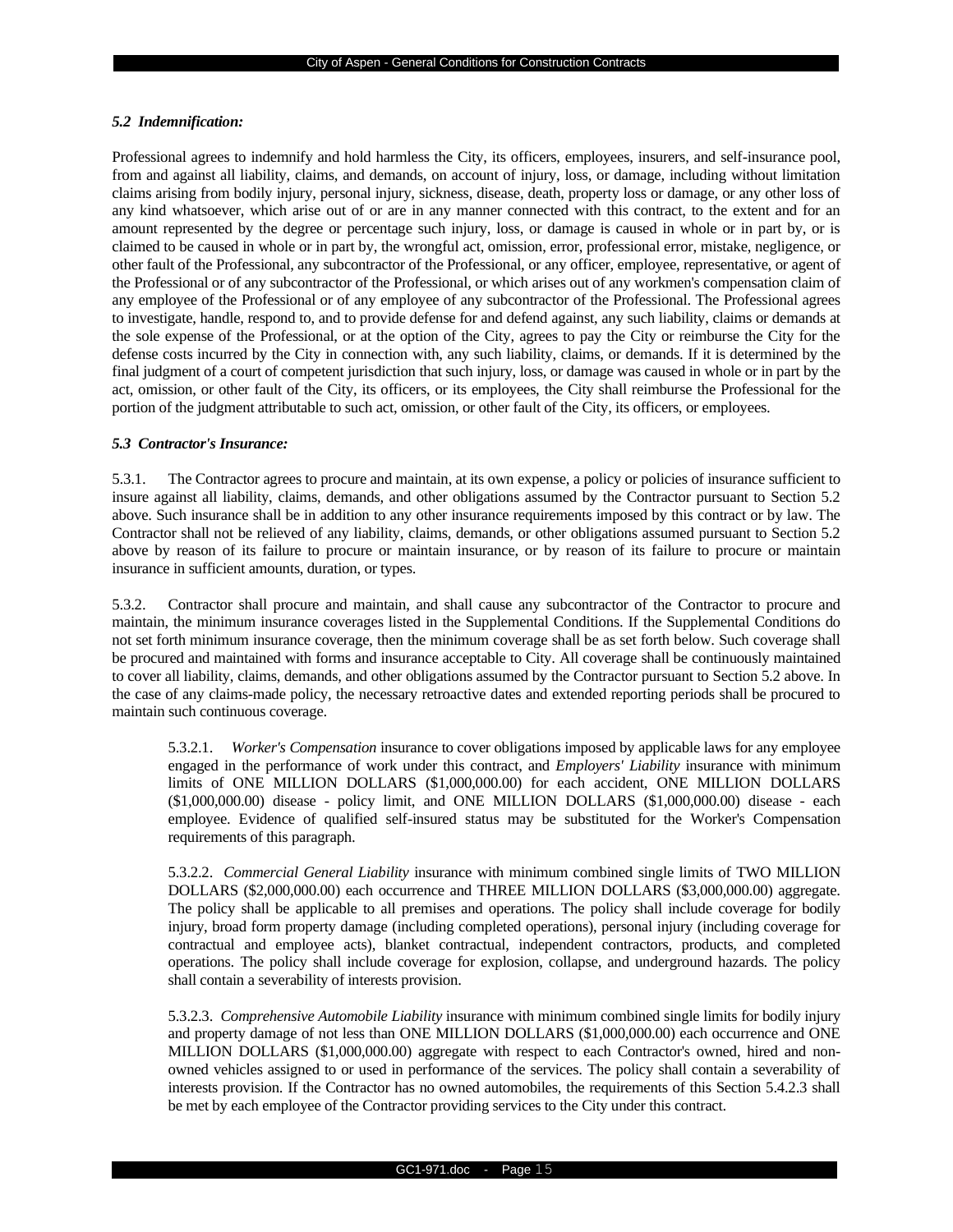### *5.2 Indemnification:*

Professional agrees to indemnify and hold harmless the City, its officers, employees, insurers, and self-insurance pool, from and against all liability, claims, and demands, on account of injury, loss, or damage, including without limitation claims arising from bodily injury, personal injury, sickness, disease, death, property loss or damage, or any other loss of any kind whatsoever, which arise out of or are in any manner connected with this contract, to the extent and for an amount represented by the degree or percentage such injury, loss, or damage is caused in whole or in part by, or is claimed to be caused in whole or in part by, the wrongful act, omission, error, professional error, mistake, negligence, or other fault of the Professional, any subcontractor of the Professional, or any officer, employee, representative, or agent of the Professional or of any subcontractor of the Professional, or which arises out of any workmen's compensation claim of any employee of the Professional or of any employee of any subcontractor of the Professional. The Professional agrees to investigate, handle, respond to, and to provide defense for and defend against, any such liability, claims or demands at the sole expense of the Professional, or at the option of the City, agrees to pay the City or reimburse the City for the defense costs incurred by the City in connection with, any such liability, claims, or demands. If it is determined by the final judgment of a court of competent jurisdiction that such injury, loss, or damage was caused in whole or in part by the act, omission, or other fault of the City, its officers, or its employees, the City shall reimburse the Professional for the portion of the judgment attributable to such act, omission, or other fault of the City, its officers, or employees.

### *5.3 Contractor's Insurance:*

5.3.1. The Contractor agrees to procure and maintain, at its own expense, a policy or policies of insurance sufficient to insure against all liability, claims, demands, and other obligations assumed by the Contractor pursuant to Section 5.2 above. Such insurance shall be in addition to any other insurance requirements imposed by this contract or by law. The Contractor shall not be relieved of any liability, claims, demands, or other obligations assumed pursuant to Section 5.2 above by reason of its failure to procure or maintain insurance, or by reason of its failure to procure or maintain insurance in sufficient amounts, duration, or types.

5.3.2. Contractor shall procure and maintain, and shall cause any subcontractor of the Contractor to procure and maintain, the minimum insurance coverages listed in the Supplemental Conditions. If the Supplemental Conditions do not set forth minimum insurance coverage, then the minimum coverage shall be as set forth below. Such coverage shall be procured and maintained with forms and insurance acceptable to City. All coverage shall be continuously maintained to cover all liability, claims, demands, and other obligations assumed by the Contractor pursuant to Section 5.2 above. In the case of any claims-made policy, the necessary retroactive dates and extended reporting periods shall be procured to maintain such continuous coverage.

> 5.3.2.1. *Worker's Compensation* insurance to cover obligations imposed by applicable laws for any employee engaged in the performance of work under this contract, and *Employers' Liability* insurance with minimum limits of ONE MILLION DOLLARS ($1,000,000.00) for each accident, ONE MILLION DOLLARS ($1,000,000.00) disease - policy limit, and ONE MILLION DOLLARS ($1,000,000.00) disease - each employee. Evidence of qualified self-insured status may be substituted for the Worker's Compensation requirements of this paragraph.
>
> 5.3.2.2. *Commercial General Liability* insurance with minimum combined single limits of TWO MILLION DOLLARS ($2,000,000.00) each occurrence and THREE MILLION DOLLARS ($3,000,000.00) aggregate. The policy shall be applicable to all premises and operations. The policy shall include coverage for bodily injury, broad form property damage (including completed operations), personal injury (including coverage for contractual and employee acts), blanket contractual, independent contractors, products, and completed operations. The policy shall include coverage for explosion, collapse, and underground hazards. The policy shall contain a severability of interests provision.
>
> 5.3.2.3. *Comprehensive Automobile Liability* insurance with minimum combined single limits for bodily injury and property damage of not less than ONE MILLION DOLLARS ($1,000,000.00) each occurrence and ONE MILLION DOLLARS ($1,000,000.00) aggregate with respect to each Contractor's owned, hired and non-owned vehicles assigned to or used in performance of the services. The policy shall contain a severability of interests provision. If the Contractor has no owned automobiles, the requirements of this Section 5.4.2.3 shall be met by each employee of the Contractor providing services to the City under this contract.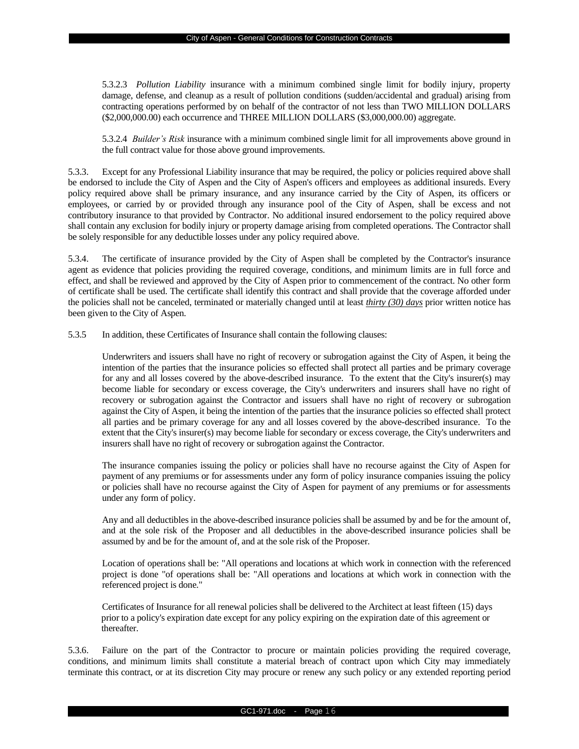5.3.2.3 *Pollution Liability* insurance with a minimum combined single limit for bodily injury, property damage, defense, and cleanup as a result of pollution conditions (sudden/accidental and gradual) arising from contracting operations performed by on behalf of the contractor of not less than TWO MILLION DOLLARS ($2,000,000.00) each occurrence and THREE MILLION DOLLARS ($3,000,000.00) aggregate.

5.3.2.4 *Builder's Risk* insurance with a minimum combined single limit for all improvements above ground in the full contract value for those above ground improvements.

5.3.3. Except for any Professional Liability insurance that may be required, the policy or policies required above shall be endorsed to include the City of Aspen and the City of Aspen's officers and employees as additional insureds. Every policy required above shall be primary insurance, and any insurance carried by the City of Aspen, its officers or employees, or carried by or provided through any insurance pool of the City of Aspen, shall be excess and not contributory insurance to that provided by Contractor. No additional insured endorsement to the policy required above shall contain any exclusion for bodily injury or property damage arising from completed operations. The Contractor shall be solely responsible for any deductible losses under any policy required above.

5.3.4. The certificate of insurance provided by the City of Aspen shall be completed by the Contractor's insurance agent as evidence that policies providing the required coverage, conditions, and minimum limits are in full force and effect, and shall be reviewed and approved by the City of Aspen prior to commencement of the contract. No other form of certificate shall be used. The certificate shall identify this contract and shall provide that the coverage afforded under the policies shall not be canceled, terminated or materially changed until at least ***thirty (30) days*** prior written notice has been given to the City of Aspen.

5.3.5 In addition, these Certificates of Insurance shall contain the following clauses:

Underwriters and issuers shall have no right of recovery or subrogation against the City of Aspen, it being the intention of the parties that the insurance policies so effected shall protect all parties and be primary coverage for any and all losses covered by the above-described insurance. To the extent that the City's insurer(s) may become liable for secondary or excess coverage, the City's underwriters and insurers shall have no right of recovery or subrogation against the Contractor and issuers shall have no right of recovery or subrogation against the City of Aspen, it being the intention of the parties that the insurance policies so effected shall protect all parties and be primary coverage for any and all losses covered by the above-described insurance. To the extent that the City's insurer(s) may become liable for secondary or excess coverage, the City's underwriters and insurers shall have no right of recovery or subrogation against the Contractor.

The insurance companies issuing the policy or policies shall have no recourse against the City of Aspen for payment of any premiums or for assessments under any form of policy insurance companies issuing the policy or policies shall have no recourse against the City of Aspen for payment of any premiums or for assessments under any form of policy.

Any and all deductibles in the above-described insurance policies shall be assumed by and be for the amount of, and at the sole risk of the Proposer and all deductibles in the above-described insurance policies shall be assumed by and be for the amount of, and at the sole risk of the Proposer.

Location of operations shall be: "All operations and locations at which work in connection with the referenced project is done "of operations shall be: "All operations and locations at which work in connection with the referenced project is done."

Certificates of Insurance for all renewal policies shall be delivered to the Architect at least fifteen (15) days prior to a policy's expiration date except for any policy expiring on the expiration date of this agreement or thereafter.

5.3.6. Failure on the part of the Contractor to procure or maintain policies providing the required coverage, conditions, and minimum limits shall constitute a material breach of contract upon which City may immediately terminate this contract, or at its discretion City may procure or renew any such policy or any extended reporting period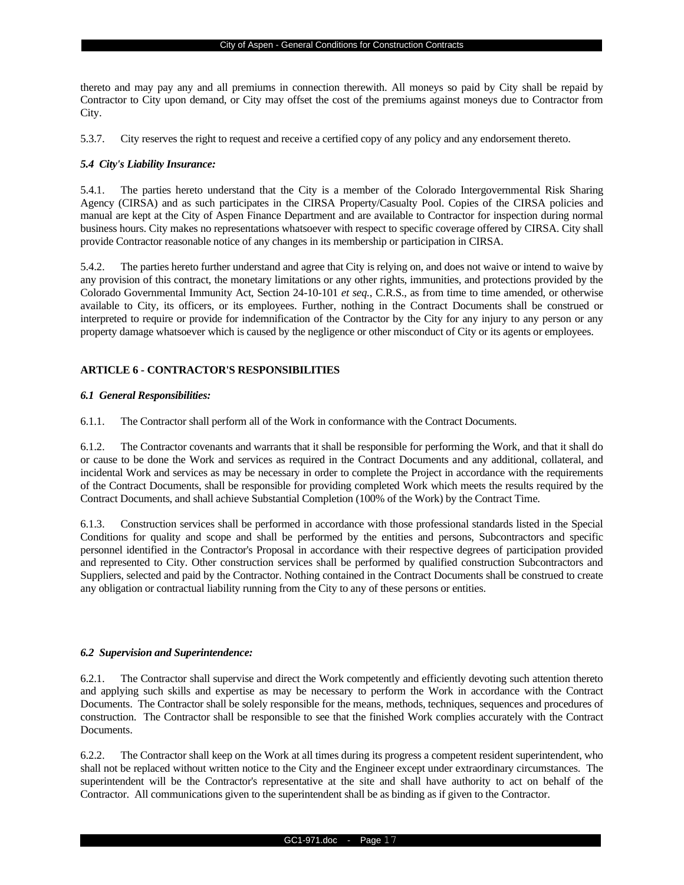thereto and may pay any and all premiums in connection therewith. All moneys so paid by City shall be repaid by Contractor to City upon demand, or City may offset the cost of the premiums against moneys due to Contractor from City.

5.3.7. City reserves the right to request and receive a certified copy of any policy and any endorsement thereto.

***5.4 City's Liability Insurance:***

5.4.1. The parties hereto understand that the City is a member of the Colorado Intergovernmental Risk Sharing Agency (CIRSA) and as such participates in the CIRSA Property/Casualty Pool. Copies of the CIRSA policies and manual are kept at the City of Aspen Finance Department and are available to Contractor for inspection during normal business hours. City makes no representations whatsoever with respect to specific coverage offered by CIRSA. City shall provide Contractor reasonable notice of any changes in its membership or participation in CIRSA.

5.4.2. The parties hereto further understand and agree that City is relying on, and does not waive or intend to waive by any provision of this contract, the monetary limitations or any other rights, immunities, and protections provided by the Colorado Governmental Immunity Act, Section 24-10-101 *et seq.*, C.R.S., as from time to time amended, or otherwise available to City, its officers, or its employees. Further, nothing in the Contract Documents shall be construed or interpreted to require or provide for indemnification of the Contractor by the City for any injury to any person or any property damage whatsoever which is caused by the negligence or other misconduct of City or its agents or employees.

## ARTICLE 6 - CONTRACTOR'S RESPONSIBILITIES

***6.1 General Responsibilities:***

6.1.1. The Contractor shall perform all of the Work in conformance with the Contract Documents.

6.1.2. The Contractor covenants and warrants that it shall be responsible for performing the Work, and that it shall do or cause to be done the Work and services as required in the Contract Documents and any additional, collateral, and incidental Work and services as may be necessary in order to complete the Project in accordance with the requirements of the Contract Documents, shall be responsible for providing completed Work which meets the results required by the Contract Documents, and shall achieve Substantial Completion (100% of the Work) by the Contract Time.

6.1.3. Construction services shall be performed in accordance with those professional standards listed in the Special Conditions for quality and scope and shall be performed by the entities and persons, Subcontractors and specific personnel identified in the Contractor's Proposal in accordance with their respective degrees of participation provided and represented to City. Other construction services shall be performed by qualified construction Subcontractors and Suppliers, selected and paid by the Contractor. Nothing contained in the Contract Documents shall be construed to create any obligation or contractual liability running from the City to any of these persons or entities.

***6.2 Supervision and Superintendence:***

6.2.1. The Contractor shall supervise and direct the Work competently and efficiently devoting such attention thereto and applying such skills and expertise as may be necessary to perform the Work in accordance with the Contract Documents. The Contractor shall be solely responsible for the means, methods, techniques, sequences and procedures of construction. The Contractor shall be responsible to see that the finished Work complies accurately with the Contract Documents.

6.2.2. The Contractor shall keep on the Work at all times during its progress a competent resident superintendent, who shall not be replaced without written notice to the City and the Engineer except under extraordinary circumstances. The superintendent will be the Contractor's representative at the site and shall have authority to act on behalf of the Contractor. All communications given to the superintendent shall be as binding as if given to the Contractor.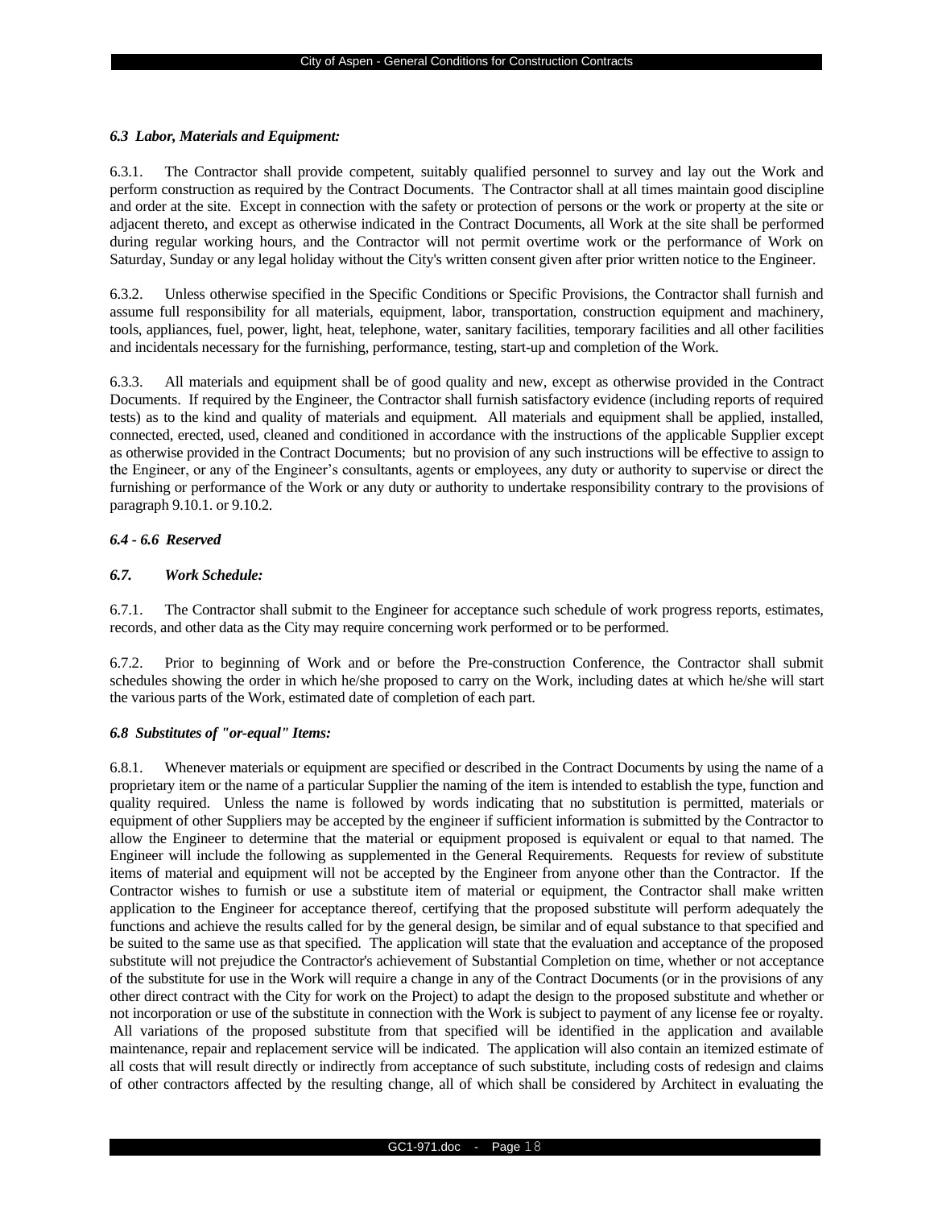### *6.3 Labor, Materials and Equipment:*

6.3.1. The Contractor shall provide competent, suitably qualified personnel to survey and lay out the Work and perform construction as required by the Contract Documents. The Contractor shall at all times maintain good discipline and order at the site. Except in connection with the safety or protection of persons or the work or property at the site or adjacent thereto, and except as otherwise indicated in the Contract Documents, all Work at the site shall be performed during regular working hours, and the Contractor will not permit overtime work or the performance of Work on Saturday, Sunday or any legal holiday without the City's written consent given after prior written notice to the Engineer.

6.3.2. Unless otherwise specified in the Specific Conditions or Specific Provisions, the Contractor shall furnish and assume full responsibility for all materials, equipment, labor, transportation, construction equipment and machinery, tools, appliances, fuel, power, light, heat, telephone, water, sanitary facilities, temporary facilities and all other facilities and incidentals necessary for the furnishing, performance, testing, start-up and completion of the Work.

6.3.3. All materials and equipment shall be of good quality and new, except as otherwise provided in the Contract Documents. If required by the Engineer, the Contractor shall furnish satisfactory evidence (including reports of required tests) as to the kind and quality of materials and equipment. All materials and equipment shall be applied, installed, connected, erected, used, cleaned and conditioned in accordance with the instructions of the applicable Supplier except as otherwise provided in the Contract Documents; but no provision of any such instructions will be effective to assign to the Engineer, or any of the Engineer's consultants, agents or employees, any duty or authority to supervise or direct the furnishing or performance of the Work or any duty or authority to undertake responsibility contrary to the provisions of paragraph 9.10.1. or 9.10.2.

### *6.4 - 6.6 Reserved*

### *6.7. Work Schedule:*

6.7.1. The Contractor shall submit to the Engineer for acceptance such schedule of work progress reports, estimates, records, and other data as the City may require concerning work performed or to be performed.

6.7.2. Prior to beginning of Work and or before the Pre-construction Conference, the Contractor shall submit schedules showing the order in which he/she proposed to carry on the Work, including dates at which he/she will start the various parts of the Work, estimated date of completion of each part.

### *6.8 Substitutes of "or-equal" Items:*

6.8.1. Whenever materials or equipment are specified or described in the Contract Documents by using the name of a proprietary item or the name of a particular Supplier the naming of the item is intended to establish the type, function and quality required. Unless the name is followed by words indicating that no substitution is permitted, materials or equipment of other Suppliers may be accepted by the engineer if sufficient information is submitted by the Contractor to allow the Engineer to determine that the material or equipment proposed is equivalent or equal to that named. The Engineer will include the following as supplemented in the General Requirements. Requests for review of substitute items of material and equipment will not be accepted by the Engineer from anyone other than the Contractor. If the Contractor wishes to furnish or use a substitute item of material or equipment, the Contractor shall make written application to the Engineer for acceptance thereof, certifying that the proposed substitute will perform adequately the functions and achieve the results called for by the general design, be similar and of equal substance to that specified and be suited to the same use as that specified. The application will state that the evaluation and acceptance of the proposed substitute will not prejudice the Contractor's achievement of Substantial Completion on time, whether or not acceptance of the substitute for use in the Work will require a change in any of the Contract Documents (or in the provisions of any other direct contract with the City for work on the Project) to adapt the design to the proposed substitute and whether or not incorporation or use of the substitute in connection with the Work is subject to payment of any license fee or royalty. All variations of the proposed substitute from that specified will be identified in the application and available maintenance, repair and replacement service will be indicated. The application will also contain an itemized estimate of all costs that will result directly or indirectly from acceptance of such substitute, including costs of redesign and claims of other contractors affected by the resulting change, all of which shall be considered by Architect in evaluating the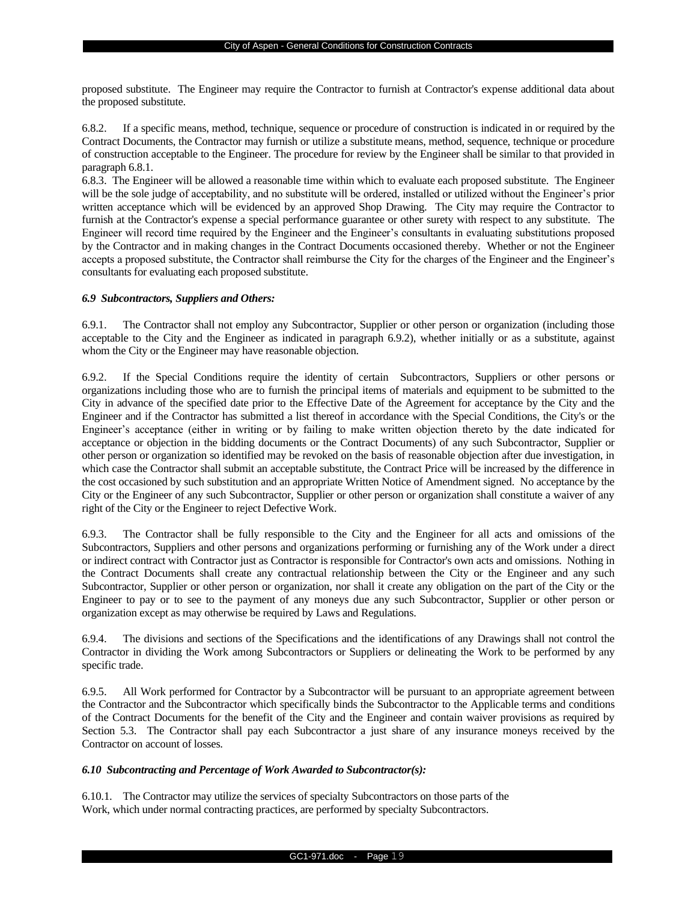proposed substitute. The Engineer may require the Contractor to furnish at Contractor's expense additional data about the proposed substitute.

6.8.2. If a specific means, method, technique, sequence or procedure of construction is indicated in or required by the Contract Documents, the Contractor may furnish or utilize a substitute means, method, sequence, technique or procedure of construction acceptable to the Engineer. The procedure for review by the Engineer shall be similar to that provided in paragraph 6.8.1.

6.8.3. The Engineer will be allowed a reasonable time within which to evaluate each proposed substitute. The Engineer will be the sole judge of acceptability, and no substitute will be ordered, installed or utilized without the Engineer's prior written acceptance which will be evidenced by an approved Shop Drawing. The City may require the Contractor to furnish at the Contractor's expense a special performance guarantee or other surety with respect to any substitute. The Engineer will record time required by the Engineer and the Engineer's consultants in evaluating substitutions proposed by the Contractor and in making changes in the Contract Documents occasioned thereby. Whether or not the Engineer accepts a proposed substitute, the Contractor shall reimburse the City for the charges of the Engineer and the Engineer's consultants for evaluating each proposed substitute.

### *6.9 Subcontractors, Suppliers and Others:*

6.9.1. The Contractor shall not employ any Subcontractor, Supplier or other person or organization (including those acceptable to the City and the Engineer as indicated in paragraph 6.9.2), whether initially or as a substitute, against whom the City or the Engineer may have reasonable objection.

6.9.2. If the Special Conditions require the identity of certain Subcontractors, Suppliers or other persons or organizations including those who are to furnish the principal items of materials and equipment to be submitted to the City in advance of the specified date prior to the Effective Date of the Agreement for acceptance by the City and the Engineer and if the Contractor has submitted a list thereof in accordance with the Special Conditions, the City's or the Engineer's acceptance (either in writing or by failing to make written objection thereto by the date indicated for acceptance or objection in the bidding documents or the Contract Documents) of any such Subcontractor, Supplier or other person or organization so identified may be revoked on the basis of reasonable objection after due investigation, in which case the Contractor shall submit an acceptable substitute, the Contract Price will be increased by the difference in the cost occasioned by such substitution and an appropriate Written Notice of Amendment signed. No acceptance by the City or the Engineer of any such Subcontractor, Supplier or other person or organization shall constitute a waiver of any right of the City or the Engineer to reject Defective Work.

6.9.3. The Contractor shall be fully responsible to the City and the Engineer for all acts and omissions of the Subcontractors, Suppliers and other persons and organizations performing or furnishing any of the Work under a direct or indirect contract with Contractor just as Contractor is responsible for Contractor's own acts and omissions. Nothing in the Contract Documents shall create any contractual relationship between the City or the Engineer and any such Subcontractor, Supplier or other person or organization, nor shall it create any obligation on the part of the City or the Engineer to pay or to see to the payment of any moneys due any such Subcontractor, Supplier or other person or organization except as may otherwise be required by Laws and Regulations.

6.9.4. The divisions and sections of the Specifications and the identifications of any Drawings shall not control the Contractor in dividing the Work among Subcontractors or Suppliers or delineating the Work to be performed by any specific trade.

6.9.5. All Work performed for Contractor by a Subcontractor will be pursuant to an appropriate agreement between the Contractor and the Subcontractor which specifically binds the Subcontractor to the Applicable terms and conditions of the Contract Documents for the benefit of the City and the Engineer and contain waiver provisions as required by Section 5.3. The Contractor shall pay each Subcontractor a just share of any insurance moneys received by the Contractor on account of losses.

### *6.10 Subcontracting and Percentage of Work Awarded to Subcontractor(s):*

6.10.1. The Contractor may utilize the services of specialty Subcontractors on those parts of the Work, which under normal contracting practices, are performed by specialty Subcontractors.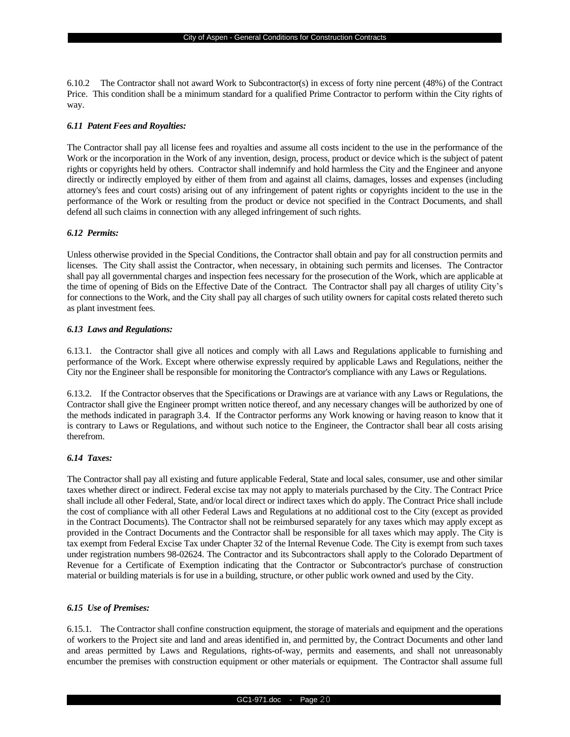6.10.2 The Contractor shall not award Work to Subcontractor(s) in excess of forty nine percent (48%) of the Contract Price. This condition shall be a minimum standard for a qualified Prime Contractor to perform within the City rights of way.

***6.11 Patent Fees and Royalties:***

The Contractor shall pay all license fees and royalties and assume all costs incident to the use in the performance of the Work or the incorporation in the Work of any invention, design, process, product or device which is the subject of patent rights or copyrights held by others. Contractor shall indemnify and hold harmless the City and the Engineer and anyone directly or indirectly employed by either of them from and against all claims, damages, losses and expenses (including attorney's fees and court costs) arising out of any infringement of patent rights or copyrights incident to the use in the performance of the Work or resulting from the product or device not specified in the Contract Documents, and shall defend all such claims in connection with any alleged infringement of such rights.

***6.12 Permits:***

Unless otherwise provided in the Special Conditions, the Contractor shall obtain and pay for all construction permits and licenses. The City shall assist the Contractor, when necessary, in obtaining such permits and licenses. The Contractor shall pay all governmental charges and inspection fees necessary for the prosecution of the Work, which are applicable at the time of opening of Bids on the Effective Date of the Contract. The Contractor shall pay all charges of utility City's for connections to the Work, and the City shall pay all charges of such utility owners for capital costs related thereto such as plant investment fees.

***6.13 Laws and Regulations:***

6.13.1. the Contractor shall give all notices and comply with all Laws and Regulations applicable to furnishing and performance of the Work. Except where otherwise expressly required by applicable Laws and Regulations, neither the City nor the Engineer shall be responsible for monitoring the Contractor's compliance with any Laws or Regulations.

6.13.2. If the Contractor observes that the Specifications or Drawings are at variance with any Laws or Regulations, the Contractor shall give the Engineer prompt written notice thereof, and any necessary changes will be authorized by one of the methods indicated in paragraph 3.4. If the Contractor performs any Work knowing or having reason to know that it is contrary to Laws or Regulations, and without such notice to the Engineer, the Contractor shall bear all costs arising therefrom.

***6.14 Taxes:***

The Contractor shall pay all existing and future applicable Federal, State and local sales, consumer, use and other similar taxes whether direct or indirect. Federal excise tax may not apply to materials purchased by the City. The Contract Price shall include all other Federal, State, and/or local direct or indirect taxes which do apply. The Contract Price shall include the cost of compliance with all other Federal Laws and Regulations at no additional cost to the City (except as provided in the Contract Documents). The Contractor shall not be reimbursed separately for any taxes which may apply except as provided in the Contract Documents and the Contractor shall be responsible for all taxes which may apply. The City is tax exempt from Federal Excise Tax under Chapter 32 of the Internal Revenue Code. The City is exempt from such taxes under registration numbers 98-02624. The Contractor and its Subcontractors shall apply to the Colorado Department of Revenue for a Certificate of Exemption indicating that the Contractor or Subcontractor's purchase of construction material or building materials is for use in a building, structure, or other public work owned and used by the City.

***6.15 Use of Premises:***

6.15.1. The Contractor shall confine construction equipment, the storage of materials and equipment and the operations of workers to the Project site and land and areas identified in, and permitted by, the Contract Documents and other land and areas permitted by Laws and Regulations, rights-of-way, permits and easements, and shall not unreasonably encumber the premises with construction equipment or other materials or equipment. The Contractor shall assume full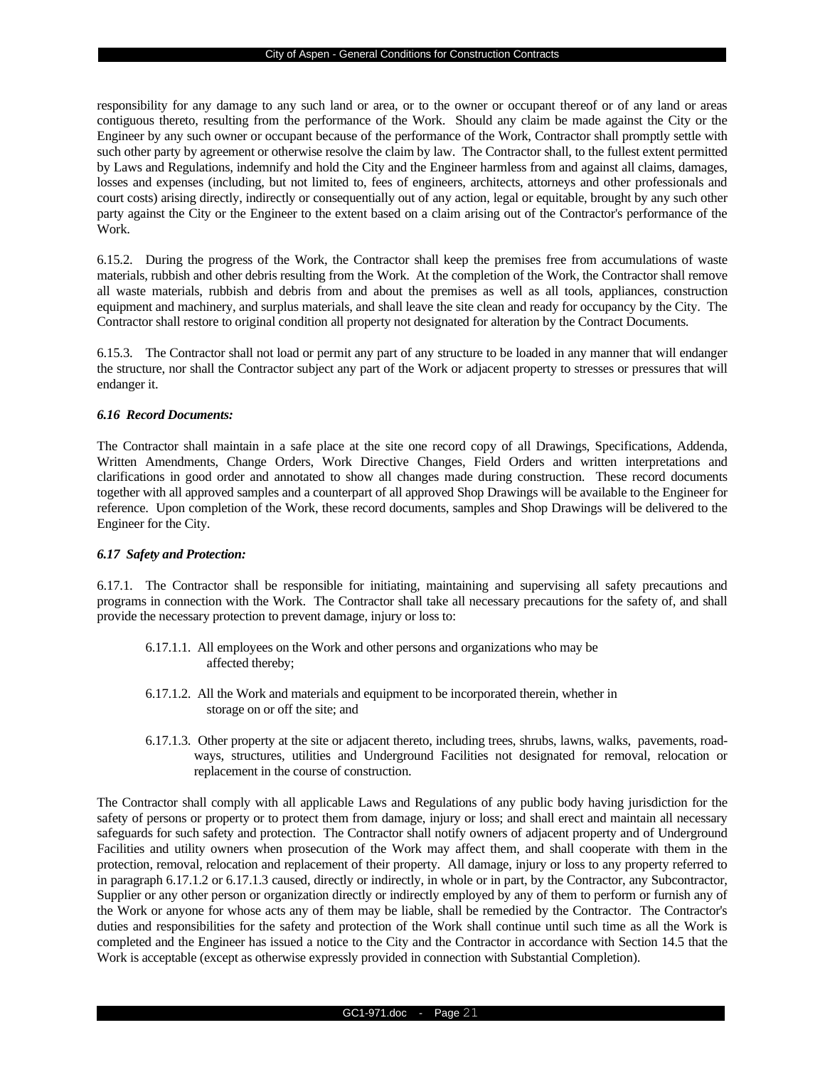responsibility for any damage to any such land or area, or to the owner or occupant thereof or of any land or areas contiguous thereto, resulting from the performance of the Work. Should any claim be made against the City or the Engineer by any such owner or occupant because of the performance of the Work, Contractor shall promptly settle with such other party by agreement or otherwise resolve the claim by law. The Contractor shall, to the fullest extent permitted by Laws and Regulations, indemnify and hold the City and the Engineer harmless from and against all claims, damages, losses and expenses (including, but not limited to, fees of engineers, architects, attorneys and other professionals and court costs) arising directly, indirectly or consequentially out of any action, legal or equitable, brought by any such other party against the City or the Engineer to the extent based on a claim arising out of the Contractor's performance of the Work.

6.15.2. During the progress of the Work, the Contractor shall keep the premises free from accumulations of waste materials, rubbish and other debris resulting from the Work. At the completion of the Work, the Contractor shall remove all waste materials, rubbish and debris from and about the premises as well as all tools, appliances, construction equipment and machinery, and surplus materials, and shall leave the site clean and ready for occupancy by the City. The Contractor shall restore to original condition all property not designated for alteration by the Contract Documents.

6.15.3. The Contractor shall not load or permit any part of any structure to be loaded in any manner that will endanger the structure, nor shall the Contractor subject any part of the Work or adjacent property to stresses or pressures that will endanger it.

### *6.16 Record Documents:*

The Contractor shall maintain in a safe place at the site one record copy of all Drawings, Specifications, Addenda, Written Amendments, Change Orders, Work Directive Changes, Field Orders and written interpretations and clarifications in good order and annotated to show all changes made during construction. These record documents together with all approved samples and a counterpart of all approved Shop Drawings will be available to the Engineer for reference. Upon completion of the Work, these record documents, samples and Shop Drawings will be delivered to the Engineer for the City.

### *6.17 Safety and Protection:*

6.17.1. The Contractor shall be responsible for initiating, maintaining and supervising all safety precautions and programs in connection with the Work. The Contractor shall take all necessary precautions for the safety of, and shall provide the necessary protection to prevent damage, injury or loss to:

- 6.17.1.1. All employees on the Work and other persons and organizations who may be affected thereby;
- 6.17.1.2. All the Work and materials and equipment to be incorporated therein, whether in storage on or off the site; and
- 6.17.1.3. Other property at the site or adjacent thereto, including trees, shrubs, lawns, walks, pavements, roadways, structures, utilities and Underground Facilities not designated for removal, relocation or replacement in the course of construction.

The Contractor shall comply with all applicable Laws and Regulations of any public body having jurisdiction for the safety of persons or property or to protect them from damage, injury or loss; and shall erect and maintain all necessary safeguards for such safety and protection. The Contractor shall notify owners of adjacent property and of Underground Facilities and utility owners when prosecution of the Work may affect them, and shall cooperate with them in the protection, removal, relocation and replacement of their property. All damage, injury or loss to any property referred to in paragraph 6.17.1.2 or 6.17.1.3 caused, directly or indirectly, in whole or in part, by the Contractor, any Subcontractor, Supplier or any other person or organization directly or indirectly employed by any of them to perform or furnish any of the Work or anyone for whose acts any of them may be liable, shall be remedied by the Contractor. The Contractor's duties and responsibilities for the safety and protection of the Work shall continue until such time as all the Work is completed and the Engineer has issued a notice to the City and the Contractor in accordance with Section 14.5 that the Work is acceptable (except as otherwise expressly provided in connection with Substantial Completion).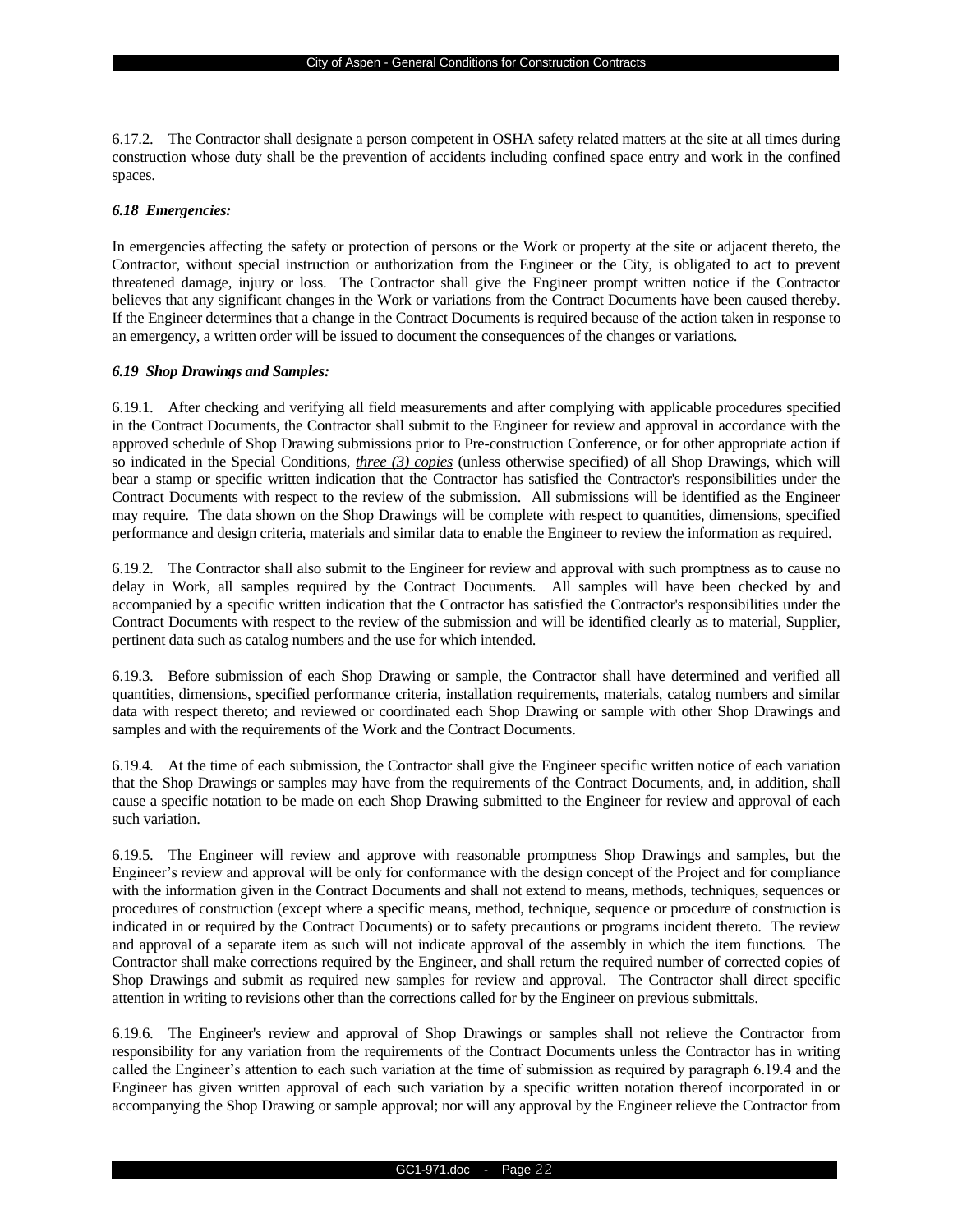6.17.2. The Contractor shall designate a person competent in OSHA safety related matters at the site at all times during construction whose duty shall be the prevention of accidents including confined space entry and work in the confined spaces.

### *6.18 Emergencies:*

In emergencies affecting the safety or protection of persons or the Work or property at the site or adjacent thereto, the Contractor, without special instruction or authorization from the Engineer or the City, is obligated to act to prevent threatened damage, injury or loss. The Contractor shall give the Engineer prompt written notice if the Contractor believes that any significant changes in the Work or variations from the Contract Documents have been caused thereby. If the Engineer determines that a change in the Contract Documents is required because of the action taken in response to an emergency, a written order will be issued to document the consequences of the changes or variations.

### *6.19 Shop Drawings and Samples:*

6.19.1. After checking and verifying all field measurements and after complying with applicable procedures specified in the Contract Documents, the Contractor shall submit to the Engineer for review and approval in accordance with the approved schedule of Shop Drawing submissions prior to Pre-construction Conference, or for other appropriate action if so indicated in the Special Conditions, ***three (3) copies*** (unless otherwise specified) of all Shop Drawings, which will bear a stamp or specific written indication that the Contractor has satisfied the Contractor's responsibilities under the Contract Documents with respect to the review of the submission. All submissions will be identified as the Engineer may require. The data shown on the Shop Drawings will be complete with respect to quantities, dimensions, specified performance and design criteria, materials and similar data to enable the Engineer to review the information as required.

6.19.2. The Contractor shall also submit to the Engineer for review and approval with such promptness as to cause no delay in Work, all samples required by the Contract Documents. All samples will have been checked by and accompanied by a specific written indication that the Contractor has satisfied the Contractor's responsibilities under the Contract Documents with respect to the review of the submission and will be identified clearly as to material, Supplier, pertinent data such as catalog numbers and the use for which intended.

6.19.3. Before submission of each Shop Drawing or sample, the Contractor shall have determined and verified all quantities, dimensions, specified performance criteria, installation requirements, materials, catalog numbers and similar data with respect thereto; and reviewed or coordinated each Shop Drawing or sample with other Shop Drawings and samples and with the requirements of the Work and the Contract Documents.

6.19.4. At the time of each submission, the Contractor shall give the Engineer specific written notice of each variation that the Shop Drawings or samples may have from the requirements of the Contract Documents, and, in addition, shall cause a specific notation to be made on each Shop Drawing submitted to the Engineer for review and approval of each such variation.

6.19.5. The Engineer will review and approve with reasonable promptness Shop Drawings and samples, but the Engineer's review and approval will be only for conformance with the design concept of the Project and for compliance with the information given in the Contract Documents and shall not extend to means, methods, techniques, sequences or procedures of construction (except where a specific means, method, technique, sequence or procedure of construction is indicated in or required by the Contract Documents) or to safety precautions or programs incident thereto. The review and approval of a separate item as such will not indicate approval of the assembly in which the item functions. The Contractor shall make corrections required by the Engineer, and shall return the required number of corrected copies of Shop Drawings and submit as required new samples for review and approval. The Contractor shall direct specific attention in writing to revisions other than the corrections called for by the Engineer on previous submittals.

6.19.6. The Engineer's review and approval of Shop Drawings or samples shall not relieve the Contractor from responsibility for any variation from the requirements of the Contract Documents unless the Contractor has in writing called the Engineer's attention to each such variation at the time of submission as required by paragraph 6.19.4 and the Engineer has given written approval of each such variation by a specific written notation thereof incorporated in or accompanying the Shop Drawing or sample approval; nor will any approval by the Engineer relieve the Contractor from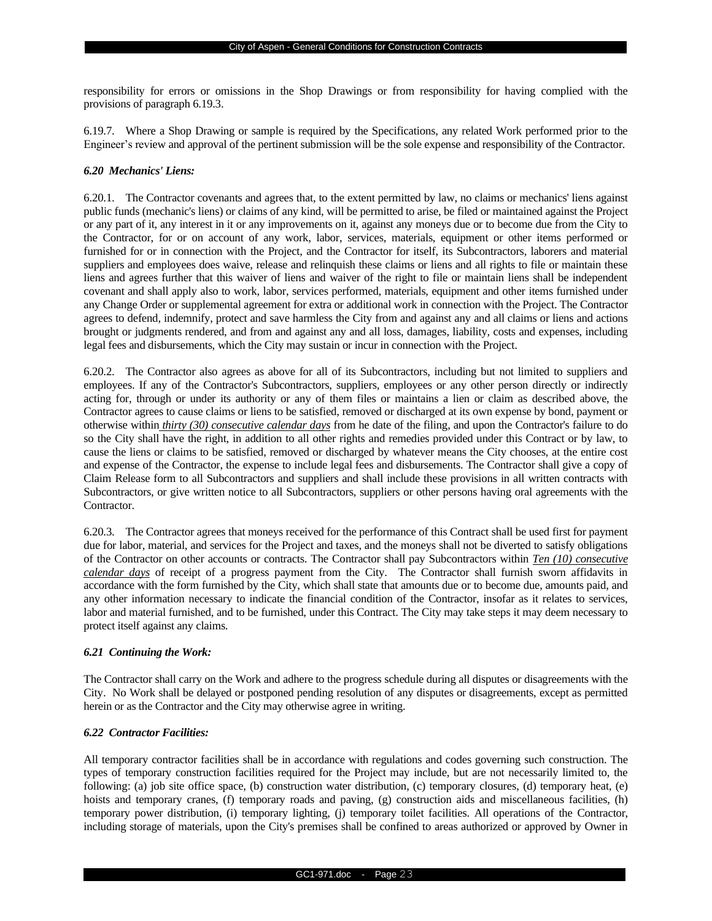responsibility for errors or omissions in the Shop Drawings or from responsibility for having complied with the provisions of paragraph 6.19.3.

6.19.7. Where a Shop Drawing or sample is required by the Specifications, any related Work performed prior to the Engineer's review and approval of the pertinent submission will be the sole expense and responsibility of the Contractor.

### *6.20 Mechanics' Liens:*

6.20.1. The Contractor covenants and agrees that, to the extent permitted by law, no claims or mechanics' liens against public funds (mechanic's liens) or claims of any kind, will be permitted to arise, be filed or maintained against the Project or any part of it, any interest in it or any improvements on it, against any moneys due or to become due from the City to the Contractor, for or on account of any work, labor, services, materials, equipment or other items performed or furnished for or in connection with the Project, and the Contractor for itself, its Subcontractors, laborers and material suppliers and employees does waive, release and relinquish these claims or liens and all rights to file or maintain these liens and agrees further that this waiver of liens and waiver of the right to file or maintain liens shall be independent covenant and shall apply also to work, labor, services performed, materials, equipment and other items furnished under any Change Order or supplemental agreement for extra or additional work in connection with the Project. The Contractor agrees to defend, indemnify, protect and save harmless the City from and against any and all claims or liens and actions brought or judgments rendered, and from and against any and all loss, damages, liability, costs and expenses, including legal fees and disbursements, which the City may sustain or incur in connection with the Project.

6.20.2. The Contractor also agrees as above for all of its Subcontractors, including but not limited to suppliers and employees. If any of the Contractor's Subcontractors, suppliers, employees or any other person directly or indirectly acting for, through or under its authority or any of them files or maintains a lien or claim as described above, the Contractor agrees to cause claims or liens to be satisfied, removed or discharged at its own expense by bond, payment or otherwise within *thirty (30) consecutive calendar days* from he date of the filing, and upon the Contractor's failure to do so the City shall have the right, in addition to all other rights and remedies provided under this Contract or by law, to cause the liens or claims to be satisfied, removed or discharged by whatever means the City chooses, at the entire cost and expense of the Contractor, the expense to include legal fees and disbursements. The Contractor shall give a copy of Claim Release form to all Subcontractors and suppliers and shall include these provisions in all written contracts with Subcontractors, or give written notice to all Subcontractors, suppliers or other persons having oral agreements with the Contractor.

6.20.3. The Contractor agrees that moneys received for the performance of this Contract shall be used first for payment due for labor, material, and services for the Project and taxes, and the moneys shall not be diverted to satisfy obligations of the Contractor on other accounts or contracts. The Contractor shall pay Subcontractors within ***Ten (10) consecutive calendar days*** of receipt of a progress payment from the City. The Contractor shall furnish sworn affidavits in accordance with the form furnished by the City, which shall state that amounts due or to become due, amounts paid, and any other information necessary to indicate the financial condition of the Contractor, insofar as it relates to services, labor and material furnished, and to be furnished, under this Contract. The City may take steps it may deem necessary to protect itself against any claims.

### *6.21 Continuing the Work:*

The Contractor shall carry on the Work and adhere to the progress schedule during all disputes or disagreements with the City. No Work shall be delayed or postponed pending resolution of any disputes or disagreements, except as permitted herein or as the Contractor and the City may otherwise agree in writing.

### *6.22 Contractor Facilities:*

All temporary contractor facilities shall be in accordance with regulations and codes governing such construction. The types of temporary construction facilities required for the Project may include, but are not necessarily limited to, the following: (a) job site office space, (b) construction water distribution, (c) temporary closures, (d) temporary heat, (e) hoists and temporary cranes, (f) temporary roads and paving, (g) construction aids and miscellaneous facilities, (h) temporary power distribution, (i) temporary lighting, (j) temporary toilet facilities. All operations of the Contractor, including storage of materials, upon the City's premises shall be confined to areas authorized or approved by Owner in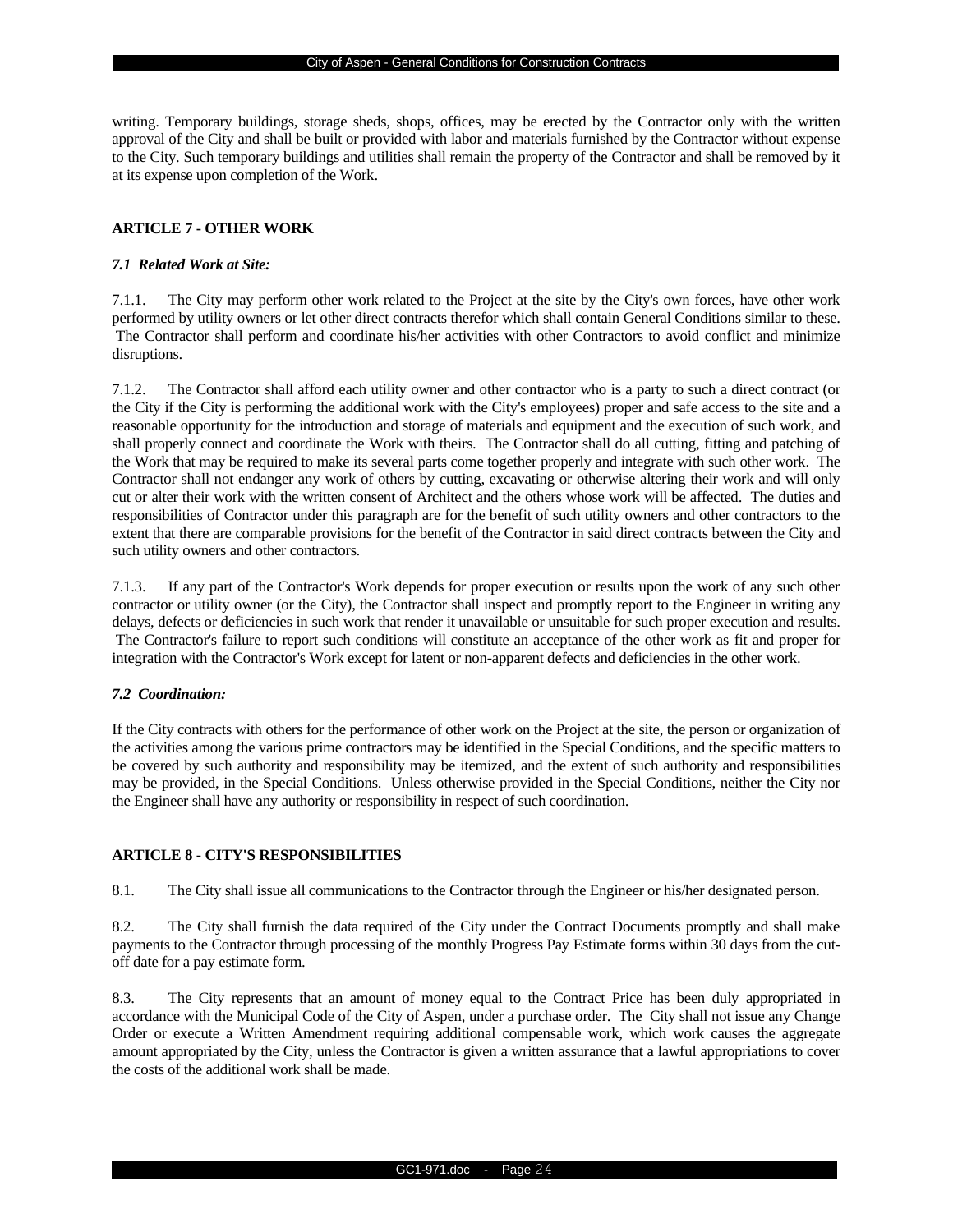writing. Temporary buildings, storage sheds, shops, offices, may be erected by the Contractor only with the written approval of the City and shall be built or provided with labor and materials furnished by the Contractor without expense to the City. Such temporary buildings and utilities shall remain the property of the Contractor and shall be removed by it at its expense upon completion of the Work.

## ARTICLE 7 - OTHER WORK

### *7.1 Related Work at Site:*

7.1.1. The City may perform other work related to the Project at the site by the City's own forces, have other work performed by utility owners or let other direct contracts therefor which shall contain General Conditions similar to these. The Contractor shall perform and coordinate his/her activities with other Contractors to avoid conflict and minimize disruptions.

7.1.2. The Contractor shall afford each utility owner and other contractor who is a party to such a direct contract (or the City if the City is performing the additional work with the City's employees) proper and safe access to the site and a reasonable opportunity for the introduction and storage of materials and equipment and the execution of such work, and shall properly connect and coordinate the Work with theirs. The Contractor shall do all cutting, fitting and patching of the Work that may be required to make its several parts come together properly and integrate with such other work. The Contractor shall not endanger any work of others by cutting, excavating or otherwise altering their work and will only cut or alter their work with the written consent of Architect and the others whose work will be affected. The duties and responsibilities of Contractor under this paragraph are for the benefit of such utility owners and other contractors to the extent that there are comparable provisions for the benefit of the Contractor in said direct contracts between the City and such utility owners and other contractors.

7.1.3. If any part of the Contractor's Work depends for proper execution or results upon the work of any such other contractor or utility owner (or the City), the Contractor shall inspect and promptly report to the Engineer in writing any delays, defects or deficiencies in such work that render it unavailable or unsuitable for such proper execution and results. The Contractor's failure to report such conditions will constitute an acceptance of the other work as fit and proper for integration with the Contractor's Work except for latent or non-apparent defects and deficiencies in the other work.

### *7.2 Coordination:*

If the City contracts with others for the performance of other work on the Project at the site, the person or organization of the activities among the various prime contractors may be identified in the Special Conditions, and the specific matters to be covered by such authority and responsibility may be itemized, and the extent of such authority and responsibilities may be provided, in the Special Conditions. Unless otherwise provided in the Special Conditions, neither the City nor the Engineer shall have any authority or responsibility in respect of such coordination.

## ARTICLE 8 - CITY'S RESPONSIBILITIES

8.1. The City shall issue all communications to the Contractor through the Engineer or his/her designated person.

8.2. The City shall furnish the data required of the City under the Contract Documents promptly and shall make payments to the Contractor through processing of the monthly Progress Pay Estimate forms within 30 days from the cut-off date for a pay estimate form.

8.3. The City represents that an amount of money equal to the Contract Price has been duly appropriated in accordance with the Municipal Code of the City of Aspen, under a purchase order. The City shall not issue any Change Order or execute a Written Amendment requiring additional compensable work, which work causes the aggregate amount appropriated by the City, unless the Contractor is given a written assurance that a lawful appropriations to cover the costs of the additional work shall be made.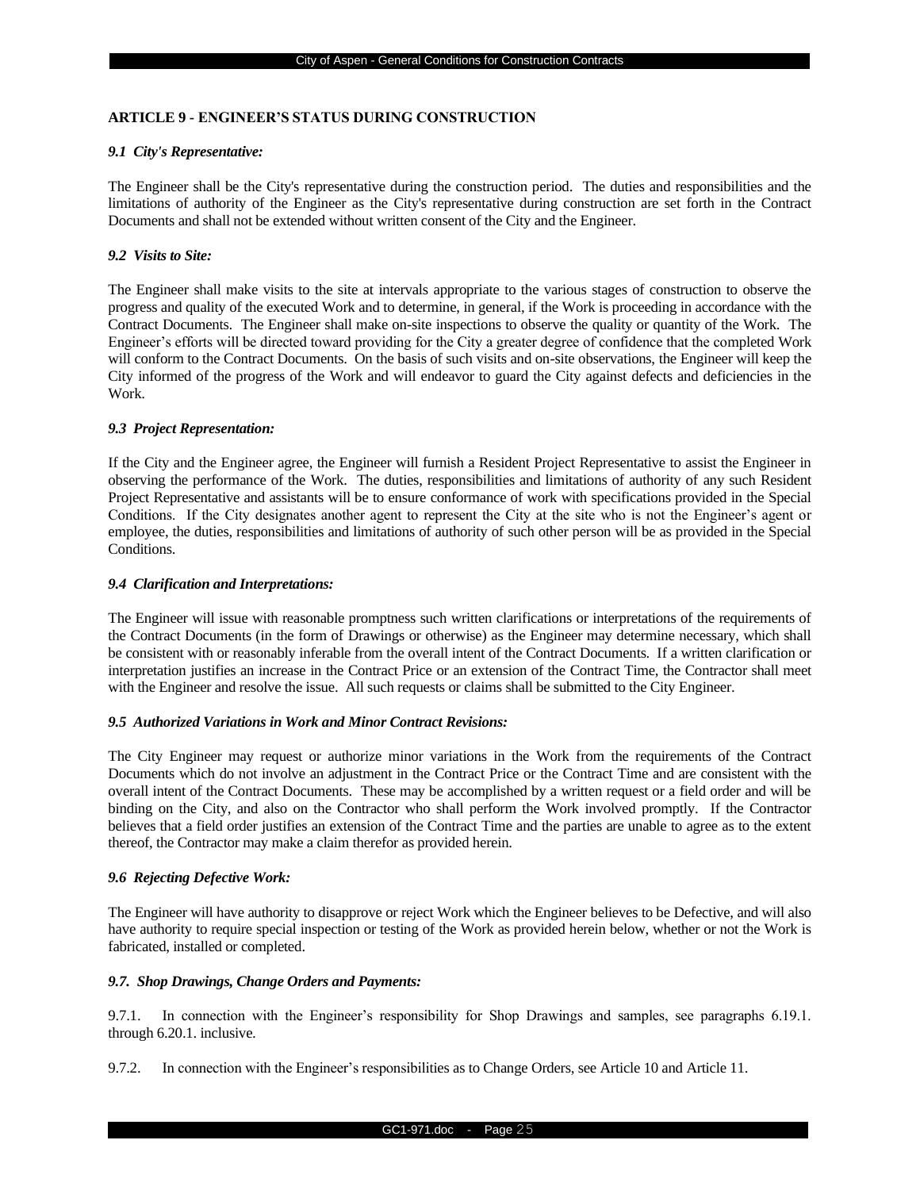## ARTICLE 9 - ENGINEER'S STATUS DURING CONSTRUCTION

### *9.1 City's Representative:*

The Engineer shall be the City's representative during the construction period. The duties and responsibilities and the limitations of authority of the Engineer as the City's representative during construction are set forth in the Contract Documents and shall not be extended without written consent of the City and the Engineer.

### *9.2 Visits to Site:*

The Engineer shall make visits to the site at intervals appropriate to the various stages of construction to observe the progress and quality of the executed Work and to determine, in general, if the Work is proceeding in accordance with the Contract Documents. The Engineer shall make on-site inspections to observe the quality or quantity of the Work. The Engineer's efforts will be directed toward providing for the City a greater degree of confidence that the completed Work will conform to the Contract Documents. On the basis of such visits and on-site observations, the Engineer will keep the City informed of the progress of the Work and will endeavor to guard the City against defects and deficiencies in the Work.

### *9.3 Project Representation:*

If the City and the Engineer agree, the Engineer will furnish a Resident Project Representative to assist the Engineer in observing the performance of the Work. The duties, responsibilities and limitations of authority of any such Resident Project Representative and assistants will be to ensure conformance of work with specifications provided in the Special Conditions. If the City designates another agent to represent the City at the site who is not the Engineer's agent or employee, the duties, responsibilities and limitations of authority of such other person will be as provided in the Special Conditions.

### *9.4 Clarification and Interpretations:*

The Engineer will issue with reasonable promptness such written clarifications or interpretations of the requirements of the Contract Documents (in the form of Drawings or otherwise) as the Engineer may determine necessary, which shall be consistent with or reasonably inferable from the overall intent of the Contract Documents. If a written clarification or interpretation justifies an increase in the Contract Price or an extension of the Contract Time, the Contractor shall meet with the Engineer and resolve the issue. All such requests or claims shall be submitted to the City Engineer.

### *9.5 Authorized Variations in Work and Minor Contract Revisions:*

The City Engineer may request or authorize minor variations in the Work from the requirements of the Contract Documents which do not involve an adjustment in the Contract Price or the Contract Time and are consistent with the overall intent of the Contract Documents. These may be accomplished by a written request or a field order and will be binding on the City, and also on the Contractor who shall perform the Work involved promptly. If the Contractor believes that a field order justifies an extension of the Contract Time and the parties are unable to agree as to the extent thereof, the Contractor may make a claim therefor as provided herein.

### *9.6 Rejecting Defective Work:*

The Engineer will have authority to disapprove or reject Work which the Engineer believes to be Defective, and will also have authority to require special inspection or testing of the Work as provided herein below, whether or not the Work is fabricated, installed or completed.

### *9.7. Shop Drawings, Change Orders and Payments:*

9.7.1. In connection with the Engineer's responsibility for Shop Drawings and samples, see paragraphs 6.19.1. through 6.20.1. inclusive.

9.7.2. In connection with the Engineer's responsibilities as to Change Orders, see Article 10 and Article 11.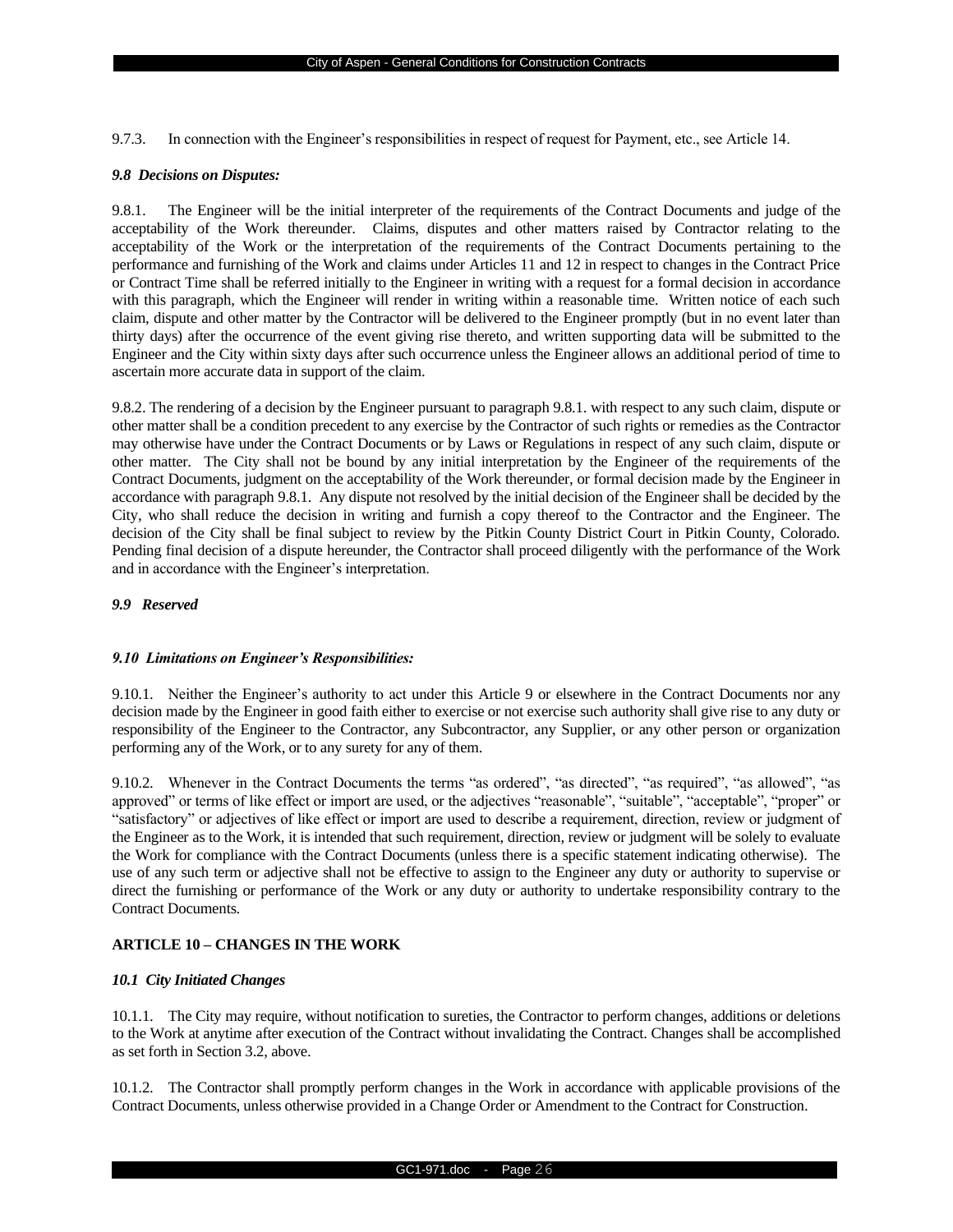9.7.3. In connection with the Engineer's responsibilities in respect of request for Payment, etc., see Article 14.

***9.8 Decisions on Disputes:***

9.8.1. The Engineer will be the initial interpreter of the requirements of the Contract Documents and judge of the acceptability of the Work thereunder. Claims, disputes and other matters raised by Contractor relating to the acceptability of the Work or the interpretation of the requirements of the Contract Documents pertaining to the performance and furnishing of the Work and claims under Articles 11 and 12 in respect to changes in the Contract Price or Contract Time shall be referred initially to the Engineer in writing with a request for a formal decision in accordance with this paragraph, which the Engineer will render in writing within a reasonable time. Written notice of each such claim, dispute and other matter by the Contractor will be delivered to the Engineer promptly (but in no event later than thirty days) after the occurrence of the event giving rise thereto, and written supporting data will be submitted to the Engineer and the City within sixty days after such occurrence unless the Engineer allows an additional period of time to ascertain more accurate data in support of the claim.

9.8.2. The rendering of a decision by the Engineer pursuant to paragraph 9.8.1. with respect to any such claim, dispute or other matter shall be a condition precedent to any exercise by the Contractor of such rights or remedies as the Contractor may otherwise have under the Contract Documents or by Laws or Regulations in respect of any such claim, dispute or other matter. The City shall not be bound by any initial interpretation by the Engineer of the requirements of the Contract Documents, judgment on the acceptability of the Work thereunder, or formal decision made by the Engineer in accordance with paragraph 9.8.1. Any dispute not resolved by the initial decision of the Engineer shall be decided by the City, who shall reduce the decision in writing and furnish a copy thereof to the Contractor and the Engineer. The decision of the City shall be final subject to review by the Pitkin County District Court in Pitkin County, Colorado. Pending final decision of a dispute hereunder, the Contractor shall proceed diligently with the performance of the Work and in accordance with the Engineer's interpretation.

***9.9 Reserved***

***9.10 Limitations on Engineer's Responsibilities:***

9.10.1. Neither the Engineer's authority to act under this Article 9 or elsewhere in the Contract Documents nor any decision made by the Engineer in good faith either to exercise or not exercise such authority shall give rise to any duty or responsibility of the Engineer to the Contractor, any Subcontractor, any Supplier, or any other person or organization performing any of the Work, or to any surety for any of them.

9.10.2. Whenever in the Contract Documents the terms "as ordered", "as directed", "as required", "as allowed", "as approved" or terms of like effect or import are used, or the adjectives "reasonable", "suitable", "acceptable", "proper" or "satisfactory" or adjectives of like effect or import are used to describe a requirement, direction, review or judgment of the Engineer as to the Work, it is intended that such requirement, direction, review or judgment will be solely to evaluate the Work for compliance with the Contract Documents (unless there is a specific statement indicating otherwise). The use of any such term or adjective shall not be effective to assign to the Engineer any duty or authority to supervise or direct the furnishing or performance of the Work or any duty or authority to undertake responsibility contrary to the Contract Documents.

## ARTICLE 10 – CHANGES IN THE WORK

***10.1 City Initiated Changes***

10.1.1. The City may require, without notification to sureties, the Contractor to perform changes, additions or deletions to the Work at anytime after execution of the Contract without invalidating the Contract. Changes shall be accomplished as set forth in Section 3.2, above.

10.1.2. The Contractor shall promptly perform changes in the Work in accordance with applicable provisions of the Contract Documents, unless otherwise provided in a Change Order or Amendment to the Contract for Construction.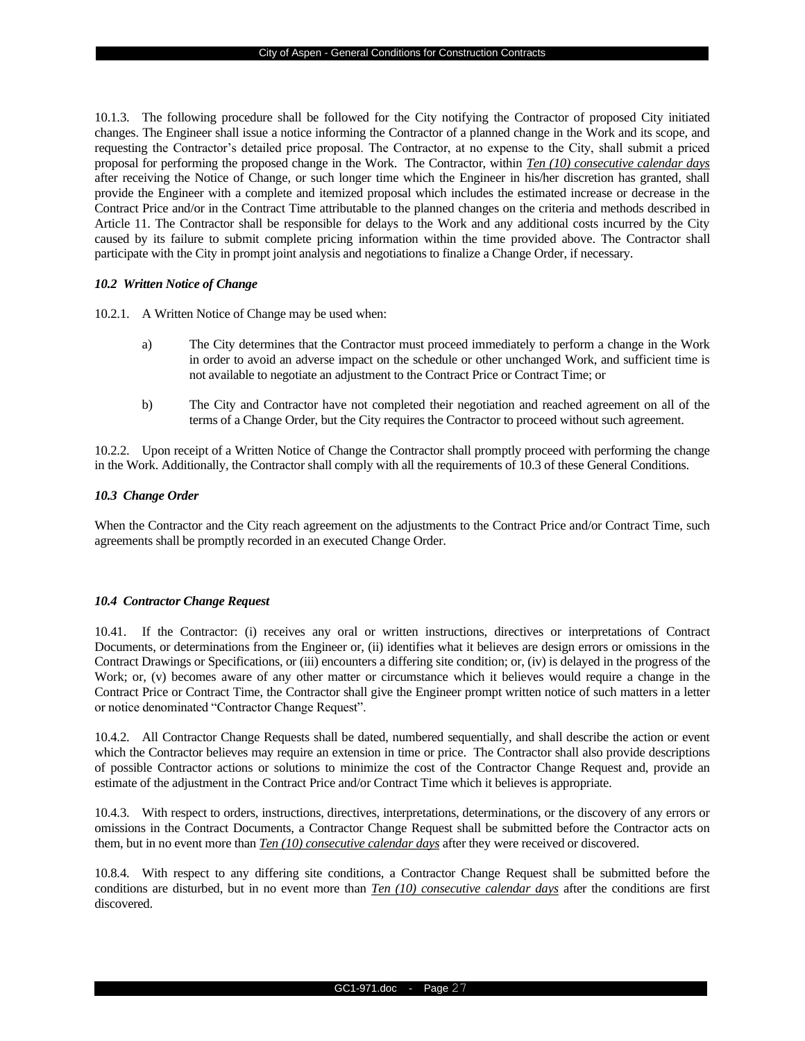10.1.3. The following procedure shall be followed for the City notifying the Contractor of proposed City initiated changes. The Engineer shall issue a notice informing the Contractor of a planned change in the Work and its scope, and requesting the Contractor's detailed price proposal. The Contractor, at no expense to the City, shall submit a priced proposal for performing the proposed change in the Work. The Contractor, within ***<u>Ten (10) consecutive calendar days</u>*** after receiving the Notice of Change, or such longer time which the Engineer in his/her discretion has granted, shall provide the Engineer with a complete and itemized proposal which includes the estimated increase or decrease in the Contract Price and/or in the Contract Time attributable to the planned changes on the criteria and methods described in Article 11. The Contractor shall be responsible for delays to the Work and any additional costs incurred by the City caused by its failure to submit complete pricing information within the time provided above. The Contractor shall participate with the City in prompt joint analysis and negotiations to finalize a Change Order, if necessary.

### *10.2 Written Notice of Change*

10.2.1. A Written Notice of Change may be used when:

a) The City determines that the Contractor must proceed immediately to perform a change in the Work in order to avoid an adverse impact on the schedule or other unchanged Work, and sufficient time is not available to negotiate an adjustment to the Contract Price or Contract Time; or

b) The City and Contractor have not completed their negotiation and reached agreement on all of the terms of a Change Order, but the City requires the Contractor to proceed without such agreement.

10.2.2. Upon receipt of a Written Notice of Change the Contractor shall promptly proceed with performing the change in the Work. Additionally, the Contractor shall comply with all the requirements of 10.3 of these General Conditions.

### *10.3 Change Order*

When the Contractor and the City reach agreement on the adjustments to the Contract Price and/or Contract Time, such agreements shall be promptly recorded in an executed Change Order.

### *10.4 Contractor Change Request*

10.41. If the Contractor: (i) receives any oral or written instructions, directives or interpretations of Contract Documents, or determinations from the Engineer or, (ii) identifies what it believes are design errors or omissions in the Contract Drawings or Specifications, or (iii) encounters a differing site condition; or, (iv) is delayed in the progress of the Work; or, (v) becomes aware of any other matter or circumstance which it believes would require a change in the Contract Price or Contract Time, the Contractor shall give the Engineer prompt written notice of such matters in a letter or notice denominated "Contractor Change Request".

10.4.2. All Contractor Change Requests shall be dated, numbered sequentially, and shall describe the action or event which the Contractor believes may require an extension in time or price. The Contractor shall also provide descriptions of possible Contractor actions or solutions to minimize the cost of the Contractor Change Request and, provide an estimate of the adjustment in the Contract Price and/or Contract Time which it believes is appropriate.

10.4.3. With respect to orders, instructions, directives, interpretations, determinations, or the discovery of any errors or omissions in the Contract Documents, a Contractor Change Request shall be submitted before the Contractor acts on them, but in no event more than ***<u>Ten (10) consecutive calendar days</u>*** after they were received or discovered.

10.8.4. With respect to any differing site conditions, a Contractor Change Request shall be submitted before the conditions are disturbed, but in no event more than ***<u>Ten (10) consecutive calendar days</u>*** after the conditions are first discovered.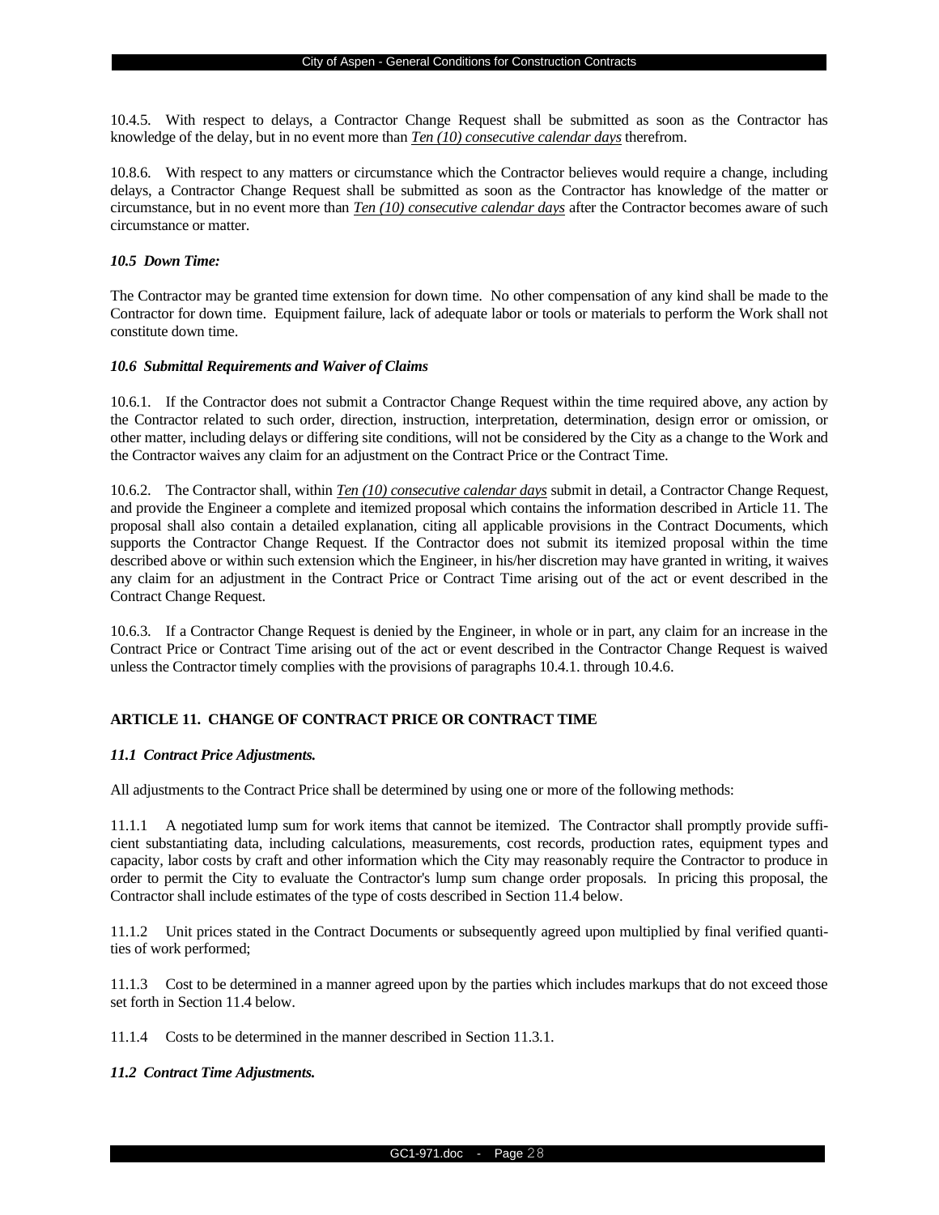10.4.5. With respect to delays, a Contractor Change Request shall be submitted as soon as the Contractor has knowledge of the delay, but in no event more than ***Ten (10) consecutive calendar days*** therefrom.

10.8.6. With respect to any matters or circumstance which the Contractor believes would require a change, including delays, a Contractor Change Request shall be submitted as soon as the Contractor has knowledge of the matter or circumstance, but in no event more than ***Ten (10) consecutive calendar days*** after the Contractor becomes aware of such circumstance or matter.

***10.5 Down Time:***

The Contractor may be granted time extension for down time. No other compensation of any kind shall be made to the Contractor for down time. Equipment failure, lack of adequate labor or tools or materials to perform the Work shall not constitute down time.

***10.6 Submittal Requirements and Waiver of Claims***

10.6.1. If the Contractor does not submit a Contractor Change Request within the time required above, any action by the Contractor related to such order, direction, instruction, interpretation, determination, design error or omission, or other matter, including delays or differing site conditions, will not be considered by the City as a change to the Work and the Contractor waives any claim for an adjustment on the Contract Price or the Contract Time.

10.6.2. The Contractor shall, within ***Ten (10) consecutive calendar days*** submit in detail, a Contractor Change Request, and provide the Engineer a complete and itemized proposal which contains the information described in Article 11. The proposal shall also contain a detailed explanation, citing all applicable provisions in the Contract Documents, which supports the Contractor Change Request. If the Contractor does not submit its itemized proposal within the time described above or within such extension which the Engineer, in his/her discretion may have granted in writing, it waives any claim for an adjustment in the Contract Price or Contract Time arising out of the act or event described in the Contract Change Request.

10.6.3. If a Contractor Change Request is denied by the Engineer, in whole or in part, any claim for an increase in the Contract Price or Contract Time arising out of the act or event described in the Contractor Change Request is waived unless the Contractor timely complies with the provisions of paragraphs 10.4.1. through 10.4.6.

## ARTICLE 11. CHANGE OF CONTRACT PRICE OR CONTRACT TIME

***11.1 Contract Price Adjustments.***

All adjustments to the Contract Price shall be determined by using one or more of the following methods:

11.1.1 A negotiated lump sum for work items that cannot be itemized. The Contractor shall promptly provide sufficient substantiating data, including calculations, measurements, cost records, production rates, equipment types and capacity, labor costs by craft and other information which the City may reasonably require the Contractor to produce in order to permit the City to evaluate the Contractor's lump sum change order proposals. In pricing this proposal, the Contractor shall include estimates of the type of costs described in Section 11.4 below.

11.1.2 Unit prices stated in the Contract Documents or subsequently agreed upon multiplied by final verified quantities of work performed;

11.1.3 Cost to be determined in a manner agreed upon by the parties which includes markups that do not exceed those set forth in Section 11.4 below.

11.1.4 Costs to be determined in the manner described in Section 11.3.1.

***11.2 Contract Time Adjustments.***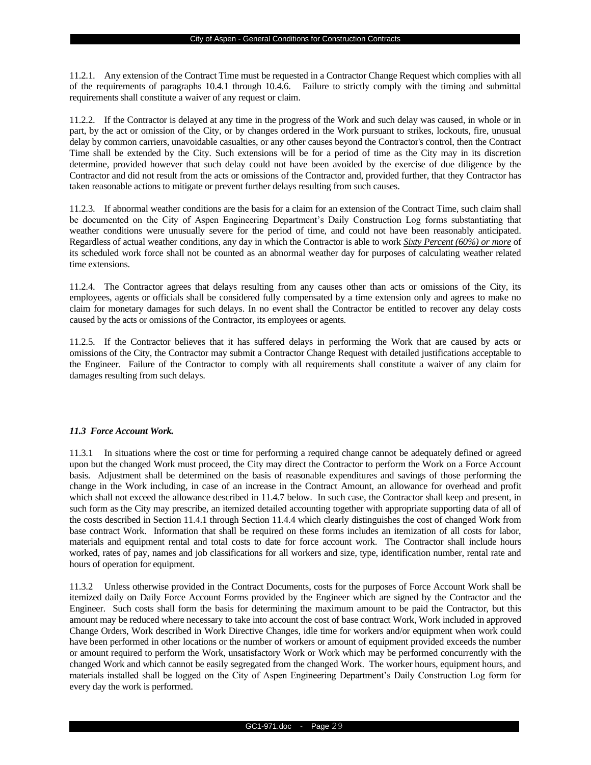11.2.1. Any extension of the Contract Time must be requested in a Contractor Change Request which complies with all of the requirements of paragraphs 10.4.1 through 10.4.6. Failure to strictly comply with the timing and submittal requirements shall constitute a waiver of any request or claim.

11.2.2. If the Contractor is delayed at any time in the progress of the Work and such delay was caused, in whole or in part, by the act or omission of the City, or by changes ordered in the Work pursuant to strikes, lockouts, fire, unusual delay by common carriers, unavoidable casualties, or any other causes beyond the Contractor's control, then the Contract Time shall be extended by the City. Such extensions will be for a period of time as the City may in its discretion determine, provided however that such delay could not have been avoided by the exercise of due diligence by the Contractor and did not result from the acts or omissions of the Contractor and, provided further, that they Contractor has taken reasonable actions to mitigate or prevent further delays resulting from such causes.

11.2.3. If abnormal weather conditions are the basis for a claim for an extension of the Contract Time, such claim shall be documented on the City of Aspen Engineering Department's Daily Construction Log forms substantiating that weather conditions were unusually severe for the period of time, and could not have been reasonably anticipated. Regardless of actual weather conditions, any day in which the Contractor is able to work ***Sixty Percent (60%) or more*** of its scheduled work force shall not be counted as an abnormal weather day for purposes of calculating weather related time extensions.

11.2.4. The Contractor agrees that delays resulting from any causes other than acts or omissions of the City, its employees, agents or officials shall be considered fully compensated by a time extension only and agrees to make no claim for monetary damages for such delays. In no event shall the Contractor be entitled to recover any delay costs caused by the acts or omissions of the Contractor, its employees or agents.

11.2.5. If the Contractor believes that it has suffered delays in performing the Work that are caused by acts or omissions of the City, the Contractor may submit a Contractor Change Request with detailed justifications acceptable to the Engineer. Failure of the Contractor to comply with all requirements shall constitute a waiver of any claim for damages resulting from such delays.

### *11.3 Force Account Work.*

11.3.1 In situations where the cost or time for performing a required change cannot be adequately defined or agreed upon but the changed Work must proceed, the City may direct the Contractor to perform the Work on a Force Account basis. Adjustment shall be determined on the basis of reasonable expenditures and savings of those performing the change in the Work including, in case of an increase in the Contract Amount, an allowance for overhead and profit which shall not exceed the allowance described in 11.4.7 below. In such case, the Contractor shall keep and present, in such form as the City may prescribe, an itemized detailed accounting together with appropriate supporting data of all of the costs described in Section 11.4.1 through Section 11.4.4 which clearly distinguishes the cost of changed Work from base contract Work. Information that shall be required on these forms includes an itemization of all costs for labor, materials and equipment rental and total costs to date for force account work. The Contractor shall include hours worked, rates of pay, names and job classifications for all workers and size, type, identification number, rental rate and hours of operation for equipment.

11.3.2 Unless otherwise provided in the Contract Documents, costs for the purposes of Force Account Work shall be itemized daily on Daily Force Account Forms provided by the Engineer which are signed by the Contractor and the Engineer. Such costs shall form the basis for determining the maximum amount to be paid the Contractor, but this amount may be reduced where necessary to take into account the cost of base contract Work, Work included in approved Change Orders, Work described in Work Directive Changes, idle time for workers and/or equipment when work could have been performed in other locations or the number of workers or amount of equipment provided exceeds the number or amount required to perform the Work, unsatisfactory Work or Work which may be performed concurrently with the changed Work and which cannot be easily segregated from the changed Work. The worker hours, equipment hours, and materials installed shall be logged on the City of Aspen Engineering Department's Daily Construction Log form for every day the work is performed.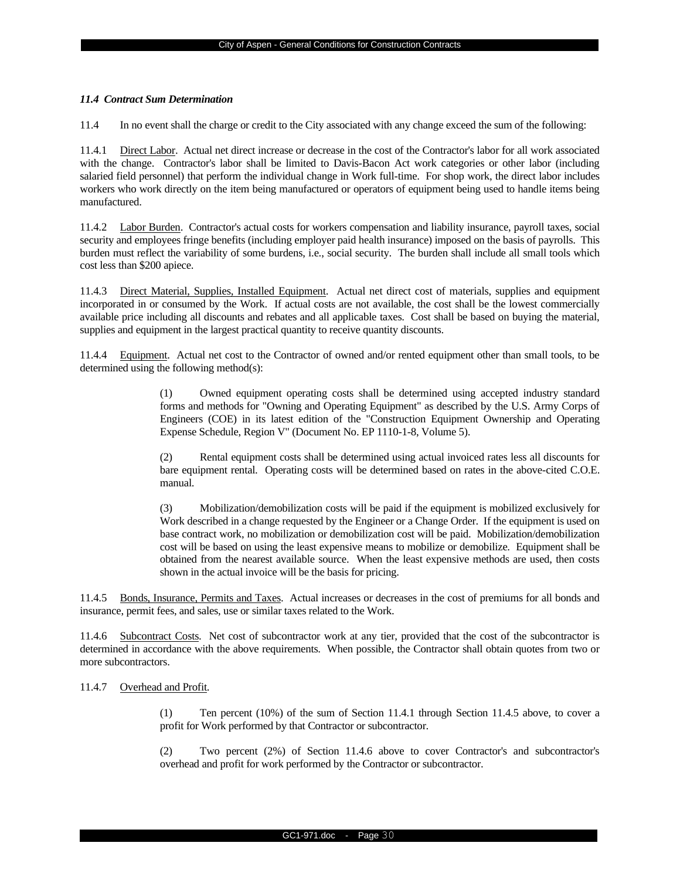### *11.4 Contract Sum Determination*

11.4 In no event shall the charge or credit to the City associated with any change exceed the sum of the following:

11.4.1 Direct Labor. Actual net direct increase or decrease in the cost of the Contractor's labor for all work associated with the change. Contractor's labor shall be limited to Davis-Bacon Act work categories or other labor (including salaried field personnel) that perform the individual change in Work full-time. For shop work, the direct labor includes workers who work directly on the item being manufactured or operators of equipment being used to handle items being manufactured.

11.4.2 Labor Burden. Contractor's actual costs for workers compensation and liability insurance, payroll taxes, social security and employees fringe benefits (including employer paid health insurance) imposed on the basis of payrolls. This burden must reflect the variability of some burdens, i.e., social security. The burden shall include all small tools which cost less than $200 apiece.

11.4.3 Direct Material, Supplies, Installed Equipment. Actual net direct cost of materials, supplies and equipment incorporated in or consumed by the Work. If actual costs are not available, the cost shall be the lowest commercially available price including all discounts and rebates and all applicable taxes. Cost shall be based on buying the material, supplies and equipment in the largest practical quantity to receive quantity discounts.

11.4.4 Equipment. Actual net cost to the Contractor of owned and/or rented equipment other than small tools, to be determined using the following method(s):

> (1) Owned equipment operating costs shall be determined using accepted industry standard forms and methods for "Owning and Operating Equipment" as described by the U.S. Army Corps of Engineers (COE) in its latest edition of the "Construction Equipment Ownership and Operating Expense Schedule, Region V" (Document No. EP 1110-1-8, Volume 5).
>
> (2) Rental equipment costs shall be determined using actual invoiced rates less all discounts for bare equipment rental. Operating costs will be determined based on rates in the above-cited C.O.E. manual.
>
> (3) Mobilization/demobilization costs will be paid if the equipment is mobilized exclusively for Work described in a change requested by the Engineer or a Change Order. If the equipment is used on base contract work, no mobilization or demobilization cost will be paid. Mobilization/demobilization cost will be based on using the least expensive means to mobilize or demobilize. Equipment shall be obtained from the nearest available source. When the least expensive methods are used, then costs shown in the actual invoice will be the basis for pricing.

11.4.5 Bonds, Insurance, Permits and Taxes. Actual increases or decreases in the cost of premiums for all bonds and insurance, permit fees, and sales, use or similar taxes related to the Work.

11.4.6 Subcontract Costs. Net cost of subcontractor work at any tier, provided that the cost of the subcontractor is determined in accordance with the above requirements. When possible, the Contractor shall obtain quotes from two or more subcontractors.

11.4.7 Overhead and Profit.

> (1) Ten percent (10%) of the sum of Section 11.4.1 through Section 11.4.5 above, to cover a profit for Work performed by that Contractor or subcontractor.
>
> (2) Two percent (2%) of Section 11.4.6 above to cover Contractor's and subcontractor's overhead and profit for work performed by the Contractor or subcontractor.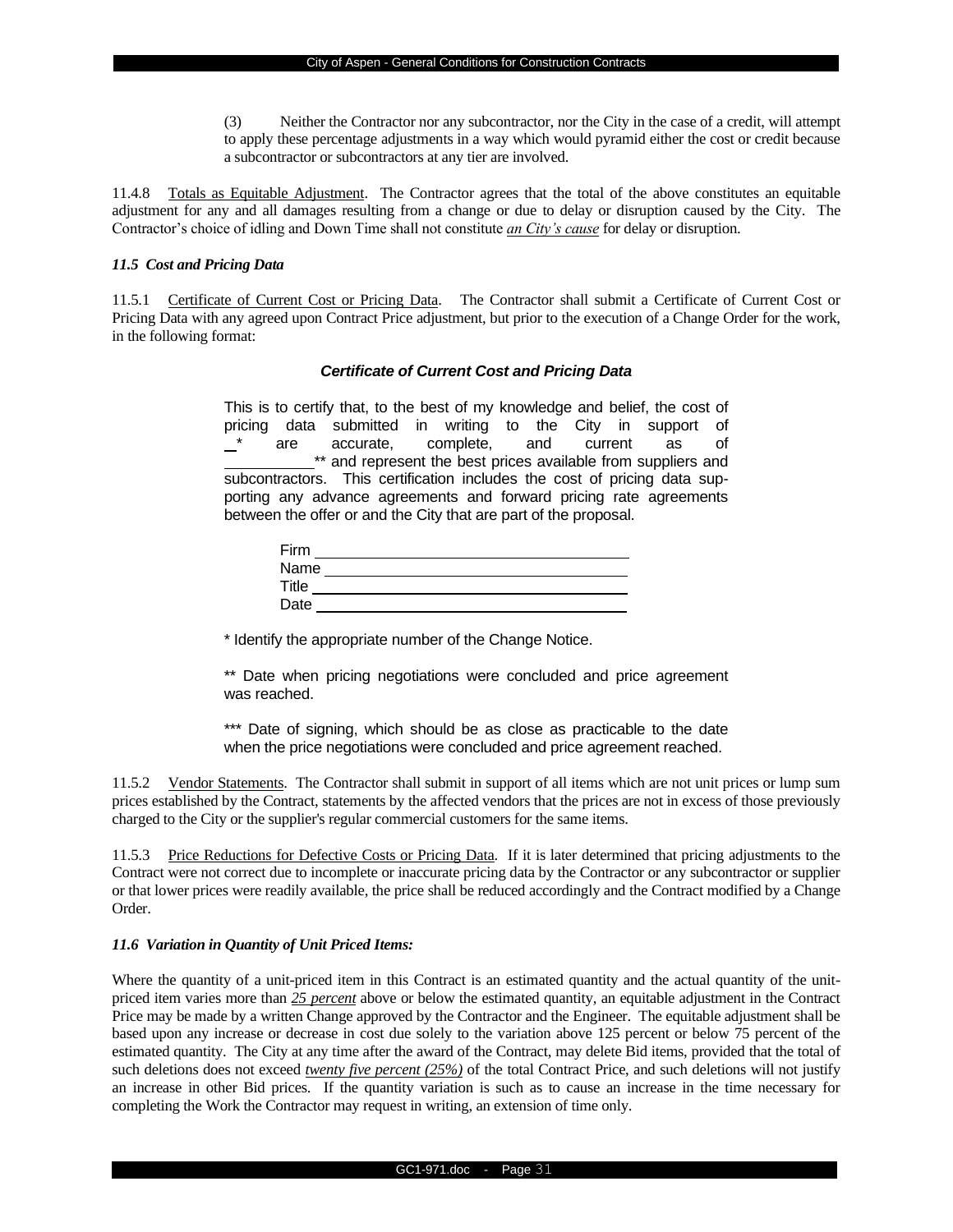(3) Neither the Contractor nor any subcontractor, nor the City in the case of a credit, will attempt to apply these percentage adjustments in a way which would pyramid either the cost or credit because a subcontractor or subcontractors at any tier are involved.

11.4.8 Totals as Equitable Adjustment. The Contractor agrees that the total of the above constitutes an equitable adjustment for any and all damages resulting from a change or due to delay or disruption caused by the City. The Contractor's choice of idling and Down Time shall not constitute *an City's cause* for delay or disruption.

### *11.5 Cost and Pricing Data*

11.5.1 Certificate of Current Cost or Pricing Data. The Contractor shall submit a Certificate of Current Cost or Pricing Data with any agreed upon Contract Price adjustment, but prior to the execution of a Change Order for the work, in the following format:

***Certificate of Current Cost and Pricing Data***

This is to certify that, to the best of my knowledge and belief, the cost of pricing data submitted in writing to the City in support of \_\* are accurate, complete, and current as of \_\_\_\_\_\_\_\_\_\_\*\* and represent the best prices available from suppliers and subcontractors. This certification includes the cost of pricing data supporting any advance agreements and forward pricing rate agreements between the offer or and the City that are part of the proposal.

Firm \_\_\_\_\_\_\_\_\_\_\_\_\_\_\_\_\_\_\_\_\_\_\_\_\_\_\_\_\_\_\_\_
Name \_\_\_\_\_\_\_\_\_\_\_\_\_\_\_\_\_\_\_\_\_\_\_\_\_\_\_\_\_\_\_
Title \_\_\_\_\_\_\_\_\_\_\_\_\_\_\_\_\_\_\_\_\_\_\_\_\_\_\_\_\_\_\_\_
Date \_\_\_\_\_\_\_\_\_\_\_\_\_\_\_\_\_\_\_\_\_\_\_\_\_\_\_\_\_\_\_\_

\* Identify the appropriate number of the Change Notice.

\*\* Date when pricing negotiations were concluded and price agreement was reached.

\*\*\* Date of signing, which should be as close as practicable to the date when the price negotiations were concluded and price agreement reached.

11.5.2 Vendor Statements. The Contractor shall submit in support of all items which are not unit prices or lump sum prices established by the Contract, statements by the affected vendors that the prices are not in excess of those previously charged to the City or the supplier's regular commercial customers for the same items.

11.5.3 Price Reductions for Defective Costs or Pricing Data. If it is later determined that pricing adjustments to the Contract were not correct due to incomplete or inaccurate pricing data by the Contractor or any subcontractor or supplier or that lower prices were readily available, the price shall be reduced accordingly and the Contract modified by a Change Order.

### *11.6 Variation in Quantity of Unit Priced Items:*

Where the quantity of a unit-priced item in this Contract is an estimated quantity and the actual quantity of the unit-priced item varies more than *25 percent* above or below the estimated quantity, an equitable adjustment in the Contract Price may be made by a written Change approved by the Contractor and the Engineer. The equitable adjustment shall be based upon any increase or decrease in cost due solely to the variation above 125 percent or below 75 percent of the estimated quantity. The City at any time after the award of the Contract, may delete Bid items, provided that the total of such deletions does not exceed *twenty five percent (25%)* of the total Contract Price, and such deletions will not justify an increase in other Bid prices. If the quantity variation is such as to cause an increase in the time necessary for completing the Work the Contractor may request in writing, an extension of time only.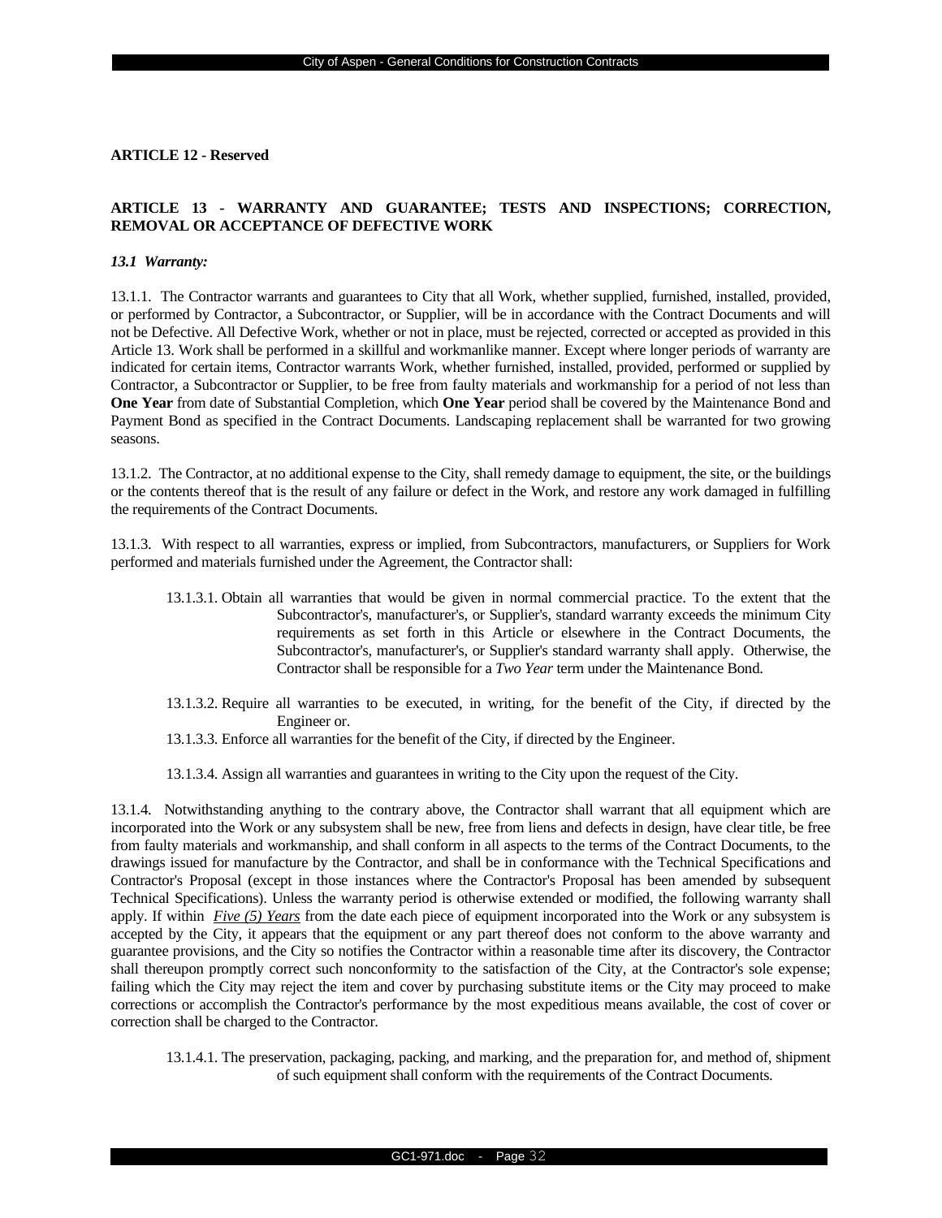**ARTICLE 12 - Reserved**

**ARTICLE 13 - WARRANTY AND GUARANTEE; TESTS AND INSPECTIONS; CORRECTION, REMOVAL OR ACCEPTANCE OF DEFECTIVE WORK**

***13.1 Warranty:***

13.1.1. The Contractor warrants and guarantees to City that all Work, whether supplied, furnished, installed, provided, or performed by Contractor, a Subcontractor, or Supplier, will be in accordance with the Contract Documents and will not be Defective. All Defective Work, whether or not in place, must be rejected, corrected or accepted as provided in this Article 13. Work shall be performed in a skillful and workmanlike manner. Except where longer periods of warranty are indicated for certain items, Contractor warrants Work, whether furnished, installed, provided, performed or supplied by Contractor, a Subcontractor or Supplier, to be free from faulty materials and workmanship for a period of not less than **One Year** from date of Substantial Completion, which **One Year** period shall be covered by the Maintenance Bond and Payment Bond as specified in the Contract Documents. Landscaping replacement shall be warranted for two growing seasons.

13.1.2. The Contractor, at no additional expense to the City, shall remedy damage to equipment, the site, or the buildings or the contents thereof that is the result of any failure or defect in the Work, and restore any work damaged in fulfilling the requirements of the Contract Documents.

13.1.3. With respect to all warranties, express or implied, from Subcontractors, manufacturers, or Suppliers for Work performed and materials furnished under the Agreement, the Contractor shall:

13.1.3.1. Obtain all warranties that would be given in normal commercial practice. To the extent that the Subcontractor's, manufacturer's, or Supplier's, standard warranty exceeds the minimum City requirements as set forth in this Article or elsewhere in the Contract Documents, the Subcontractor's, manufacturer's, or Supplier's standard warranty shall apply. Otherwise, the Contractor shall be responsible for a *Two Year* term under the Maintenance Bond.

13.1.3.2. Require all warranties to be executed, in writing, for the benefit of the City, if directed by the Engineer or.

13.1.3.3. Enforce all warranties for the benefit of the City, if directed by the Engineer.

13.1.3.4. Assign all warranties and guarantees in writing to the City upon the request of the City.

13.1.4. Notwithstanding anything to the contrary above, the Contractor shall warrant that all equipment which are incorporated into the Work or any subsystem shall be new, free from liens and defects in design, have clear title, be free from faulty materials and workmanship, and shall conform in all aspects to the terms of the Contract Documents, to the drawings issued for manufacture by the Contractor, and shall be in conformance with the Technical Specifications and Contractor's Proposal (except in those instances where the Contractor's Proposal has been amended by subsequent Technical Specifications). Unless the warranty period is otherwise extended or modified, the following warranty shall apply. If within <u>*Five (5) Years*</u> from the date each piece of equipment incorporated into the Work or any subsystem is accepted by the City, it appears that the equipment or any part thereof does not conform to the above warranty and guarantee provisions, and the City so notifies the Contractor within a reasonable time after its discovery, the Contractor shall thereupon promptly correct such nonconformity to the satisfaction of the City, at the Contractor's sole expense; failing which the City may reject the item and cover by purchasing substitute items or the City may proceed to make corrections or accomplish the Contractor's performance by the most expeditious means available, the cost of cover or correction shall be charged to the Contractor.

13.1.4.1. The preservation, packaging, packing, and marking, and the preparation for, and method of, shipment of such equipment shall conform with the requirements of the Contract Documents.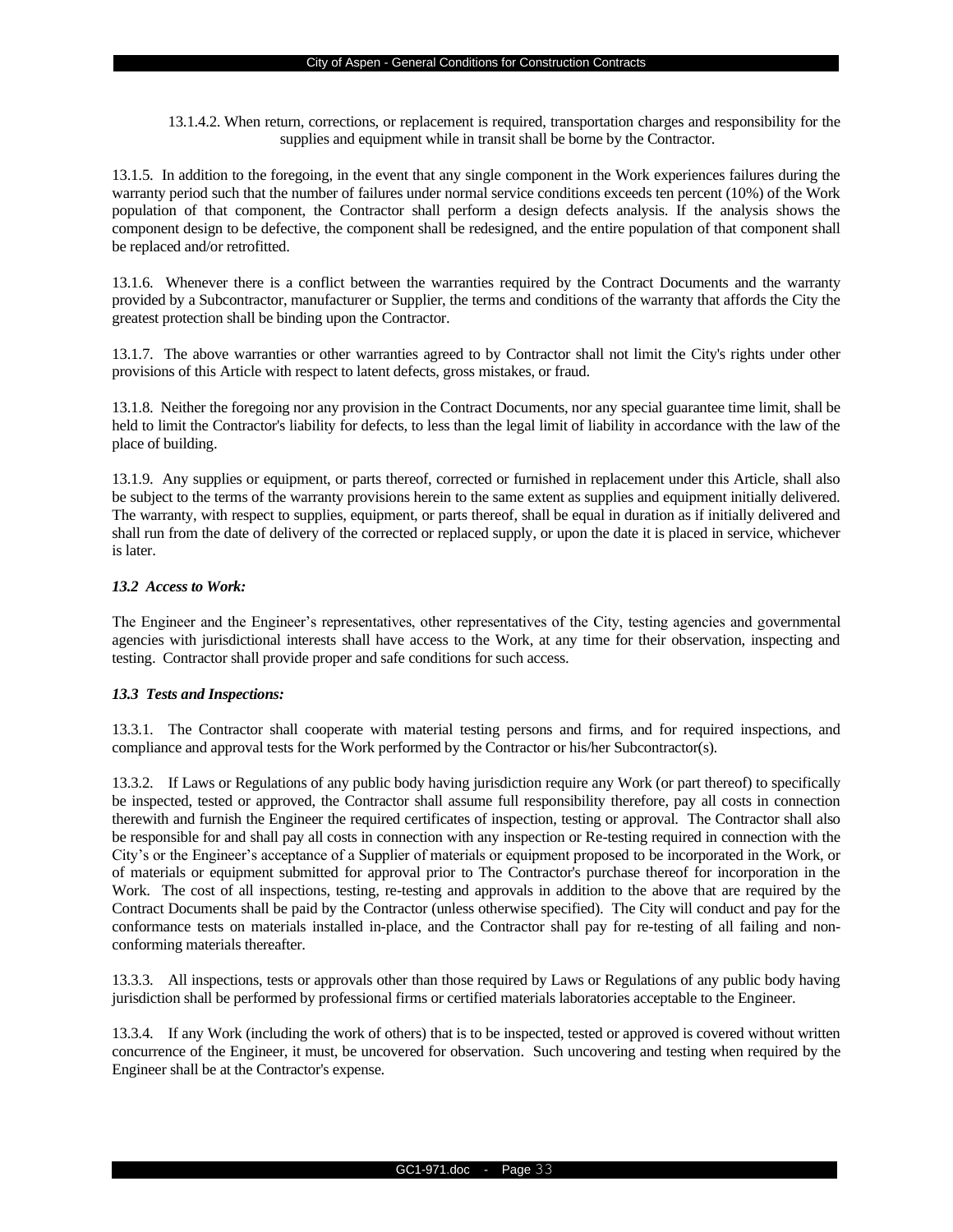13.1.4.2. When return, corrections, or replacement is required, transportation charges and responsibility for the supplies and equipment while in transit shall be borne by the Contractor.

13.1.5. In addition to the foregoing, in the event that any single component in the Work experiences failures during the warranty period such that the number of failures under normal service conditions exceeds ten percent (10%) of the Work population of that component, the Contractor shall perform a design defects analysis. If the analysis shows the component design to be defective, the component shall be redesigned, and the entire population of that component shall be replaced and/or retrofitted.

13.1.6. Whenever there is a conflict between the warranties required by the Contract Documents and the warranty provided by a Subcontractor, manufacturer or Supplier, the terms and conditions of the warranty that affords the City the greatest protection shall be binding upon the Contractor.

13.1.7. The above warranties or other warranties agreed to by Contractor shall not limit the City's rights under other provisions of this Article with respect to latent defects, gross mistakes, or fraud.

13.1.8. Neither the foregoing nor any provision in the Contract Documents, nor any special guarantee time limit, shall be held to limit the Contractor's liability for defects, to less than the legal limit of liability in accordance with the law of the place of building.

13.1.9. Any supplies or equipment, or parts thereof, corrected or furnished in replacement under this Article, shall also be subject to the terms of the warranty provisions herein to the same extent as supplies and equipment initially delivered. The warranty, with respect to supplies, equipment, or parts thereof, shall be equal in duration as if initially delivered and shall run from the date of delivery of the corrected or replaced supply, or upon the date it is placed in service, whichever is later.

***13.2 Access to Work:***

The Engineer and the Engineer's representatives, other representatives of the City, testing agencies and governmental agencies with jurisdictional interests shall have access to the Work, at any time for their observation, inspecting and testing. Contractor shall provide proper and safe conditions for such access.

***13.3 Tests and Inspections:***

13.3.1. The Contractor shall cooperate with material testing persons and firms, and for required inspections, and compliance and approval tests for the Work performed by the Contractor or his/her Subcontractor(s).

13.3.2. If Laws or Regulations of any public body having jurisdiction require any Work (or part thereof) to specifically be inspected, tested or approved, the Contractor shall assume full responsibility therefore, pay all costs in connection therewith and furnish the Engineer the required certificates of inspection, testing or approval. The Contractor shall also be responsible for and shall pay all costs in connection with any inspection or Re-testing required in connection with the City's or the Engineer's acceptance of a Supplier of materials or equipment proposed to be incorporated in the Work, or of materials or equipment submitted for approval prior to The Contractor's purchase thereof for incorporation in the Work. The cost of all inspections, testing, re-testing and approvals in addition to the above that are required by the Contract Documents shall be paid by the Contractor (unless otherwise specified). The City will conduct and pay for the conformance tests on materials installed in-place, and the Contractor shall pay for re-testing of all failing and non-conforming materials thereafter.

13.3.3. All inspections, tests or approvals other than those required by Laws or Regulations of any public body having jurisdiction shall be performed by professional firms or certified materials laboratories acceptable to the Engineer.

13.3.4. If any Work (including the work of others) that is to be inspected, tested or approved is covered without written concurrence of the Engineer, it must, be uncovered for observation. Such uncovering and testing when required by the Engineer shall be at the Contractor's expense.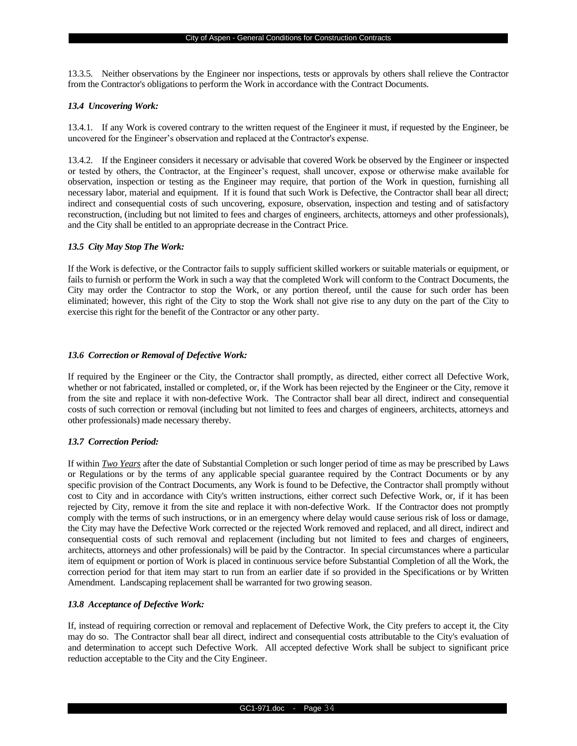13.3.5. Neither observations by the Engineer nor inspections, tests or approvals by others shall relieve the Contractor from the Contractor's obligations to perform the Work in accordance with the Contract Documents.

### *13.4 Uncovering Work:*

13.4.1. If any Work is covered contrary to the written request of the Engineer it must, if requested by the Engineer, be uncovered for the Engineer's observation and replaced at the Contractor's expense.

13.4.2. If the Engineer considers it necessary or advisable that covered Work be observed by the Engineer or inspected or tested by others, the Contractor, at the Engineer's request, shall uncover, expose or otherwise make available for observation, inspection or testing as the Engineer may require, that portion of the Work in question, furnishing all necessary labor, material and equipment. If it is found that such Work is Defective, the Contractor shall bear all direct; indirect and consequential costs of such uncovering, exposure, observation, inspection and testing and of satisfactory reconstruction, (including but not limited to fees and charges of engineers, architects, attorneys and other professionals), and the City shall be entitled to an appropriate decrease in the Contract Price.

### *13.5 City May Stop The Work:*

If the Work is defective, or the Contractor fails to supply sufficient skilled workers or suitable materials or equipment, or fails to furnish or perform the Work in such a way that the completed Work will conform to the Contract Documents, the City may order the Contractor to stop the Work, or any portion thereof, until the cause for such order has been eliminated; however, this right of the City to stop the Work shall not give rise to any duty on the part of the City to exercise this right for the benefit of the Contractor or any other party.

### *13.6 Correction or Removal of Defective Work:*

If required by the Engineer or the City, the Contractor shall promptly, as directed, either correct all Defective Work, whether or not fabricated, installed or completed, or, if the Work has been rejected by the Engineer or the City, remove it from the site and replace it with non-defective Work. The Contractor shall bear all direct, indirect and consequential costs of such correction or removal (including but not limited to fees and charges of engineers, architects, attorneys and other professionals) made necessary thereby.

### *13.7 Correction Period:*

If within *Two Years* after the date of Substantial Completion or such longer period of time as may be prescribed by Laws or Regulations or by the terms of any applicable special guarantee required by the Contract Documents or by any specific provision of the Contract Documents, any Work is found to be Defective, the Contractor shall promptly without cost to City and in accordance with City's written instructions, either correct such Defective Work, or, if it has been rejected by City, remove it from the site and replace it with non-defective Work. If the Contractor does not promptly comply with the terms of such instructions, or in an emergency where delay would cause serious risk of loss or damage, the City may have the Defective Work corrected or the rejected Work removed and replaced, and all direct, indirect and consequential costs of such removal and replacement (including but not limited to fees and charges of engineers, architects, attorneys and other professionals) will be paid by the Contractor. In special circumstances where a particular item of equipment or portion of Work is placed in continuous service before Substantial Completion of all the Work, the correction period for that item may start to run from an earlier date if so provided in the Specifications or by Written Amendment. Landscaping replacement shall be warranted for two growing season.

### *13.8 Acceptance of Defective Work:*

If, instead of requiring correction or removal and replacement of Defective Work, the City prefers to accept it, the City may do so. The Contractor shall bear all direct, indirect and consequential costs attributable to the City's evaluation of and determination to accept such Defective Work. All accepted defective Work shall be subject to significant price reduction acceptable to the City and the City Engineer.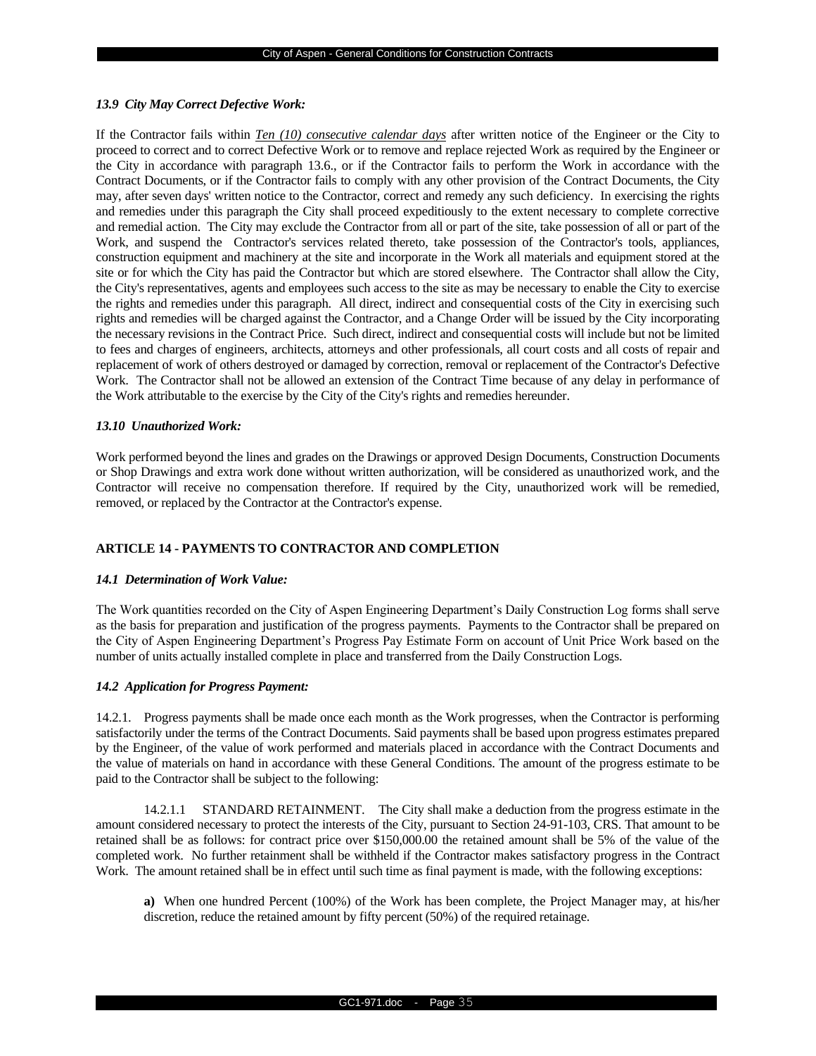### *13.9 City May Correct Defective Work:*

If the Contractor fails within ***Ten (10) consecutive calendar days*** after written notice of the Engineer or the City to proceed to correct and to correct Defective Work or to remove and replace rejected Work as required by the Engineer or the City in accordance with paragraph 13.6., or if the Contractor fails to perform the Work in accordance with the Contract Documents, or if the Contractor fails to comply with any other provision of the Contract Documents, the City may, after seven days' written notice to the Contractor, correct and remedy any such deficiency. In exercising the rights and remedies under this paragraph the City shall proceed expeditiously to the extent necessary to complete corrective and remedial action. The City may exclude the Contractor from all or part of the site, take possession of all or part of the Work, and suspend the Contractor's services related thereto, take possession of the Contractor's tools, appliances, construction equipment and machinery at the site and incorporate in the Work all materials and equipment stored at the site or for which the City has paid the Contractor but which are stored elsewhere. The Contractor shall allow the City, the City's representatives, agents and employees such access to the site as may be necessary to enable the City to exercise the rights and remedies under this paragraph. All direct, indirect and consequential costs of the City in exercising such rights and remedies will be charged against the Contractor, and a Change Order will be issued by the City incorporating the necessary revisions in the Contract Price. Such direct, indirect and consequential costs will include but not be limited to fees and charges of engineers, architects, attorneys and other professionals, all court costs and all costs of repair and replacement of work of others destroyed or damaged by correction, removal or replacement of the Contractor's Defective Work. The Contractor shall not be allowed an extension of the Contract Time because of any delay in performance of the Work attributable to the exercise by the City of the City's rights and remedies hereunder.

### *13.10 Unauthorized Work:*

Work performed beyond the lines and grades on the Drawings or approved Design Documents, Construction Documents or Shop Drawings and extra work done without written authorization, will be considered as unauthorized work, and the Contractor will receive no compensation therefore. If required by the City, unauthorized work will be remedied, removed, or replaced by the Contractor at the Contractor's expense.

## ARTICLE 14 - PAYMENTS TO CONTRACTOR AND COMPLETION

### *14.1 Determination of Work Value:*

The Work quantities recorded on the City of Aspen Engineering Department's Daily Construction Log forms shall serve as the basis for preparation and justification of the progress payments. Payments to the Contractor shall be prepared on the City of Aspen Engineering Department's Progress Pay Estimate Form on account of Unit Price Work based on the number of units actually installed complete in place and transferred from the Daily Construction Logs.

### *14.2 Application for Progress Payment:*

14.2.1. Progress payments shall be made once each month as the Work progresses, when the Contractor is performing satisfactorily under the terms of the Contract Documents. Said payments shall be based upon progress estimates prepared by the Engineer, of the value of work performed and materials placed in accordance with the Contract Documents and the value of materials on hand in accordance with these General Conditions. The amount of the progress estimate to be paid to the Contractor shall be subject to the following:

14.2.1.1 STANDARD RETAINMENT. The City shall make a deduction from the progress estimate in the amount considered necessary to protect the interests of the City, pursuant to Section 24-91-103, CRS. That amount to be retained shall be as follows: for contract price over $150,000.00 the retained amount shall be 5% of the value of the completed work. No further retainment shall be withheld if the Contractor makes satisfactory progress in the Contract Work. The amount retained shall be in effect until such time as final payment is made, with the following exceptions:

**a)** When one hundred Percent (100%) of the Work has been complete, the Project Manager may, at his/her discretion, reduce the retained amount by fifty percent (50%) of the required retainage.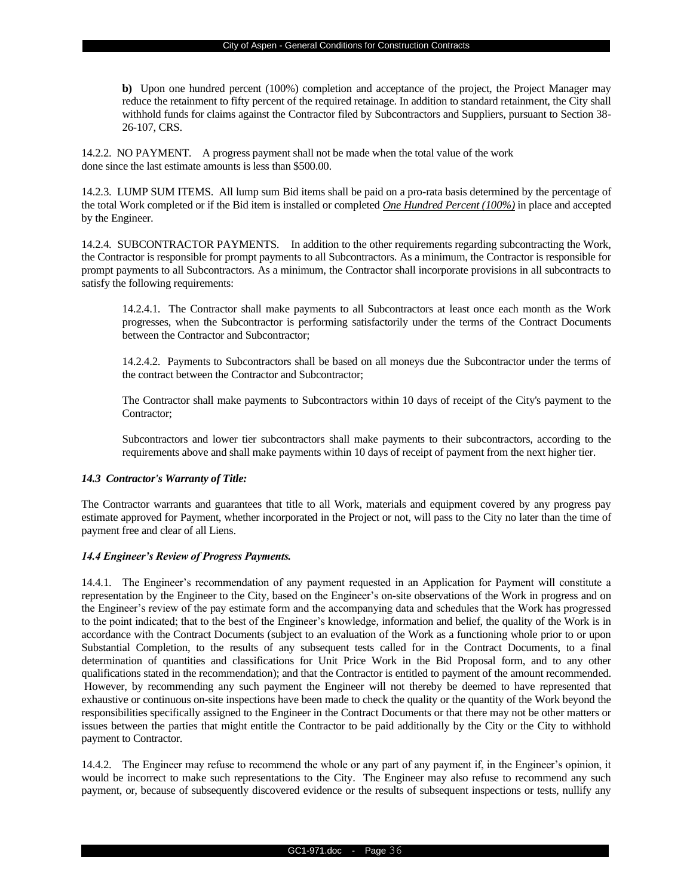**b)** Upon one hundred percent (100%) completion and acceptance of the project, the Project Manager may reduce the retainment to fifty percent of the required retainage. In addition to standard retainment, the City shall withhold funds for claims against the Contractor filed by Subcontractors and Suppliers, pursuant to Section 38-26-107, CRS.

14.2.2. NO PAYMENT. A progress payment shall not be made when the total value of the work done since the last estimate amounts is less than $500.00.

14.2.3. LUMP SUM ITEMS. All lump sum Bid items shall be paid on a pro-rata basis determined by the percentage of the total Work completed or if the Bid item is installed or completed ***One Hundred Percent (100%)*** in place and accepted by the Engineer.

14.2.4. SUBCONTRACTOR PAYMENTS. In addition to the other requirements regarding subcontracting the Work, the Contractor is responsible for prompt payments to all Subcontractors. As a minimum, the Contractor is responsible for prompt payments to all Subcontractors. As a minimum, the Contractor shall incorporate provisions in all subcontracts to satisfy the following requirements:

14.2.4.1. The Contractor shall make payments to all Subcontractors at least once each month as the Work progresses, when the Subcontractor is performing satisfactorily under the terms of the Contract Documents between the Contractor and Subcontractor;

14.2.4.2. Payments to Subcontractors shall be based on all moneys due the Subcontractor under the terms of the contract between the Contractor and Subcontractor;

The Contractor shall make payments to Subcontractors within 10 days of receipt of the City's payment to the Contractor;

Subcontractors and lower tier subcontractors shall make payments to their subcontractors, according to the requirements above and shall make payments within 10 days of receipt of payment from the next higher tier.

### *14.3 Contractor's Warranty of Title:*

The Contractor warrants and guarantees that title to all Work, materials and equipment covered by any progress pay estimate approved for Payment, whether incorporated in the Project or not, will pass to the City no later than the time of payment free and clear of all Liens.

### *14.4 Engineer's Review of Progress Payments.*

14.4.1. The Engineer's recommendation of any payment requested in an Application for Payment will constitute a representation by the Engineer to the City, based on the Engineer's on-site observations of the Work in progress and on the Engineer's review of the pay estimate form and the accompanying data and schedules that the Work has progressed to the point indicated; that to the best of the Engineer's knowledge, information and belief, the quality of the Work is in accordance with the Contract Documents (subject to an evaluation of the Work as a functioning whole prior to or upon Substantial Completion, to the results of any subsequent tests called for in the Contract Documents, to a final determination of quantities and classifications for Unit Price Work in the Bid Proposal form, and to any other qualifications stated in the recommendation); and that the Contractor is entitled to payment of the amount recommended. However, by recommending any such payment the Engineer will not thereby be deemed to have represented that exhaustive or continuous on-site inspections have been made to check the quality or the quantity of the Work beyond the responsibilities specifically assigned to the Engineer in the Contract Documents or that there may not be other matters or issues between the parties that might entitle the Contractor to be paid additionally by the City or the City to withhold payment to Contractor.

14.4.2. The Engineer may refuse to recommend the whole or any part of any payment if, in the Engineer's opinion, it would be incorrect to make such representations to the City. The Engineer may also refuse to recommend any such payment, or, because of subsequently discovered evidence or the results of subsequent inspections or tests, nullify any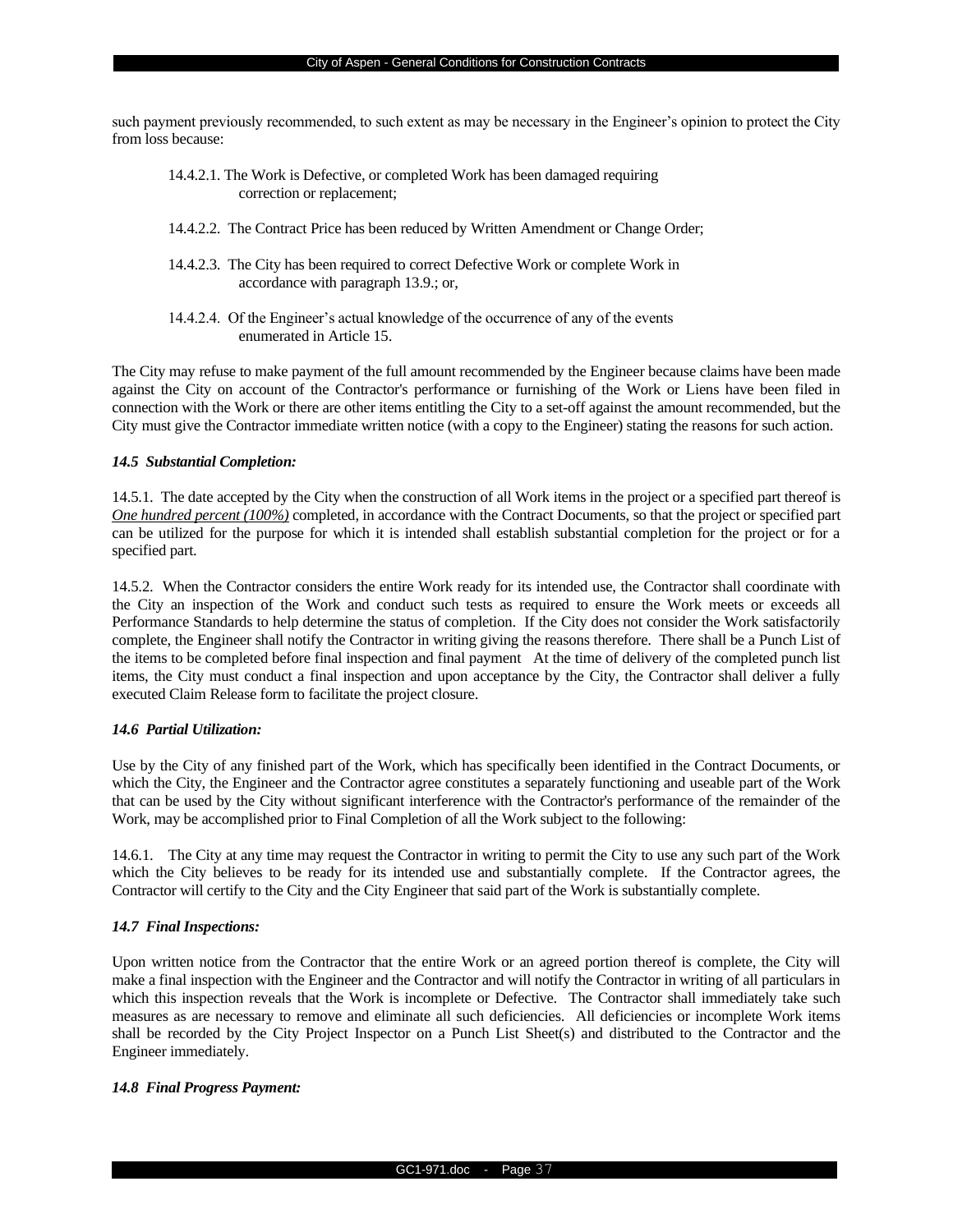such payment previously recommended, to such extent as may be necessary in the Engineer's opinion to protect the City from loss because:

14.4.2.1. The Work is Defective, or completed Work has been damaged requiring correction or replacement;

14.4.2.2. The Contract Price has been reduced by Written Amendment or Change Order;

14.4.2.3. The City has been required to correct Defective Work or complete Work in accordance with paragraph 13.9.; or,

14.4.2.4. Of the Engineer's actual knowledge of the occurrence of any of the events enumerated in Article 15.

The City may refuse to make payment of the full amount recommended by the Engineer because claims have been made against the City on account of the Contractor's performance or furnishing of the Work or Liens have been filed in connection with the Work or there are other items entitling the City to a set-off against the amount recommended, but the City must give the Contractor immediate written notice (with a copy to the Engineer) stating the reasons for such action.

***14.5 Substantial Completion:***

14.5.1. The date accepted by the City when the construction of all Work items in the project or a specified part thereof is *One hundred percent (100%)* completed, in accordance with the Contract Documents, so that the project or specified part can be utilized for the purpose for which it is intended shall establish substantial completion for the project or for a specified part.

14.5.2. When the Contractor considers the entire Work ready for its intended use, the Contractor shall coordinate with the City an inspection of the Work and conduct such tests as required to ensure the Work meets or exceeds all Performance Standards to help determine the status of completion. If the City does not consider the Work satisfactorily complete, the Engineer shall notify the Contractor in writing giving the reasons therefore. There shall be a Punch List of the items to be completed before final inspection and final payment At the time of delivery of the completed punch list items, the City must conduct a final inspection and upon acceptance by the City, the Contractor shall deliver a fully executed Claim Release form to facilitate the project closure.

***14.6 Partial Utilization:***

Use by the City of any finished part of the Work, which has specifically been identified in the Contract Documents, or which the City, the Engineer and the Contractor agree constitutes a separately functioning and useable part of the Work that can be used by the City without significant interference with the Contractor's performance of the remainder of the Work, may be accomplished prior to Final Completion of all the Work subject to the following:

14.6.1. The City at any time may request the Contractor in writing to permit the City to use any such part of the Work which the City believes to be ready for its intended use and substantially complete. If the Contractor agrees, the Contractor will certify to the City and the City Engineer that said part of the Work is substantially complete.

***14.7 Final Inspections:***

Upon written notice from the Contractor that the entire Work or an agreed portion thereof is complete, the City will make a final inspection with the Engineer and the Contractor and will notify the Contractor in writing of all particulars in which this inspection reveals that the Work is incomplete or Defective. The Contractor shall immediately take such measures as are necessary to remove and eliminate all such deficiencies. All deficiencies or incomplete Work items shall be recorded by the City Project Inspector on a Punch List Sheet(s) and distributed to the Contractor and the Engineer immediately.

***14.8 Final Progress Payment:***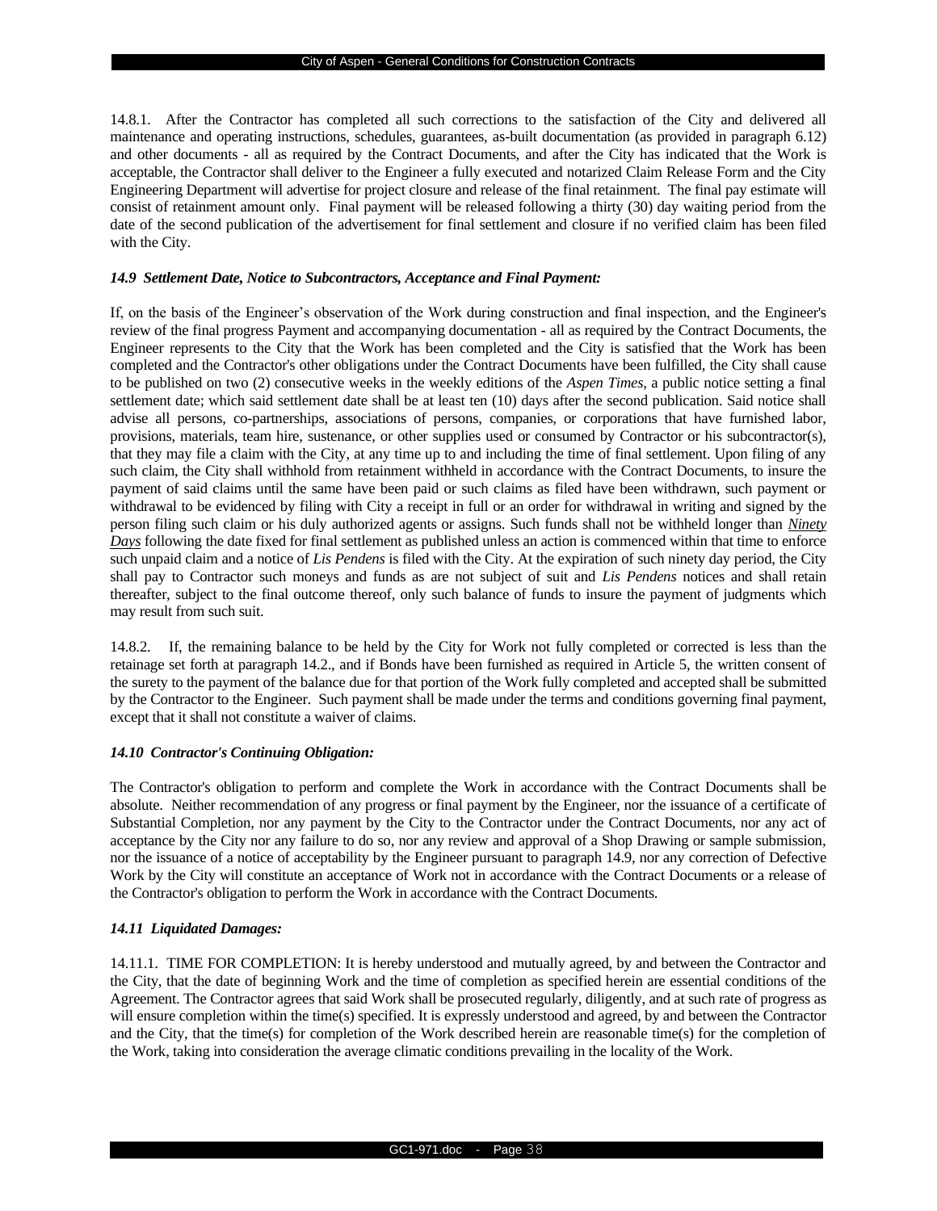14.8.1. After the Contractor has completed all such corrections to the satisfaction of the City and delivered all maintenance and operating instructions, schedules, guarantees, as-built documentation (as provided in paragraph 6.12) and other documents - all as required by the Contract Documents, and after the City has indicated that the Work is acceptable, the Contractor shall deliver to the Engineer a fully executed and notarized Claim Release Form and the City Engineering Department will advertise for project closure and release of the final retainment. The final pay estimate will consist of retainment amount only. Final payment will be released following a thirty (30) day waiting period from the date of the second publication of the advertisement for final settlement and closure if no verified claim has been filed with the City.

***14.9 Settlement Date, Notice to Subcontractors, Acceptance and Final Payment:***

If, on the basis of the Engineer's observation of the Work during construction and final inspection, and the Engineer's review of the final progress Payment and accompanying documentation - all as required by the Contract Documents, the Engineer represents to the City that the Work has been completed and the City is satisfied that the Work has been completed and the Contractor's other obligations under the Contract Documents have been fulfilled, the City shall cause to be published on two (2) consecutive weeks in the weekly editions of the *Aspen Times*, a public notice setting a final settlement date; which said settlement date shall be at least ten (10) days after the second publication. Said notice shall advise all persons, co-partnerships, associations of persons, companies, or corporations that have furnished labor, provisions, materials, team hire, sustenance, or other supplies used or consumed by Contractor or his subcontractor(s), that they may file a claim with the City, at any time up to and including the time of final settlement. Upon filing of any such claim, the City shall withhold from retainment withheld in accordance with the Contract Documents, to insure the payment of said claims until the same have been paid or such claims as filed have been withdrawn, such payment or withdrawal to be evidenced by filing with City a receipt in full or an order for withdrawal in writing and signed by the person filing such claim or his duly authorized agents or assigns. Such funds shall not be withheld longer than ***Ninety Days*** following the date fixed for final settlement as published unless an action is commenced within that time to enforce such unpaid claim and a notice of *Lis Pendens* is filed with the City. At the expiration of such ninety day period, the City shall pay to Contractor such moneys and funds as are not subject of suit and *Lis Pendens* notices and shall retain thereafter, subject to the final outcome thereof, only such balance of funds to insure the payment of judgments which may result from such suit.

14.8.2. If, the remaining balance to be held by the City for Work not fully completed or corrected is less than the retainage set forth at paragraph 14.2., and if Bonds have been furnished as required in Article 5, the written consent of the surety to the payment of the balance due for that portion of the Work fully completed and accepted shall be submitted by the Contractor to the Engineer. Such payment shall be made under the terms and conditions governing final payment, except that it shall not constitute a waiver of claims.

***14.10 Contractor's Continuing Obligation:***

The Contractor's obligation to perform and complete the Work in accordance with the Contract Documents shall be absolute. Neither recommendation of any progress or final payment by the Engineer, nor the issuance of a certificate of Substantial Completion, nor any payment by the City to the Contractor under the Contract Documents, nor any act of acceptance by the City nor any failure to do so, nor any review and approval of a Shop Drawing or sample submission, nor the issuance of a notice of acceptability by the Engineer pursuant to paragraph 14.9, nor any correction of Defective Work by the City will constitute an acceptance of Work not in accordance with the Contract Documents or a release of the Contractor's obligation to perform the Work in accordance with the Contract Documents.

***14.11 Liquidated Damages:***

14.11.1. TIME FOR COMPLETION: It is hereby understood and mutually agreed, by and between the Contractor and the City, that the date of beginning Work and the time of completion as specified herein are essential conditions of the Agreement. The Contractor agrees that said Work shall be prosecuted regularly, diligently, and at such rate of progress as will ensure completion within the time(s) specified. It is expressly understood and agreed, by and between the Contractor and the City, that the time(s) for completion of the Work described herein are reasonable time(s) for the completion of the Work, taking into consideration the average climatic conditions prevailing in the locality of the Work.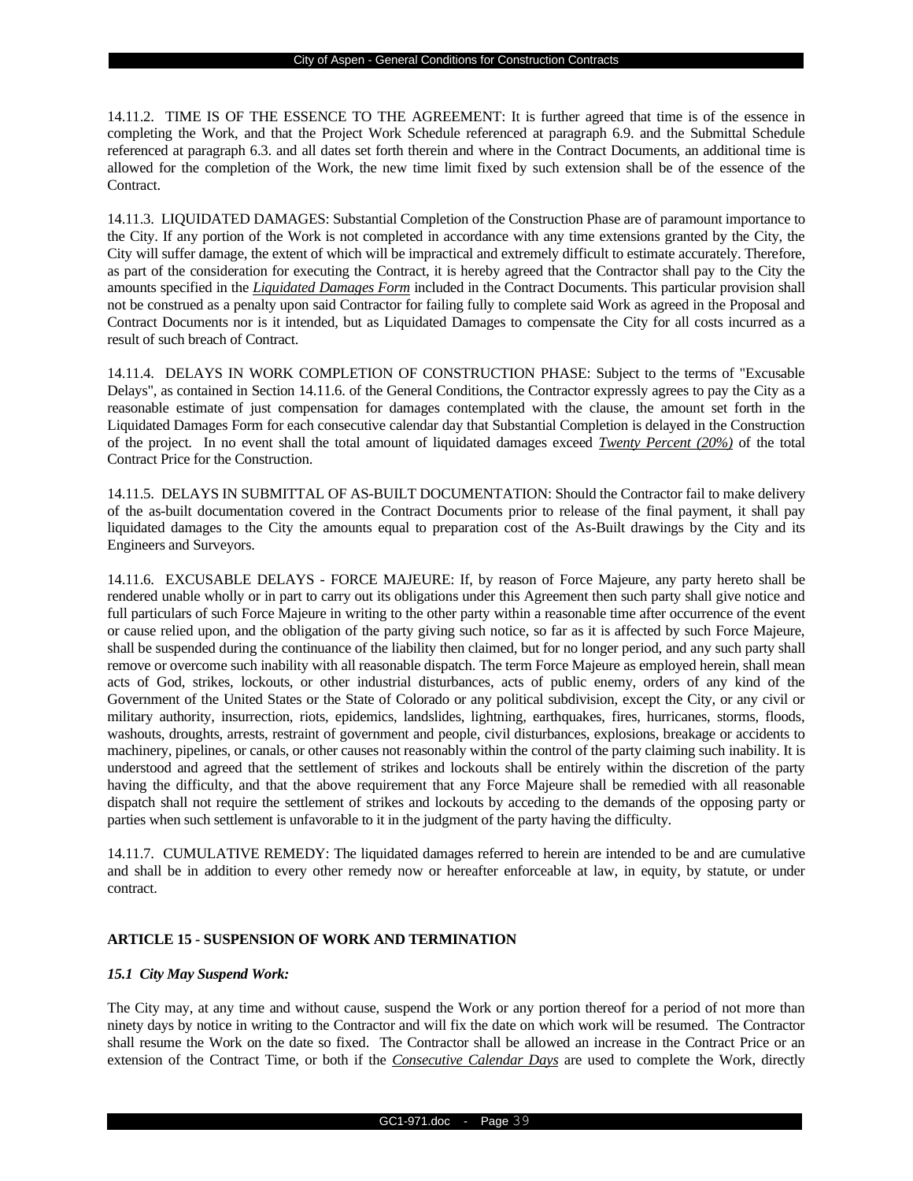14.11.2. TIME IS OF THE ESSENCE TO THE AGREEMENT: It is further agreed that time is of the essence in completing the Work, and that the Project Work Schedule referenced at paragraph 6.9. and the Submittal Schedule referenced at paragraph 6.3. and all dates set forth therein and where in the Contract Documents, an additional time is allowed for the completion of the Work, the new time limit fixed by such extension shall be of the essence of the Contract.

14.11.3. LIQUIDATED DAMAGES: Substantial Completion of the Construction Phase are of paramount importance to the City. If any portion of the Work is not completed in accordance with any time extensions granted by the City, the City will suffer damage, the extent of which will be impractical and extremely difficult to estimate accurately. Therefore, as part of the consideration for executing the Contract, it is hereby agreed that the Contractor shall pay to the City the amounts specified in the ***Liquidated Damages Form*** included in the Contract Documents. This particular provision shall not be construed as a penalty upon said Contractor for failing fully to complete said Work as agreed in the Proposal and Contract Documents nor is it intended, but as Liquidated Damages to compensate the City for all costs incurred as a result of such breach of Contract.

14.11.4. DELAYS IN WORK COMPLETION OF CONSTRUCTION PHASE: Subject to the terms of "Excusable Delays", as contained in Section 14.11.6. of the General Conditions, the Contractor expressly agrees to pay the City as a reasonable estimate of just compensation for damages contemplated with the clause, the amount set forth in the Liquidated Damages Form for each consecutive calendar day that Substantial Completion is delayed in the Construction of the project. In no event shall the total amount of liquidated damages exceed ***Twenty Percent (20%)*** of the total Contract Price for the Construction.

14.11.5. DELAYS IN SUBMITTAL OF AS-BUILT DOCUMENTATION: Should the Contractor fail to make delivery of the as-built documentation covered in the Contract Documents prior to release of the final payment, it shall pay liquidated damages to the City the amounts equal to preparation cost of the As-Built drawings by the City and its Engineers and Surveyors.

14.11.6. EXCUSABLE DELAYS - FORCE MAJEURE: If, by reason of Force Majeure, any party hereto shall be rendered unable wholly or in part to carry out its obligations under this Agreement then such party shall give notice and full particulars of such Force Majeure in writing to the other party within a reasonable time after occurrence of the event or cause relied upon, and the obligation of the party giving such notice, so far as it is affected by such Force Majeure, shall be suspended during the continuance of the liability then claimed, but for no longer period, and any such party shall remove or overcome such inability with all reasonable dispatch. The term Force Majeure as employed herein, shall mean acts of God, strikes, lockouts, or other industrial disturbances, acts of public enemy, orders of any kind of the Government of the United States or the State of Colorado or any political subdivision, except the City, or any civil or military authority, insurrection, riots, epidemics, landslides, lightning, earthquakes, fires, hurricanes, storms, floods, washouts, droughts, arrests, restraint of government and people, civil disturbances, explosions, breakage or accidents to machinery, pipelines, or canals, or other causes not reasonably within the control of the party claiming such inability. It is understood and agreed that the settlement of strikes and lockouts shall be entirely within the discretion of the party having the difficulty, and that the above requirement that any Force Majeure shall be remedied with all reasonable dispatch shall not require the settlement of strikes and lockouts by acceding to the demands of the opposing party or parties when such settlement is unfavorable to it in the judgment of the party having the difficulty.

14.11.7. CUMULATIVE REMEDY: The liquidated damages referred to herein are intended to be and are cumulative and shall be in addition to every other remedy now or hereafter enforceable at law, in equity, by statute, or under contract.

## ARTICLE 15 - SUSPENSION OF WORK AND TERMINATION

### *15.1 City May Suspend Work:*

The City may, at any time and without cause, suspend the Work or any portion thereof for a period of not more than ninety days by notice in writing to the Contractor and will fix the date on which work will be resumed. The Contractor shall resume the Work on the date so fixed. The Contractor shall be allowed an increase in the Contract Price or an extension of the Contract Time, or both if the ***Consecutive Calendar Days*** are used to complete the Work, directly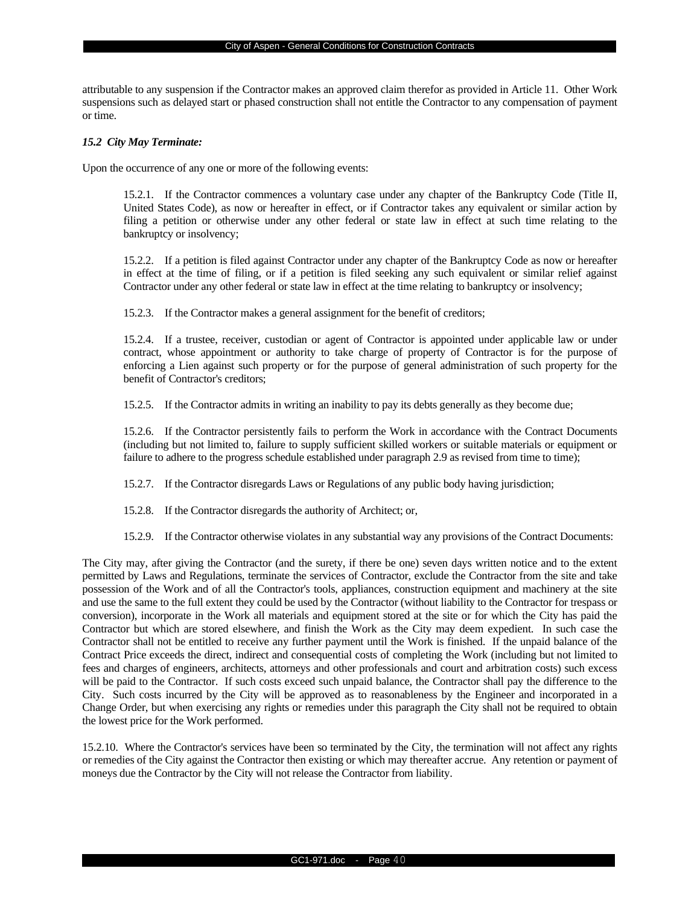attributable to any suspension if the Contractor makes an approved claim therefor as provided in Article 11. Other Work suspensions such as delayed start or phased construction shall not entitle the Contractor to any compensation of payment or time.

### *15.2 City May Terminate:*

Upon the occurrence of any one or more of the following events:

> 15.2.1. If the Contractor commences a voluntary case under any chapter of the Bankruptcy Code (Title II, United States Code), as now or hereafter in effect, or if Contractor takes any equivalent or similar action by filing a petition or otherwise under any other federal or state law in effect at such time relating to the bankruptcy or insolvency;
>
> 15.2.2. If a petition is filed against Contractor under any chapter of the Bankruptcy Code as now or hereafter in effect at the time of filing, or if a petition is filed seeking any such equivalent or similar relief against Contractor under any other federal or state law in effect at the time relating to bankruptcy or insolvency;
>
> 15.2.3. If the Contractor makes a general assignment for the benefit of creditors;
>
> 15.2.4. If a trustee, receiver, custodian or agent of Contractor is appointed under applicable law or under contract, whose appointment or authority to take charge of property of Contractor is for the purpose of enforcing a Lien against such property or for the purpose of general administration of such property for the benefit of Contractor's creditors;
>
> 15.2.5. If the Contractor admits in writing an inability to pay its debts generally as they become due;
>
> 15.2.6. If the Contractor persistently fails to perform the Work in accordance with the Contract Documents (including but not limited to, failure to supply sufficient skilled workers or suitable materials or equipment or failure to adhere to the progress schedule established under paragraph 2.9 as revised from time to time);
>
> 15.2.7. If the Contractor disregards Laws or Regulations of any public body having jurisdiction;
>
> 15.2.8. If the Contractor disregards the authority of Architect; or,
>
> 15.2.9. If the Contractor otherwise violates in any substantial way any provisions of the Contract Documents:

The City may, after giving the Contractor (and the surety, if there be one) seven days written notice and to the extent permitted by Laws and Regulations, terminate the services of Contractor, exclude the Contractor from the site and take possession of the Work and of all the Contractor's tools, appliances, construction equipment and machinery at the site and use the same to the full extent they could be used by the Contractor (without liability to the Contractor for trespass or conversion), incorporate in the Work all materials and equipment stored at the site or for which the City has paid the Contractor but which are stored elsewhere, and finish the Work as the City may deem expedient. In such case the Contractor shall not be entitled to receive any further payment until the Work is finished. If the unpaid balance of the Contract Price exceeds the direct, indirect and consequential costs of completing the Work (including but not limited to fees and charges of engineers, architects, attorneys and other professionals and court and arbitration costs) such excess will be paid to the Contractor. If such costs exceed such unpaid balance, the Contractor shall pay the difference to the City. Such costs incurred by the City will be approved as to reasonableness by the Engineer and incorporated in a Change Order, but when exercising any rights or remedies under this paragraph the City shall not be required to obtain the lowest price for the Work performed.

15.2.10. Where the Contractor's services have been so terminated by the City, the termination will not affect any rights or remedies of the City against the Contractor then existing or which may thereafter accrue. Any retention or payment of moneys due the Contractor by the City will not release the Contractor from liability.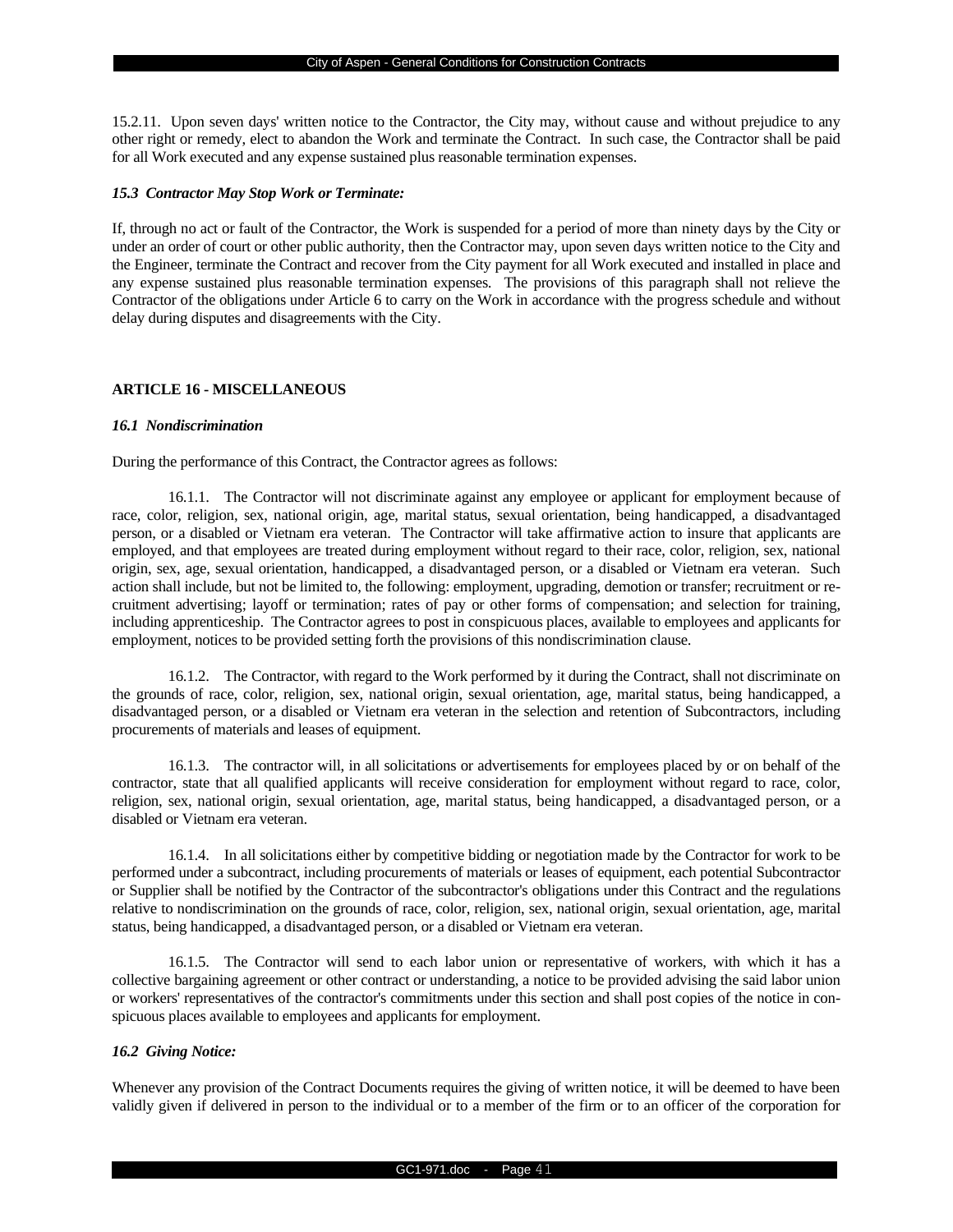15.2.11. Upon seven days' written notice to the Contractor, the City may, without cause and without prejudice to any other right or remedy, elect to abandon the Work and terminate the Contract. In such case, the Contractor shall be paid for all Work executed and any expense sustained plus reasonable termination expenses.

### *15.3 Contractor May Stop Work or Terminate:*

If, through no act or fault of the Contractor, the Work is suspended for a period of more than ninety days by the City or under an order of court or other public authority, then the Contractor may, upon seven days written notice to the City and the Engineer, terminate the Contract and recover from the City payment for all Work executed and installed in place and any expense sustained plus reasonable termination expenses. The provisions of this paragraph shall not relieve the Contractor of the obligations under Article 6 to carry on the Work in accordance with the progress schedule and without delay during disputes and disagreements with the City.

## ARTICLE 16 - MISCELLANEOUS

### *16.1 Nondiscrimination*

During the performance of this Contract, the Contractor agrees as follows:

16.1.1. The Contractor will not discriminate against any employee or applicant for employment because of race, color, religion, sex, national origin, age, marital status, sexual orientation, being handicapped, a disadvantaged person, or a disabled or Vietnam era veteran. The Contractor will take affirmative action to insure that applicants are employed, and that employees are treated during employment without regard to their race, color, religion, sex, national origin, sex, age, sexual orientation, handicapped, a disadvantaged person, or a disabled or Vietnam era veteran. Such action shall include, but not be limited to, the following: employment, upgrading, demotion or transfer; recruitment or re-cruitment advertising; layoff or termination; rates of pay or other forms of compensation; and selection for training, including apprenticeship. The Contractor agrees to post in conspicuous places, available to employees and applicants for employment, notices to be provided setting forth the provisions of this nondiscrimination clause.

16.1.2. The Contractor, with regard to the Work performed by it during the Contract, shall not discriminate on the grounds of race, color, religion, sex, national origin, sexual orientation, age, marital status, being handicapped, a disadvantaged person, or a disabled or Vietnam era veteran in the selection and retention of Subcontractors, including procurements of materials and leases of equipment.

16.1.3. The contractor will, in all solicitations or advertisements for employees placed by or on behalf of the contractor, state that all qualified applicants will receive consideration for employment without regard to race, color, religion, sex, national origin, sexual orientation, age, marital status, being handicapped, a disadvantaged person, or a disabled or Vietnam era veteran.

16.1.4. In all solicitations either by competitive bidding or negotiation made by the Contractor for work to be performed under a subcontract, including procurements of materials or leases of equipment, each potential Subcontractor or Supplier shall be notified by the Contractor of the subcontractor's obligations under this Contract and the regulations relative to nondiscrimination on the grounds of race, color, religion, sex, national origin, sexual orientation, age, marital status, being handicapped, a disadvantaged person, or a disabled or Vietnam era veteran.

16.1.5. The Contractor will send to each labor union or representative of workers, with which it has a collective bargaining agreement or other contract or understanding, a notice to be provided advising the said labor union or workers' representatives of the contractor's commitments under this section and shall post copies of the notice in con-spicuous places available to employees and applicants for employment.

### *16.2 Giving Notice:*

Whenever any provision of the Contract Documents requires the giving of written notice, it will be deemed to have been validly given if delivered in person to the individual or to a member of the firm or to an officer of the corporation for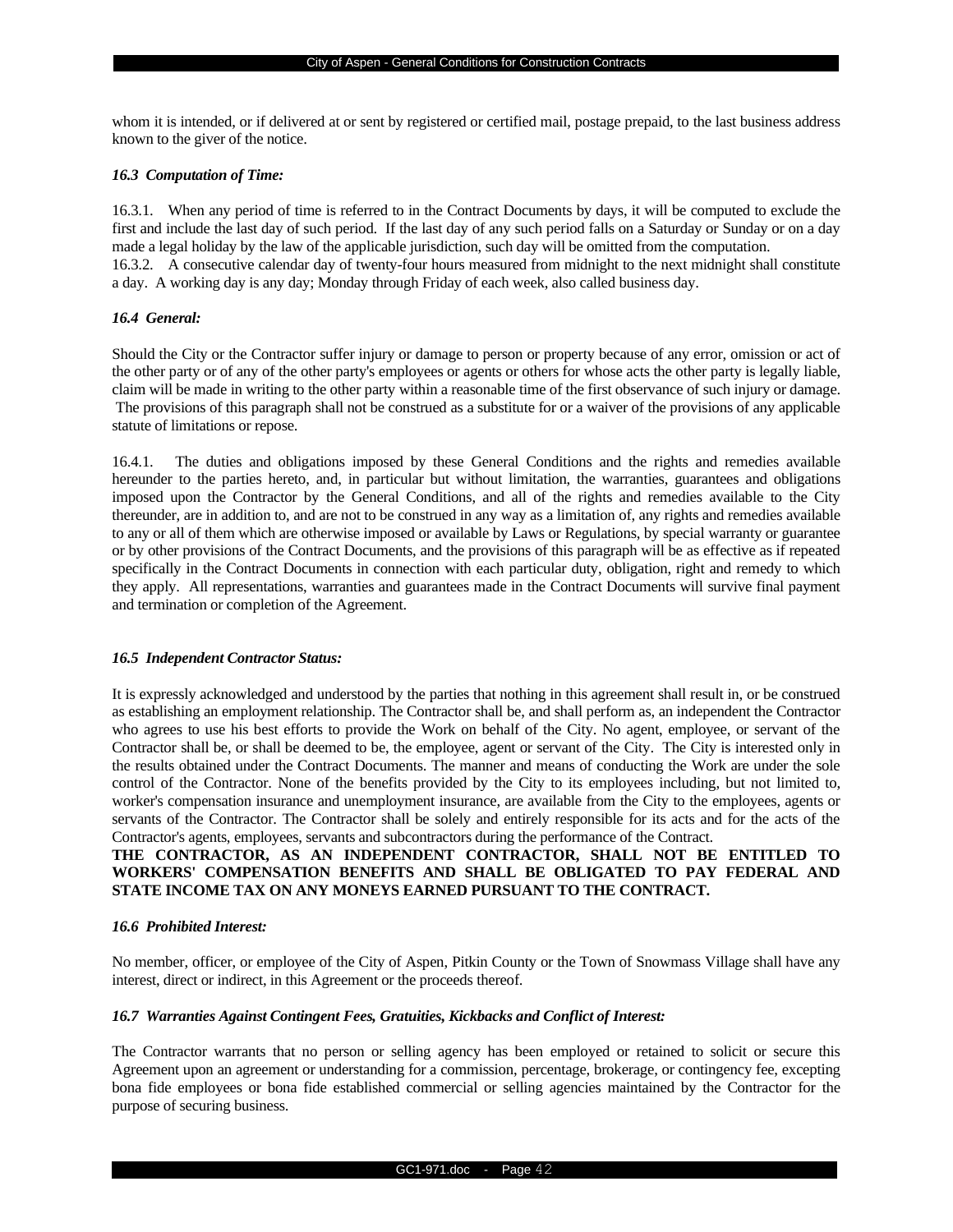whom it is intended, or if delivered at or sent by registered or certified mail, postage prepaid, to the last business address known to the giver of the notice.

***16.3 Computation of Time:***

16.3.1. When any period of time is referred to in the Contract Documents by days, it will be computed to exclude the first and include the last day of such period. If the last day of any such period falls on a Saturday or Sunday or on a day made a legal holiday by the law of the applicable jurisdiction, such day will be omitted from the computation.
16.3.2. A consecutive calendar day of twenty-four hours measured from midnight to the next midnight shall constitute a day. A working day is any day; Monday through Friday of each week, also called business day.

***16.4 General:***

Should the City or the Contractor suffer injury or damage to person or property because of any error, omission or act of the other party or of any of the other party's employees or agents or others for whose acts the other party is legally liable, claim will be made in writing to the other party within a reasonable time of the first observance of such injury or damage. The provisions of this paragraph shall not be construed as a substitute for or a waiver of the provisions of any applicable statute of limitations or repose.

16.4.1. The duties and obligations imposed by these General Conditions and the rights and remedies available hereunder to the parties hereto, and, in particular but without limitation, the warranties, guarantees and obligations imposed upon the Contractor by the General Conditions, and all of the rights and remedies available to the City thereunder, are in addition to, and are not to be construed in any way as a limitation of, any rights and remedies available to any or all of them which are otherwise imposed or available by Laws or Regulations, by special warranty or guarantee or by other provisions of the Contract Documents, and the provisions of this paragraph will be as effective as if repeated specifically in the Contract Documents in connection with each particular duty, obligation, right and remedy to which they apply. All representations, warranties and guarantees made in the Contract Documents will survive final payment and termination or completion of the Agreement.

***16.5 Independent Contractor Status:***

It is expressly acknowledged and understood by the parties that nothing in this agreement shall result in, or be construed as establishing an employment relationship. The Contractor shall be, and shall perform as, an independent the Contractor who agrees to use his best efforts to provide the Work on behalf of the City. No agent, employee, or servant of the Contractor shall be, or shall be deemed to be, the employee, agent or servant of the City. The City is interested only in the results obtained under the Contract Documents. The manner and means of conducting the Work are under the sole control of the Contractor. None of the benefits provided by the City to its employees including, but not limited to, worker's compensation insurance and unemployment insurance, are available from the City to the employees, agents or servants of the Contractor. The Contractor shall be solely and entirely responsible for its acts and for the acts of the Contractor's agents, employees, servants and subcontractors during the performance of the Contract.
**THE CONTRACTOR, AS AN INDEPENDENT CONTRACTOR, SHALL NOT BE ENTITLED TO WORKERS' COMPENSATION BENEFITS AND SHALL BE OBLIGATED TO PAY FEDERAL AND STATE INCOME TAX ON ANY MONEYS EARNED PURSUANT TO THE CONTRACT.**

***16.6 Prohibited Interest:***

No member, officer, or employee of the City of Aspen, Pitkin County or the Town of Snowmass Village shall have any interest, direct or indirect, in this Agreement or the proceeds thereof.

***16.7 Warranties Against Contingent Fees, Gratuities, Kickbacks and Conflict of Interest:***

The Contractor warrants that no person or selling agency has been employed or retained to solicit or secure this Agreement upon an agreement or understanding for a commission, percentage, brokerage, or contingency fee, excepting bona fide employees or bona fide established commercial or selling agencies maintained by the Contractor for the purpose of securing business.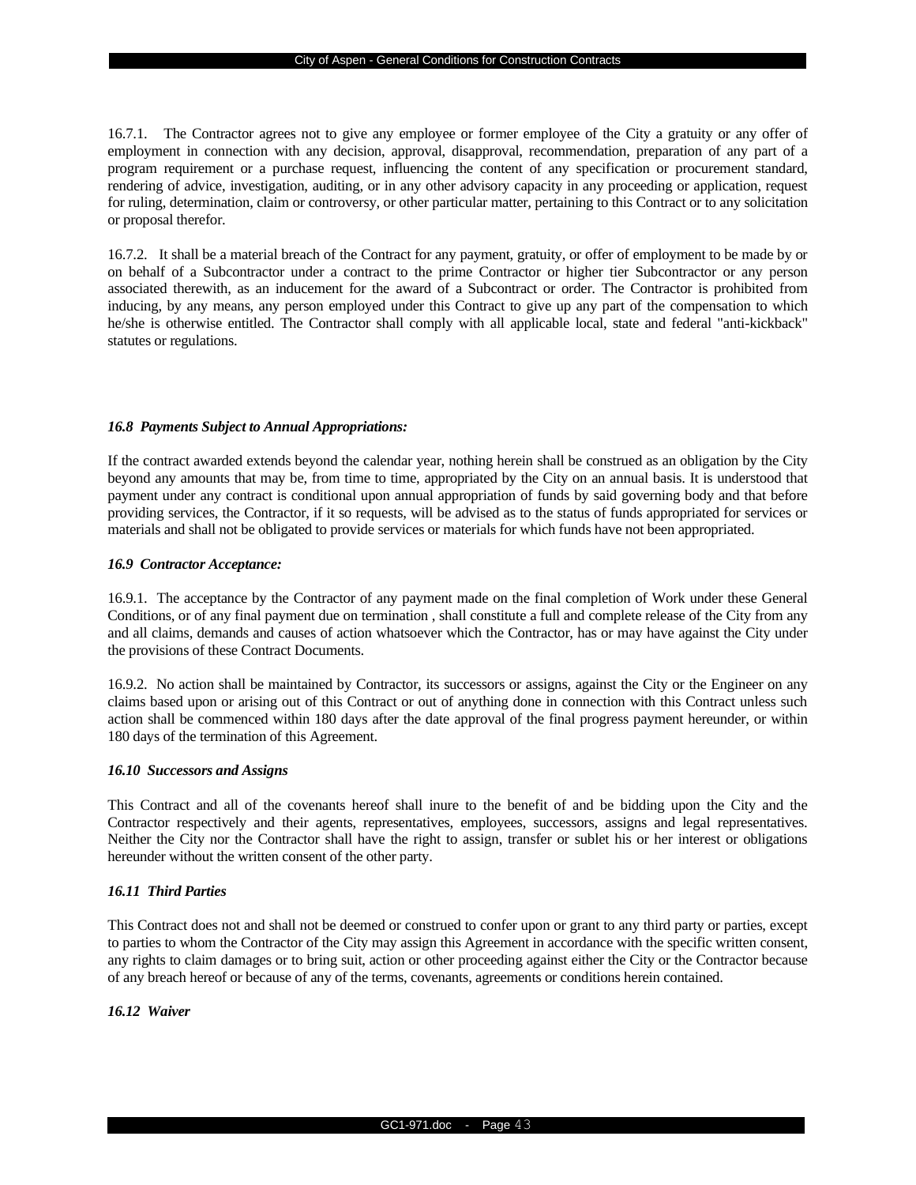16.7.1. The Contractor agrees not to give any employee or former employee of the City a gratuity or any offer of employment in connection with any decision, approval, disapproval, recommendation, preparation of any part of a program requirement or a purchase request, influencing the content of any specification or procurement standard, rendering of advice, investigation, auditing, or in any other advisory capacity in any proceeding or application, request for ruling, determination, claim or controversy, or other particular matter, pertaining to this Contract or to any solicitation or proposal therefor.

16.7.2. It shall be a material breach of the Contract for any payment, gratuity, or offer of employment to be made by or on behalf of a Subcontractor under a contract to the prime Contractor or higher tier Subcontractor or any person associated therewith, as an inducement for the award of a Subcontract or order. The Contractor is prohibited from inducing, by any means, any person employed under this Contract to give up any part of the compensation to which he/she is otherwise entitled. The Contractor shall comply with all applicable local, state and federal "anti-kickback" statutes or regulations.

***16.8 Payments Subject to Annual Appropriations:***

If the contract awarded extends beyond the calendar year, nothing herein shall be construed as an obligation by the City beyond any amounts that may be, from time to time, appropriated by the City on an annual basis. It is understood that payment under any contract is conditional upon annual appropriation of funds by said governing body and that before providing services, the Contractor, if it so requests, will be advised as to the status of funds appropriated for services or materials and shall not be obligated to provide services or materials for which funds have not been appropriated.

***16.9 Contractor Acceptance:***

16.9.1. The acceptance by the Contractor of any payment made on the final completion of Work under these General Conditions, or of any final payment due on termination , shall constitute a full and complete release of the City from any and all claims, demands and causes of action whatsoever which the Contractor, has or may have against the City under the provisions of these Contract Documents.

16.9.2. No action shall be maintained by Contractor, its successors or assigns, against the City or the Engineer on any claims based upon or arising out of this Contract or out of anything done in connection with this Contract unless such action shall be commenced within 180 days after the date approval of the final progress payment hereunder, or within 180 days of the termination of this Agreement.

***16.10 Successors and Assigns***

This Contract and all of the covenants hereof shall inure to the benefit of and be bidding upon the City and the Contractor respectively and their agents, representatives, employees, successors, assigns and legal representatives. Neither the City nor the Contractor shall have the right to assign, transfer or sublet his or her interest or obligations hereunder without the written consent of the other party.

***16.11 Third Parties***

This Contract does not and shall not be deemed or construed to confer upon or grant to any third party or parties, except to parties to whom the Contractor of the City may assign this Agreement in accordance with the specific written consent, any rights to claim damages or to bring suit, action or other proceeding against either the City or the Contractor because of any breach hereof or because of any of the terms, covenants, agreements or conditions herein contained.

***16.12 Waiver***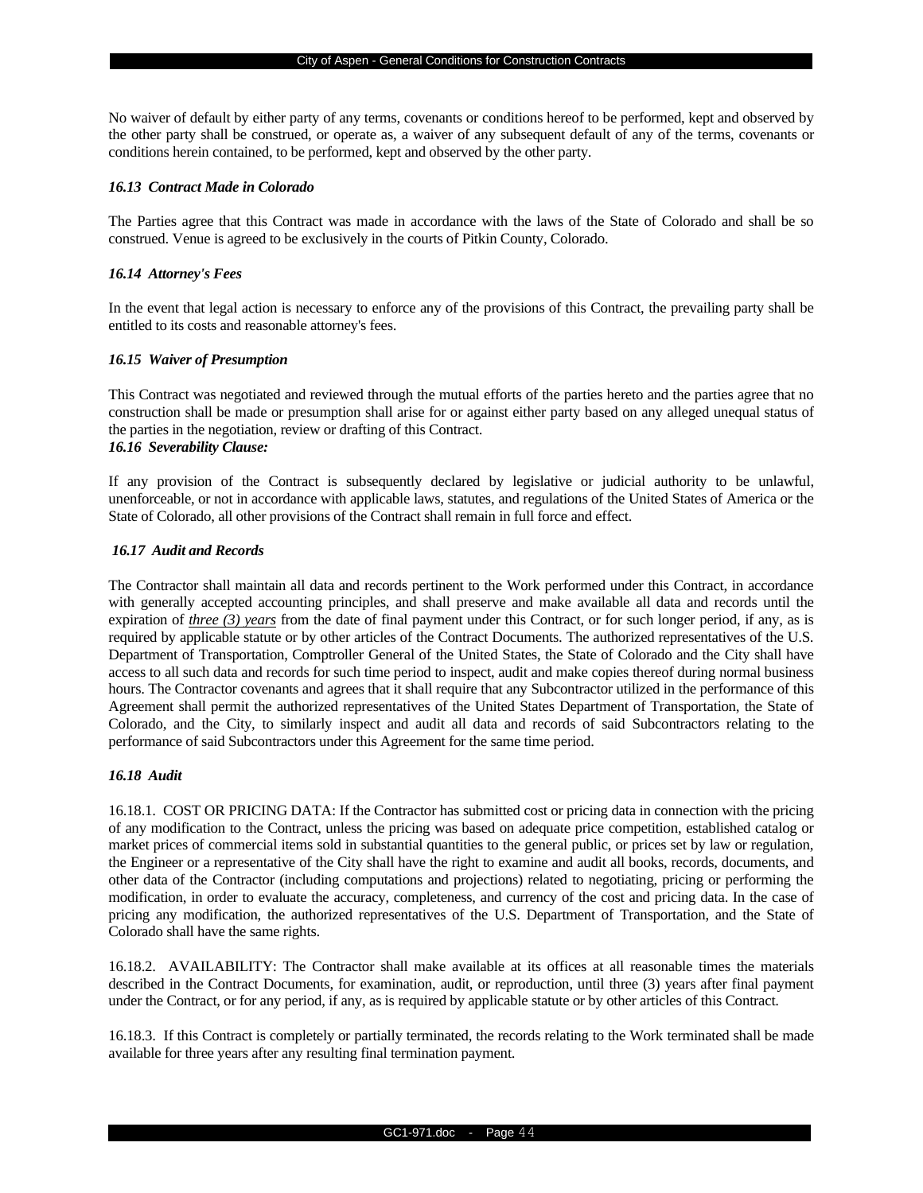No waiver of default by either party of any terms, covenants or conditions hereof to be performed, kept and observed by the other party shall be construed, or operate as, a waiver of any subsequent default of any of the terms, covenants or conditions herein contained, to be performed, kept and observed by the other party.

### *16.13 Contract Made in Colorado*

The Parties agree that this Contract was made in accordance with the laws of the State of Colorado and shall be so construed. Venue is agreed to be exclusively in the courts of Pitkin County, Colorado.

### *16.14 Attorney's Fees*

In the event that legal action is necessary to enforce any of the provisions of this Contract, the prevailing party shall be entitled to its costs and reasonable attorney's fees.

### *16.15 Waiver of Presumption*

This Contract was negotiated and reviewed through the mutual efforts of the parties hereto and the parties agree that no construction shall be made or presumption shall arise for or against either party based on any alleged unequal status of the parties in the negotiation, review or drafting of this Contract.

### *16.16 Severability Clause:*

If any provision of the Contract is subsequently declared by legislative or judicial authority to be unlawful, unenforceable, or not in accordance with applicable laws, statutes, and regulations of the United States of America or the State of Colorado, all other provisions of the Contract shall remain in full force and effect.

### *16.17 Audit and Records*

The Contractor shall maintain all data and records pertinent to the Work performed under this Contract, in accordance with generally accepted accounting principles, and shall preserve and make available all data and records until the expiration of ***three (3) years*** from the date of final payment under this Contract, or for such longer period, if any, as is required by applicable statute or by other articles of the Contract Documents. The authorized representatives of the U.S. Department of Transportation, Comptroller General of the United States, the State of Colorado and the City shall have access to all such data and records for such time period to inspect, audit and make copies thereof during normal business hours. The Contractor covenants and agrees that it shall require that any Subcontractor utilized in the performance of this Agreement shall permit the authorized representatives of the United States Department of Transportation, the State of Colorado, and the City, to similarly inspect and audit all data and records of said Subcontractors relating to the performance of said Subcontractors under this Agreement for the same time period.

### *16.18 Audit*

16.18.1. COST OR PRICING DATA: If the Contractor has submitted cost or pricing data in connection with the pricing of any modification to the Contract, unless the pricing was based on adequate price competition, established catalog or market prices of commercial items sold in substantial quantities to the general public, or prices set by law or regulation, the Engineer or a representative of the City shall have the right to examine and audit all books, records, documents, and other data of the Contractor (including computations and projections) related to negotiating, pricing or performing the modification, in order to evaluate the accuracy, completeness, and currency of the cost and pricing data. In the case of pricing any modification, the authorized representatives of the U.S. Department of Transportation, and the State of Colorado shall have the same rights.

16.18.2. AVAILABILITY: The Contractor shall make available at its offices at all reasonable times the materials described in the Contract Documents, for examination, audit, or reproduction, until three (3) years after final payment under the Contract, or for any period, if any, as is required by applicable statute or by other articles of this Contract.

16.18.3. If this Contract is completely or partially terminated, the records relating to the Work terminated shall be made available for three years after any resulting final termination payment.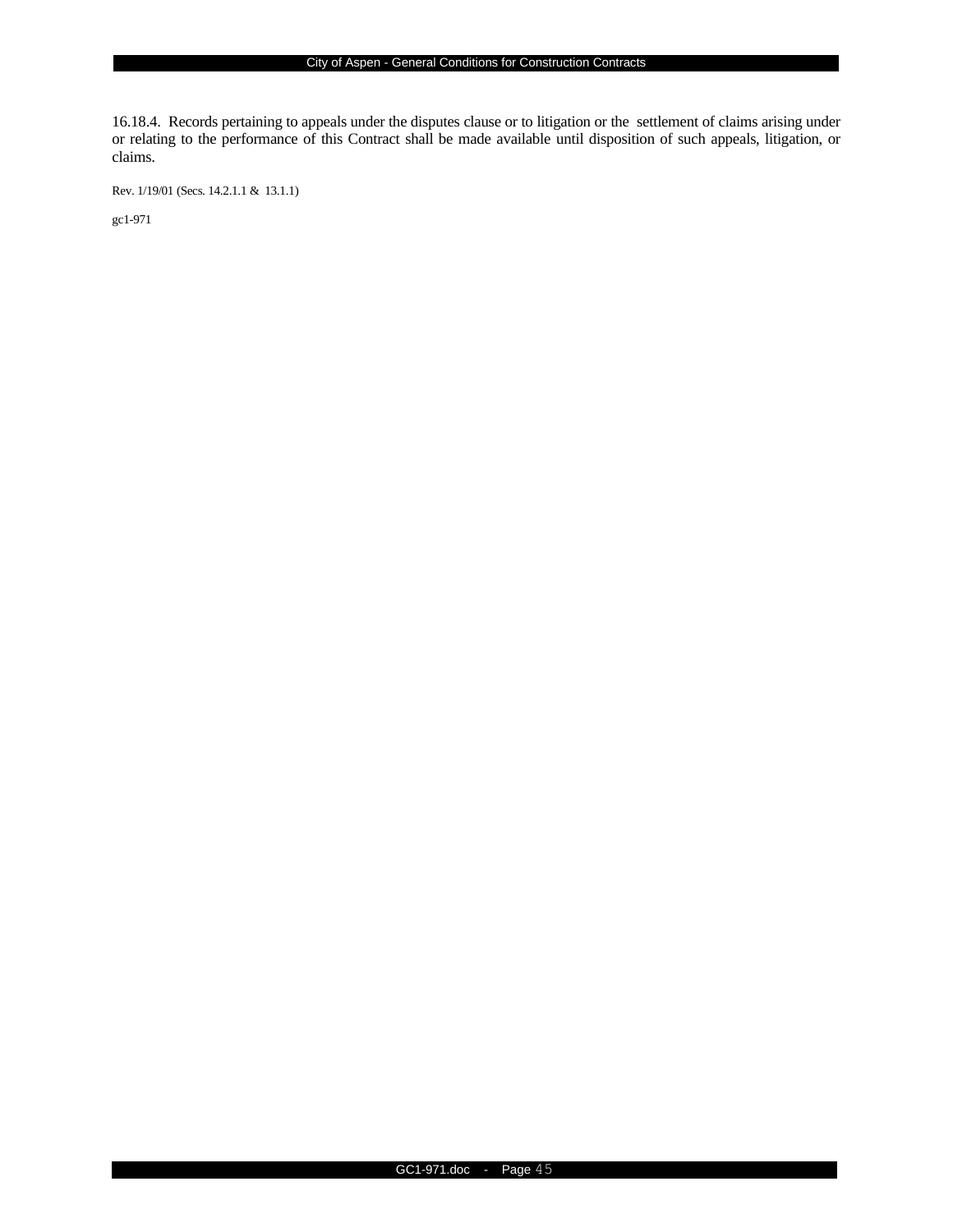16.18.4. Records pertaining to appeals under the disputes clause or to litigation or the settlement of claims arising under or relating to the performance of this Contract shall be made available until disposition of such appeals, litigation, or claims.

Rev. 1/19/01 (Secs. 14.2.1.1 & 13.1.1)

gc1-971